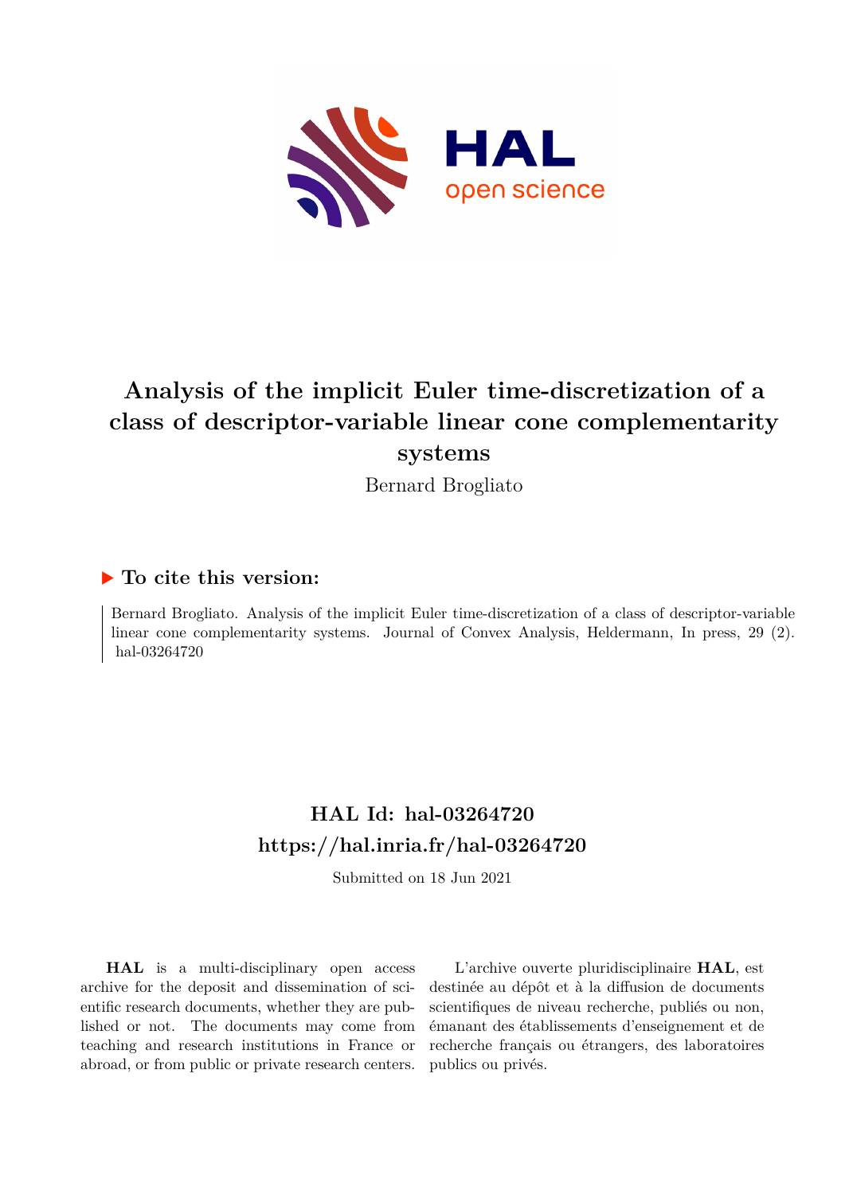# Analysis of the implicit Euler time-discretization of a class of descriptor-variable linear cone complementarity systems

Bernard Brogliato

## ▶ To cite this version:

Bernard Brogliato. Analysis of the implicit Euler time-discretization of a class of descriptor-variable linear cone complementarity systems. Journal of Convex Analysis, Heldermann, In press, 29 (2). hal-03264720

## HAL Id: hal-03264720

## https://hal.inria.fr/hal-03264720

Submitted on 18 Jun 2021

**HAL** is a multi-disciplinary open access archive for the deposit and dissemination of scientific research documents, whether they are published or not. The documents may come from teaching and research institutions in France or abroad, or from public or private research centers.

L'archive ouverte pluridisciplinaire **HAL**, est destinée au dépôt et à la diffusion de documents scientifiques de niveau recherche, publiés ou non, émanant des établissements d'enseignement et de recherche français ou étrangers, des laboratoires publics ou privés.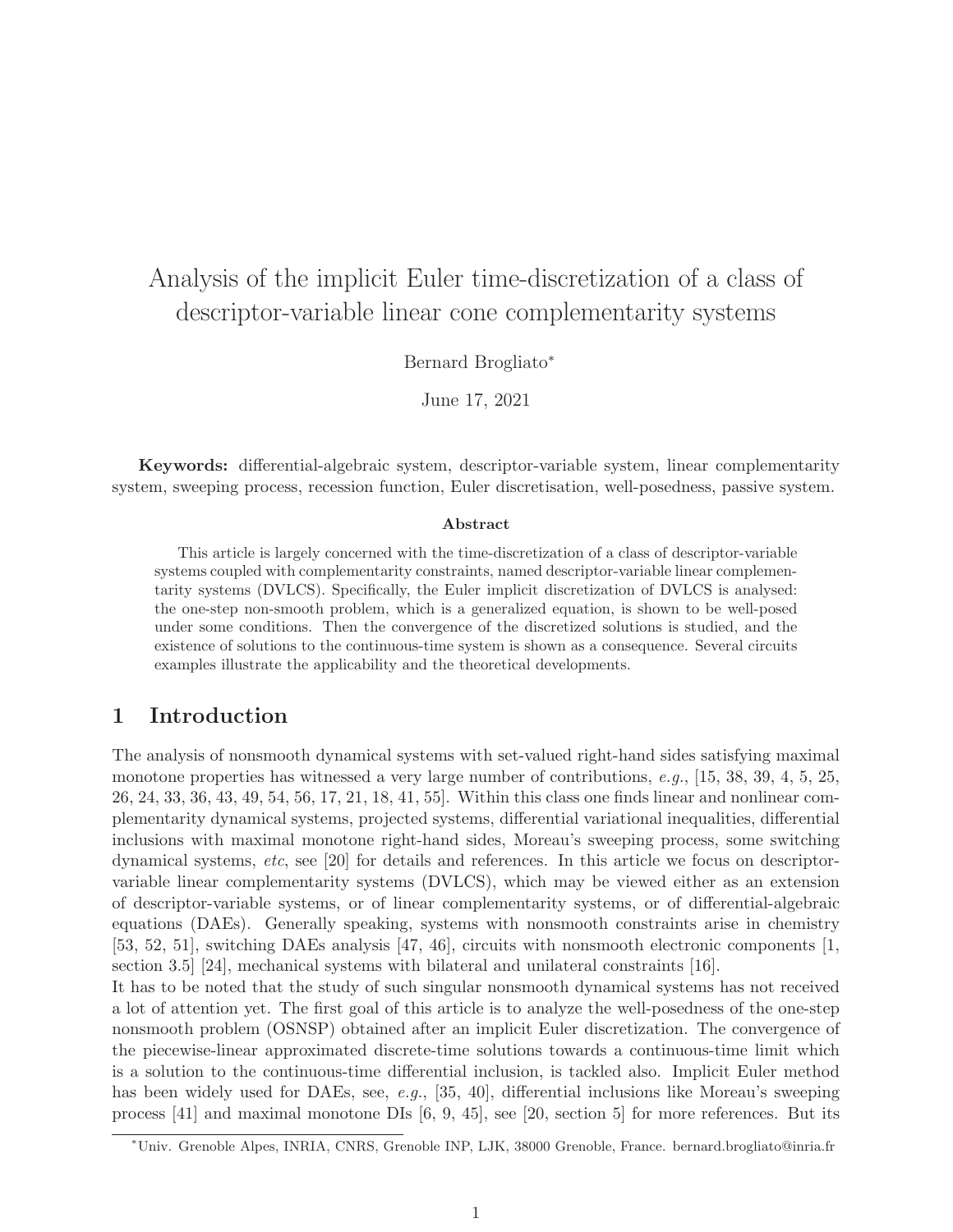# Analysis of the implicit Euler time-discretization of a class of descriptor-variable linear cone complementarity systems

Bernard Brogliato*

June 17, 2021

**Keywords:** differential-algebraic system, descriptor-variable system, linear complementarity system, sweeping process, recession function, Euler discretisation, well-posedness, passive system.

### Abstract

This article is largely concerned with the time-discretization of a class of descriptor-variable systems coupled with complementarity constraints, named descriptor-variable linear complementarity systems (DVLCS). Specifically, the Euler implicit discretization of DVLCS is analysed: the one-step non-smooth problem, which is a generalized equation, is shown to be well-posed under some conditions. Then the convergence of the discretized solutions is studied, and the existence of solutions to the continuous-time system is shown as a consequence. Several circuits examples illustrate the applicability and the theoretical developments.

## 1 Introduction

The analysis of nonsmooth dynamical systems with set-valued right-hand sides satisfying maximal monotone properties has witnessed a very large number of contributions, *e.g.*, [15, 38, 39, 4, 5, 25, 26, 24, 33, 36, 43, 49, 54, 56, 17, 21, 18, 41, 55]. Within this class one finds linear and nonlinear complementarity dynamical systems, projected systems, differential variational inequalities, differential inclusions with maximal monotone right-hand sides, Moreau's sweeping process, some switching dynamical systems, *etc*, see [20] for details and references. In this article we focus on descriptor-variable linear complementarity systems (DVLCS), which may be viewed either as an extension of descriptor-variable systems, or of linear complementarity systems, or of differential-algebraic equations (DAEs). Generally speaking, systems with nonsmooth constraints arise in chemistry [53, 52, 51], switching DAEs analysis [47, 46], circuits with nonsmooth electronic components [1, section 3.5] [24], mechanical systems with bilateral and unilateral constraints [16].

It has to be noted that the study of such singular nonsmooth dynamical systems has not received a lot of attention yet. The first goal of this article is to analyze the well-posedness of the one-step nonsmooth problem (OSNSP) obtained after an implicit Euler discretization. The convergence of the piecewise-linear approximated discrete-time solutions towards a continuous-time limit which is a solution to the continuous-time differential inclusion, is tackled also. Implicit Euler method has been widely used for DAEs, see, *e.g.*, [35, 40], differential inclusions like Moreau's sweeping process [41] and maximal monotone DIs [6, 9, 45], see [20, section 5] for more references. But its

*Univ. Grenoble Alpes, INRIA, CNRS, Grenoble INP, LJK, 38000 Grenoble, France. bernard.brogliato@inria.fr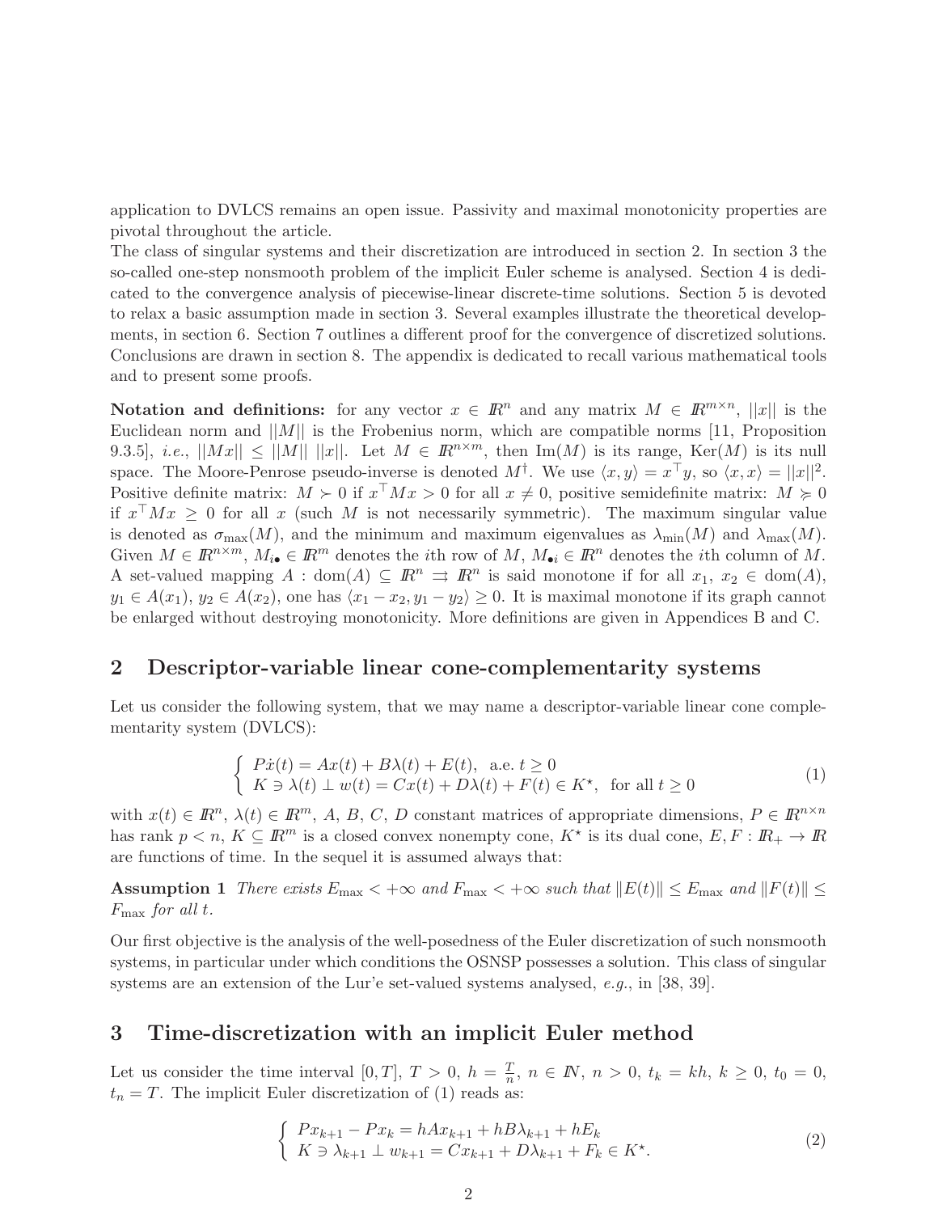application to DVLCS remains an open issue. Passivity and maximal monotonicity properties are pivotal throughout the article.

The class of singular systems and their discretization are introduced in section 2. In section 3 the so-called one-step nonsmooth problem of the implicit Euler scheme is analysed. Section 4 is dedicated to the convergence analysis of piecewise-linear discrete-time solutions. Section 5 is devoted to relax a basic assumption made in section 3. Several examples illustrate the theoretical developments, in section 6. Section 7 outlines a different proof for the convergence of discretized solutions. Conclusions are drawn in section 8. The appendix is dedicated to recall various mathematical tools and to present some proofs.

**Notation and definitions:** for any vector $x \in I\!R^n$ and any matrix $M \in I\!R^{m\times n}$, $||x||$ is the Euclidean norm and $||M||$ is the Frobenius norm, which are compatible norms [11, Proposition 9.3.5], *i.e.*, $||Mx|| \leq ||M||\ ||x||$. Let $M \in I\!R^{n\times m}$, then $\mathrm{Im}(M)$ is its range, $\mathrm{Ker}(M)$ is its null space. The Moore-Penrose pseudo-inverse is denoted $M^{\dagger}$. We use $\langle x, y\rangle = x^{\top}y$, so $\langle x, x\rangle = ||x||^2$. Positive definite matrix: $M \succ 0$ if $x^{\top}Mx > 0$ for all $x \neq 0$, positive semidefinite matrix: $M \succcurlyeq 0$ if $x^{\top}Mx \geq 0$ for all $x$ (such $M$ is not necessarily symmetric). The maximum singular value is denoted as $\sigma_{\max}(M)$, and the minimum and maximum eigenvalues as $\lambda_{\min}(M)$ and $\lambda_{\max}(M)$. Given $M \in I\!R^{n\times m}$, $M_{i\bullet} \in I\!R^m$ denotes the $i$th row of $M$, $M_{\bullet i} \in I\!R^n$ denotes the $i$th column of $M$. A set-valued mapping $A : \mathrm{dom}(A) \subseteq I\!R^n \rightrightarrows I\!R^n$ is said monotone if for all $x_1,\ x_2 \in \mathrm{dom}(A)$, $y_1 \in A(x_1)$, $y_2 \in A(x_2)$, one has $\langle x_1 - x_2, y_1 - y_2\rangle \geq 0$. It is maximal monotone if its graph cannot be enlarged without destroying monotonicity. More definitions are given in Appendices B and C.

## 2 Descriptor-variable linear cone-complementarity systems

Let us consider the following system, that we may name a descriptor-variable linear cone complementarity system (DVLCS):

$$
\begin{cases} P\dot{x}(t) = Ax(t) + B\lambda(t) + E(t), \ \text{ a.e. } t \geq 0 \\ K \ni \lambda(t) \perp w(t) = Cx(t) + D\lambda(t) + F(t) \in K^{\star}, \ \text{ for all } t \geq 0 \end{cases} \tag{1}
$$

with $x(t) \in I\!R^n$, $\lambda(t) \in I\!R^m$, $A$, $B$, $C$, $D$ constant matrices of appropriate dimensions, $P \in I\!R^{n\times n}$ has rank $p < n$, $K \subseteq I\!R^m$ is a closed convex nonempty cone, $K^{\star}$ is its dual cone, $E, F : I\!R_+ \rightarrow I\!R$ are functions of time. In the sequel it is assumed always that:

**Assumption 1** *There exists $E_{\max} < +\infty$ and $F_{\max} < +\infty$ such that $\|E(t)\| \leq E_{\max}$ and $\|F(t)\| \leq F_{\max}$ for all $t$.*

Our first objective is the analysis of the well-posedness of the Euler discretization of such nonsmooth systems, in particular under which conditions the OSNSP possesses a solution. This class of singular systems are an extension of the Lur'e set-valued systems analysed, *e.g.*, in [38, 39].

## 3 Time-discretization with an implicit Euler method

Let us consider the time interval $[0, T]$, $T > 0$, $h = \frac{T}{n}$, $n \in I\!N$, $n > 0$, $t_k = kh$, $k \geq 0$, $t_0 = 0$, $t_n = T$. The implicit Euler discretization of (1) reads as:

$$
\begin{cases} Px_{k+1} - Px_k = hAx_{k+1} + hB\lambda_{k+1} + hE_k \\ K \ni \lambda_{k+1} \perp w_{k+1} = Cx_{k+1} + D\lambda_{k+1} + F_k \in K^{\star}. \end{cases} \tag{2}
$$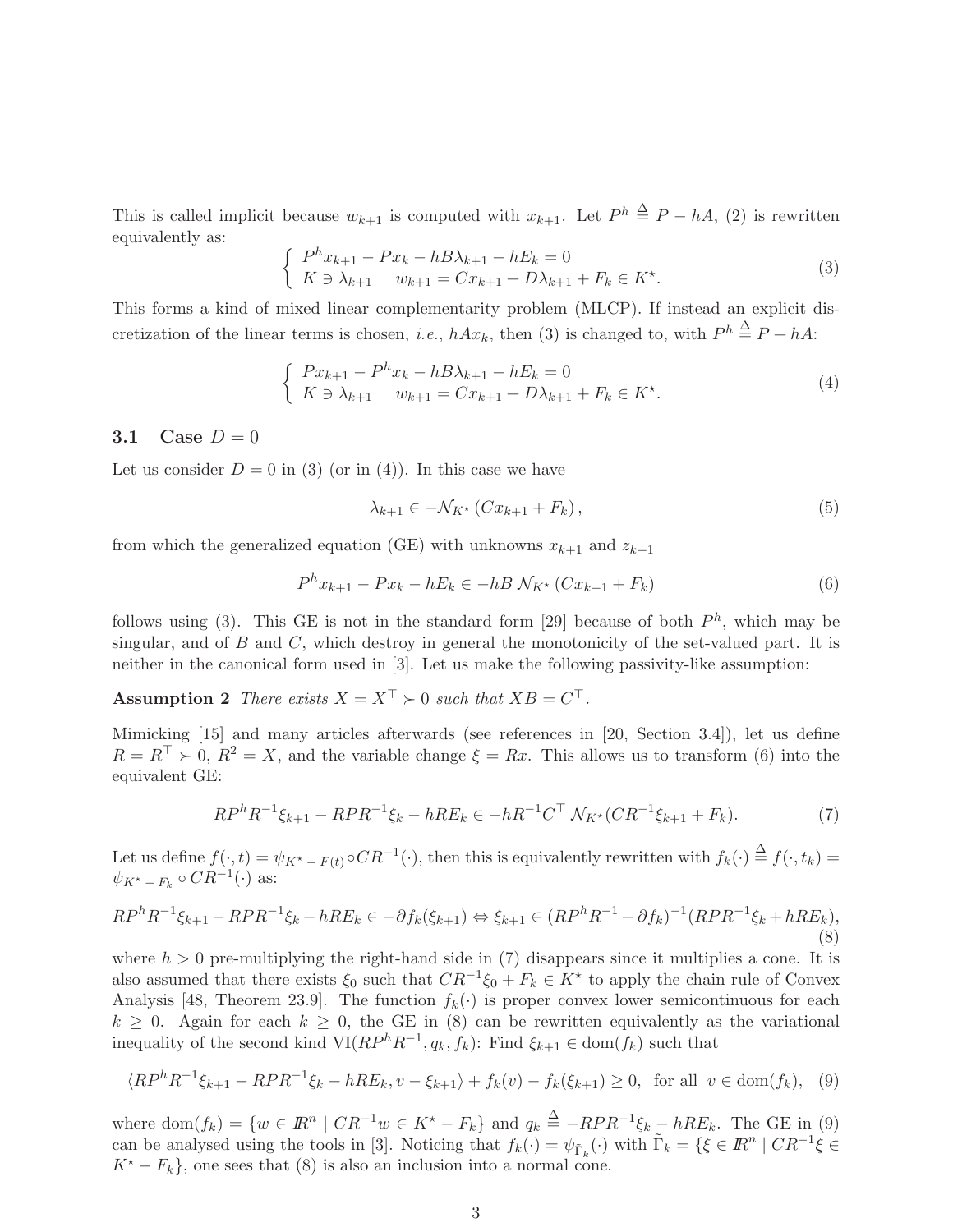This is called implicit because $w_{k+1}$ is computed with $x_{k+1}$. Let $P^h \stackrel{\Delta}{=} P - hA$, (2) is rewritten equivalently as:

$$\left\{ \begin{array}{l} P^h x_{k+1} - P x_k - hB\lambda_{k+1} - hE_k = 0 \\ K \ni \lambda_{k+1} \perp w_{k+1} = Cx_{k+1} + D\lambda_{k+1} + F_k \in K^\star. \end{array} \right. \tag{3}$$

This forms a kind of mixed linear complementarity problem (MLCP). If instead an explicit discretization of the linear terms is chosen, *i.e.*, $hAx_k$, then (3) is changed to, with $P^h \stackrel{\Delta}{=} P + hA$:

$$\left\{ \begin{array}{l} P x_{k+1} - P^h x_k - hB\lambda_{k+1} - hE_k = 0 \\ K \ni \lambda_{k+1} \perp w_{k+1} = Cx_{k+1} + D\lambda_{k+1} + F_k \in K^\star. \end{array} \right. \tag{4}$$

### 3.1 Case $D = 0$

Let us consider $D = 0$ in (3) (or in (4)). In this case we have

$$\lambda_{k+1} \in -\mathcal{N}_{K^\star}\left(Cx_{k+1} + F_k\right), \tag{5}$$

from which the generalized equation (GE) with unknowns $x_{k+1}$ and $z_{k+1}$

$$P^h x_{k+1} - Px_k - hE_k \in -hB\,\mathcal{N}_{K^\star}\left(Cx_{k+1} + F_k\right) \tag{6}$$

follows using (3). This GE is not in the standard form [29] because of both $P^h$, which may be singular, and of $B$ and $C$, which destroy in general the monotonicity of the set-valued part. It is neither in the canonical form used in [3]. Let us make the following passivity-like assumption:

**Assumption 2** *There exists $X = X^\top \succ 0$ such that $XB = C^\top$.*

Mimicking [15] and many articles afterwards (see references in [20, Section 3.4]), let us define $R = R^\top \succ 0$, $R^2 = X$, and the variable change $\xi = Rx$. This allows us to transform (6) into the equivalent GE:

$$RP^hR^{-1}\xi_{k+1} - RPR^{-1}\xi_k - hRE_k \in -hR^{-1}C^\top\,\mathcal{N}_{K^\star}(CR^{-1}\xi_{k+1} + F_k). \tag{7}$$

Let us define $f(\cdot, t) = \psi_{K^\star - F(t)} \circ CR^{-1}(\cdot)$, then this is equivalently rewritten with $f_k(\cdot) \stackrel{\Delta}{=} f(\cdot, t_k) = \psi_{K^\star - F_k} \circ CR^{-1}(\cdot)$ as:

$$RP^hR^{-1}\xi_{k+1} - RPR^{-1}\xi_k - hRE_k \in -\partial f_k(\xi_{k+1}) \Leftrightarrow \xi_{k+1} \in (RP^hR^{-1} + \partial f_k)^{-1}(RPR^{-1}\xi_k + hRE_k), \tag{8}$$

where $h > 0$ pre-multiplying the right-hand side in (7) disappears since it multiplies a cone. It is also assumed that there exists $\xi_0$ such that $CR^{-1}\xi_0 + F_k \in K^\star$ to apply the chain rule of Convex Analysis [48, Theorem 23.9]. The function $f_k(\cdot)$ is proper convex lower semicontinuous for each $k \geq 0$. Again for each $k \geq 0$, the GE in (8) can be rewritten equivalently as the variational inequality of the second kind VI($RP^hR^{-1}, q_k, f_k$): Find $\xi_{k+1} \in \mathrm{dom}(f_k)$ such that

$$\langle RP^hR^{-1}\xi_{k+1} - RPR^{-1}\xi_k - hRE_k, v - \xi_{k+1}\rangle + f_k(v) - f_k(\xi_{k+1}) \geq 0, \text{ for all } v \in \mathrm{dom}(f_k), \tag{9}$$

where $\mathrm{dom}(f_k) = \{w \in \mathbb{R}^n \mid CR^{-1}w \in K^\star - F_k\}$ and $q_k \stackrel{\Delta}{=} -RPR^{-1}\xi_k - hRE_k$. The GE in (9) can be analysed using the tools in [3]. Noticing that $f_k(\cdot) = \psi_{\tilde{\Gamma}_k}(\cdot)$ with $\tilde{\Gamma}_k = \{\xi \in \mathbb{R}^n \mid CR^{-1}\xi \in K^\star - F_k\}$, one sees that (8) is also an inclusion into a normal cone.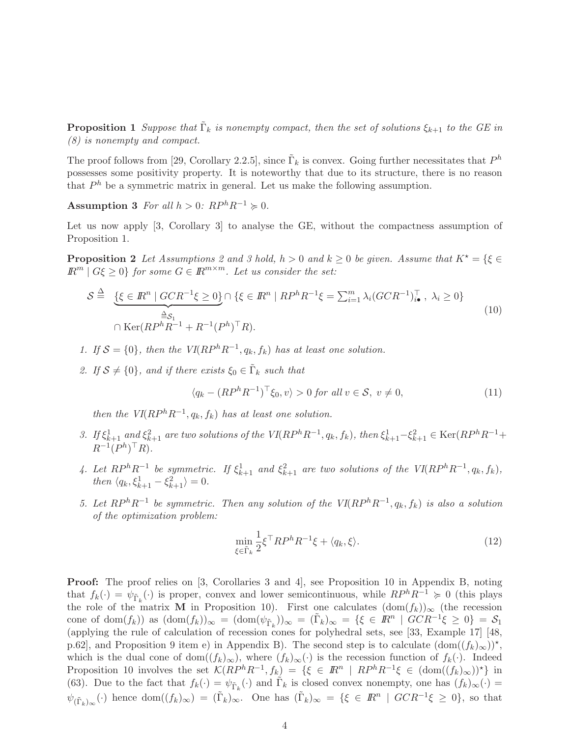**Proposition 1** *Suppose that $\tilde{\Gamma}_k$ is nonempty compact, then the set of solutions $\xi_{k+1}$ to the GE in (8) is nonempty and compact.*

The proof follows from [29, Corollary 2.2.5], since $\tilde{\Gamma}_k$ is convex. Going further necessitates that $P^h$ possesses some positivity property. It is noteworthy that due to its structure, there is no reason that $P^h$ be a symmetric matrix in general. Let us make the following assumption.

**Assumption 3** *For all $h > 0$: $RP^hR^{-1} \succcurlyeq 0$.*

Let us now apply [3, Corollary 3] to analyse the GE, without the compactness assumption of Proposition 1.

**Proposition 2** *Let Assumptions 2 and 3 hold, $h > 0$ and $k \geq 0$ be given. Assume that $K^\star = \{\xi \in I\!R^m \mid G\xi \geq 0\}$ for some $G \in I\!R^{m\times m}$. Let us consider the set:*

$$
\begin{aligned}
\mathcal{S} \stackrel{\Delta}{=} \; & \underbrace{\{\xi \in I\!R^n \mid GCR^{-1}\xi \geq 0\}}_{\stackrel{\Delta}{=}\mathcal{S}_1} \cap \{\xi \in I\!R^n \mid RP^hR^{-1}\xi = \textstyle\sum_{i=1}^m \lambda_i (GCR^{-1})_{i\bullet}^\top,\ \lambda_i \geq 0\} \\
& \cap \operatorname{Ker}(RP^hR^{-1} + R^{-1}(P^h)^\top R).
\end{aligned}
\tag{10}
$$

1. *If $\mathcal{S} = \{0\}$, then the VI$(RP^hR^{-1}, q_k, f_k)$ has at least one solution.*
2. *If $\mathcal{S} \neq \{0\}$, and if there exists $\xi_0 \in \tilde{\Gamma}_k$ such that*
$$
\langle q_k - (RP^hR^{-1})^\top \xi_0, v\rangle > 0 \text{ for all } v \in \mathcal{S},\ v \neq 0, \tag{11}
$$
*then the VI$(RP^hR^{-1}, q_k, f_k)$ has at least one solution.*
3. *If $\xi^1_{k+1}$ and $\xi^2_{k+1}$ are two solutions of the VI$(RP^hR^{-1}, q_k, f_k)$, then $\xi^1_{k+1} - \xi^2_{k+1} \in \operatorname{Ker}(RP^hR^{-1} + R^{-1}(P^h)^\top R)$.*
4. *Let $RP^hR^{-1}$ be symmetric. If $\xi^1_{k+1}$ and $\xi^2_{k+1}$ are two solutions of the VI$(RP^hR^{-1}, q_k, f_k)$, then $\langle q_k, \xi^1_{k+1} - \xi^2_{k+1}\rangle = 0$.*
5. *Let $RP^hR^{-1}$ be symmetric. Then any solution of the VI$(RP^hR^{-1}, q_k, f_k)$ is also a solution of the optimization problem:*
$$
\min_{\xi \in \tilde{\Gamma}_k} \frac{1}{2}\xi^\top RP^hR^{-1}\xi + \langle q_k, \xi\rangle. \tag{12}
$$

**Proof:** The proof relies on [3, Corollaries 3 and 4], see Proposition 10 in Appendix B, noting that $f_k(\cdot) = \psi_{\tilde{\Gamma}_k}(\cdot)$ is proper, convex and lower semicontinuous, while $RP^hR^{-1} \succcurlyeq 0$ (this plays the role of the matrix $\mathbf{M}$ in Proposition 10). First one calculates $(\operatorname{dom}(f_k))_\infty$ (the recession cone of $\operatorname{dom}(f_k)$) as $(\operatorname{dom}(f_k))_\infty = (\operatorname{dom}(\psi_{\tilde{\Gamma}_k}))_\infty = (\tilde{\Gamma}_k)_\infty = \{\xi \in I\!R^n \mid GCR^{-1}\xi \geq 0\} = \mathcal{S}_1$ (applying the rule of calculation of recession cones for polyhedral sets, see [33, Example 17] [48, p.62], and Proposition 9 item e) in Appendix B). The second step is to calculate $(\operatorname{dom}((f_k)_\infty))^\star$, which is the dual cone of $\operatorname{dom}((f_k)_\infty)$, where $(f_k)_\infty(\cdot)$ is the recession function of $f_k(\cdot)$. Indeed Proposition 10 involves the set $\mathcal{K}(RP^hR^{-1}, f_k) = \{\xi \in I\!R^n \mid RP^hR^{-1}\xi \in (\operatorname{dom}((f_k)_\infty))^\star\}$ in (63). Due to the fact that $f_k(\cdot) = \psi_{\tilde{\Gamma}_k}(\cdot)$ and $\tilde{\Gamma}_k$ is closed convex nonempty, one has $(f_k)_\infty(\cdot) = \psi_{(\tilde{\Gamma}_k)_\infty}(\cdot)$ hence $\operatorname{dom}((f_k)_\infty) = (\tilde{\Gamma}_k)_\infty$. One has $(\tilde{\Gamma}_k)_\infty = \{\xi \in I\!R^n \mid GCR^{-1}\xi \geq 0\}$, so that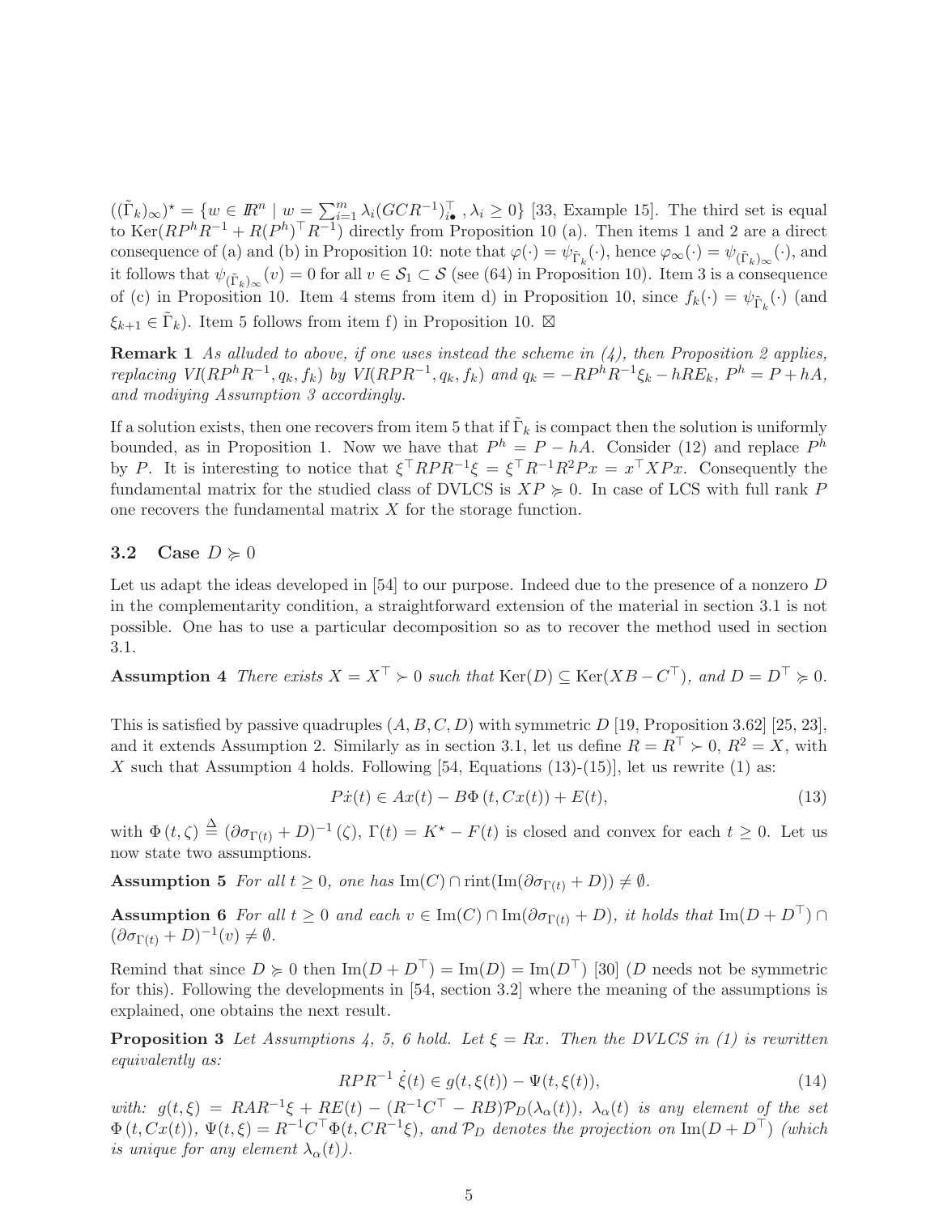$((\tilde{\Gamma}_k)_\infty)^\star = \{w \in I\!R^n \mid w = \sum_{i=1}^m \lambda_i (GCR^{-1})_{i\bullet}^\top, \lambda_i \geq 0\}$ [33, Example 15]. The third set is equal to $\mathrm{Ker}(RP^hR^{-1} + R(P^h)^\top R^{-1})$ directly from Proposition 10 (a). Then items 1 and 2 are a direct consequence of (a) and (b) in Proposition 10: note that $\varphi(\cdot) = \psi_{\tilde{\Gamma}_k}(\cdot)$, hence $\varphi_\infty(\cdot) = \psi_{(\tilde{\Gamma}_k)_\infty}(\cdot)$, and it follows that $\psi_{(\tilde{\Gamma}_k)_\infty}(v) = 0$ for all $v \in \mathcal{S}_1 \subset \mathcal{S}$ (see (64) in Proposition 10). Item 3 is a consequence of (c) in Proposition 10. Item 4 stems from item d) in Proposition 10, since $f_k(\cdot) = \psi_{\tilde{\Gamma}_k}(\cdot)$ (and $\xi_{k+1} \in \tilde{\Gamma}_k$). Item 5 follows from item f) in Proposition 10. ⊠

**Remark 1** *As alluded to above, if one uses instead the scheme in (4), then Proposition 2 applies, replacing $VI(RP^hR^{-1}, q_k, f_k)$ by $VI(RPR^{-1}, q_k, f_k)$ and $q_k = -RP^hR^{-1}\xi_k - hRE_k$, $P^h = P + hA$, and modiying Assumption 3 accordingly.*

If a solution exists, then one recovers from item 5 that if $\tilde{\Gamma}_k$ is compact then the solution is uniformly bounded, as in Proposition 1. Now we have that $P^h = P - hA$. Consider (12) and replace $P^h$ by $P$. It is interesting to notice that $\xi^\top RPR^{-1}\xi = \xi^\top R^{-1}R^2Px = x^\top XPx$. Consequently the fundamental matrix for the studied class of DVLCS is $XP \succcurlyeq 0$. In case of LCS with full rank $P$ one recovers the fundamental matrix $X$ for the storage function.

### 3.2 Case $D \succcurlyeq 0$

Let us adapt the ideas developed in [54] to our purpose. Indeed due to the presence of a nonzero $D$ in the complementarity condition, a straightforward extension of the material in section 3.1 is not possible. One has to use a particular decomposition so as to recover the method used in section 3.1.

**Assumption 4** *There exists $X = X^\top \succ 0$ such that $\mathrm{Ker}(D) \subseteq \mathrm{Ker}(XB - C^\top)$, and $D = D^\top \succcurlyeq 0$.*

This is satisfied by passive quadruples $(A, B, C, D)$ with symmetric $D$ [19, Proposition 3.62] [25, 23], and it extends Assumption 2. Similarly as in section 3.1, let us define $R = R^\top \succ 0$, $R^2 = X$, with $X$ such that Assumption 4 holds. Following [54, Equations (13)-(15)], let us rewrite (1) as:

$$P\dot{x}(t) \in Ax(t) - B\Phi\left(t, Cx(t)\right) + E(t), \tag{13}$$

with $\Phi\left(t, \zeta\right) \stackrel{\Delta}{=} \left(\partial\sigma_{\Gamma(t)} + D\right)^{-1}(\zeta)$, $\Gamma(t) = K^\star - F(t)$ is closed and convex for each $t \geq 0$. Let us now state two assumptions.

**Assumption 5** *For all $t \geq 0$, one has $\mathrm{Im}(C) \cap \mathrm{rint}(\mathrm{Im}(\partial\sigma_{\Gamma(t)} + D)) \neq \emptyset$.*

**Assumption 6** *For all $t \geq 0$ and each $v \in \mathrm{Im}(C) \cap \mathrm{Im}(\partial\sigma_{\Gamma(t)} + D)$, it holds that $\mathrm{Im}(D + D^\top) \cap (\partial\sigma_{\Gamma(t)} + D)^{-1}(v) \neq \emptyset$.*

Remind that since $D \succcurlyeq 0$ then $\mathrm{Im}(D + D^\top) = \mathrm{Im}(D) = \mathrm{Im}(D^\top)$ [30] ($D$ needs not be symmetric for this). Following the developments in [54, section 3.2] where the meaning of the assumptions is explained, one obtains the next result.

**Proposition 3** *Let Assumptions 4, 5, 6 hold. Let $\xi = Rx$. Then the DVLCS in (1) is rewritten equivalently as:*

$$RPR^{-1}\,\dot{\xi}(t) \in g(t, \xi(t)) - \Psi(t, \xi(t)), \tag{14}$$

*with: $g(t, \xi) = RAR^{-1}\xi + RE(t) - (R^{-1}C^\top - RB)\mathcal{P}_D(\lambda_\alpha(t))$, $\lambda_\alpha(t)$ is any element of the set $\Phi\left(t, Cx(t)\right)$, $\Psi(t, \xi) = R^{-1}C^\top\Phi(t, CR^{-1}\xi)$, and $\mathcal{P}_D$ denotes the projection on $\mathrm{Im}(D + D^\top)$ (which is unique for any element $\lambda_\alpha(t)$).*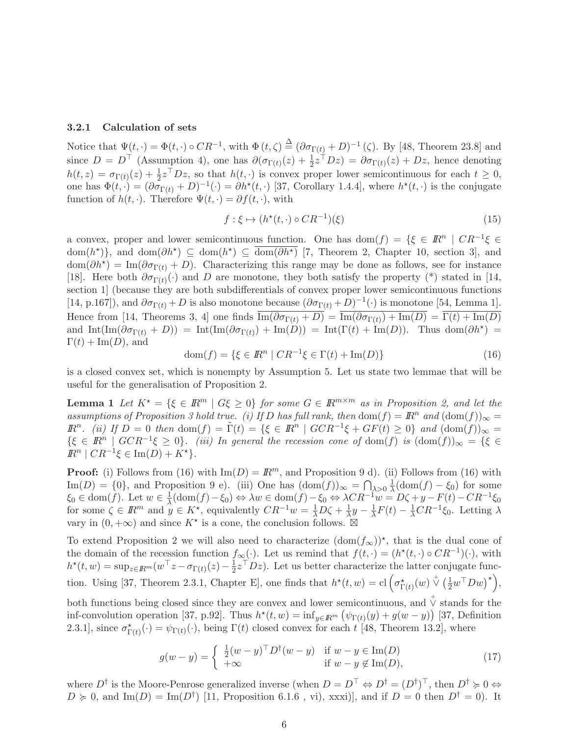#### 3.2.1 Calculation of sets

Notice that $\Psi(t,\cdot) = \Phi(t,\cdot) \circ CR^{-1}$, with $\Phi(t,\zeta) \stackrel{\Delta}{=} (\partial\sigma_{\Gamma(t)} + D)^{-1}(\zeta)$. By [48, Theorem 23.8] and since $D = D^\top$ (Assumption 4), one has $\partial(\sigma_{\Gamma(t)}(z) + \frac{1}{2}z^\top Dz) = \partial\sigma_{\Gamma(t)}(z) + Dz$, hence denoting $h(t,z) = \sigma_{\Gamma(t)}(z) + \frac{1}{2}z^\top Dz$, so that $h(t,\cdot)$ is convex proper lower semicontinuous for each $t \geq 0$, one has $\Phi(t,\cdot) = (\partial\sigma_{\Gamma(t)} + D)^{-1}(\cdot) = \partial h^\star(t,\cdot)$ [37, Corollary 1.4.4], where $h^\star(t,\cdot)$ is the conjugate function of $h(t,\cdot)$. Therefore $\Psi(t,\cdot) = \partial f(t,\cdot)$, with

$$f : \xi \mapsto (h^\star(t,\cdot) \circ CR^{-1})(\xi) \tag{15}$$

a convex, proper and lower semicontinuous function. One has $\mathrm{dom}(f) = \{\xi \in I\!R^n \mid CR^{-1}\xi \in \mathrm{dom}(h^\star)\}$, and $\mathrm{dom}(\partial h^\star) \subseteq \mathrm{dom}(h^\star) \subseteq \overline{\mathrm{dom}(\partial h^\star)}$ [7, Theorem 2, Chapter 10, section 3], and $\mathrm{dom}(\partial h^\star) = \mathrm{Im}(\partial\sigma_{\Gamma(t)} + D)$. Characterizing this range may be done as follows, see for instance [18]. Here both $\partial\sigma_{\Gamma(t)}(\cdot)$ and $D$ are monotone, they both satisfy the property (*) stated in [14, section 1] (because they are both subdifferentials of convex proper lower semicontinuous functions [14, p.167]), and $\partial\sigma_{\Gamma(t)} + D$ is also monotone because $(\partial\sigma_{\Gamma(t)} + D)^{-1}(\cdot)$ is monotone [54, Lemma 1]. Hence from [14, Theorems 3, 4] one finds $\overline{\mathrm{Im}(\partial\sigma_{\Gamma(t)} + D)} = \overline{\mathrm{Im}(\partial\sigma_{\Gamma(t)}) + \mathrm{Im}(D)} = \overline{\Gamma(t) + \mathrm{Im}(D)}$ and $\mathrm{Int}(\mathrm{Im}(\partial\sigma_{\Gamma(t)} + D)) = \mathrm{Int}(\mathrm{Im}(\partial\sigma_{\Gamma(t)}) + \mathrm{Im}(D)) = \mathrm{Int}(\Gamma(t) + \mathrm{Im}(D))$. Thus $\mathrm{dom}(\partial h^\star) = \Gamma(t) + \mathrm{Im}(D)$, and

$$\mathrm{dom}(f) = \{\xi \in I\!R^n \mid CR^{-1}\xi \in \Gamma(t) + \mathrm{Im}(D)\} \tag{16}$$

is a closed convex set, which is nonempty by Assumption 5. Let us state two lemmae that will be useful for the generalisation of Proposition 2.

**Lemma 1** *Let $K^\star = \{\xi \in I\!R^m \mid G\xi \geq 0\}$ for some $G \in I\!R^{m\times m}$ as in Proposition 2, and let the assumptions of Proposition 3 hold true. (i) If $D$ has full rank, then $\mathrm{dom}(f) = I\!R^n$ and $(\mathrm{dom}(f))_\infty = I\!R^n$. (ii) If $D = 0$ then $\mathrm{dom}(f) = \tilde{\Gamma}(t) = \{\xi \in I\!R^n \mid GCR^{-1}\xi + GF(t) \geq 0\}$ and $(\mathrm{dom}(f))_\infty = \{\xi \in I\!R^n \mid GCR^{-1}\xi \geq 0\}$. (iii) In general the recession cone of $\mathrm{dom}(f)$ is $(\mathrm{dom}(f))_\infty = \{\xi \in I\!R^n \mid CR^{-1}\xi \in \mathrm{Im}(D) + K^\star\}$.*

**Proof:** (i) Follows from (16) with $\mathrm{Im}(D) = I\!R^m$, and Proposition 9 d). (ii) Follows from (16) with $\mathrm{Im}(D) = \{0\}$, and Proposition 9 e). (iii) One has $(\mathrm{dom}(f))_\infty = \bigcap_{\lambda>0} \frac{1}{\lambda}(\mathrm{dom}(f) - \xi_0)$ for some $\xi_0 \in \mathrm{dom}(f)$. Let $w \in \frac{1}{\lambda}(\mathrm{dom}(f) - \xi_0) \Leftrightarrow \lambda w \in \mathrm{dom}(f) - \xi_0 \Leftrightarrow \lambda CR^{-1}w = D\zeta + y - F(t) - CR^{-1}\xi_0$ for some $\zeta \in I\!R^m$ and $y \in K^\star$, equivalently $CR^{-1}w = \frac{1}{\lambda}D\zeta + \frac{1}{\lambda}y - \frac{1}{\lambda}F(t) - \frac{1}{\lambda}CR^{-1}\xi_0$. Letting $\lambda$ vary in $(0,+\infty)$ and since $K^\star$ is a cone, the conclusion follows. ⊠

To extend Proposition 2 we will also need to characterize $(\mathrm{dom}(f_\infty))^\star$, that is the dual cone of the domain of the recession function $f_\infty(\cdot)$. Let us remind that $f(t,\cdot) = (h^\star(t,\cdot) \circ CR^{-1})(\cdot)$, with $h^\star(t,w) = \sup_{z\in I\!R^m}(w^\top z - \sigma_{\Gamma(t)}(z) - \frac{1}{2}z^\top Dz)$. Let us better characterize the latter conjugate function. Using [37, Theorem 2.3.1, Chapter E], one finds that $h^\star(t,w) = \mathrm{cl}\left(\sigma^\star_{\Gamma(t)}(w) \overset{+}{\vee} \left(\frac{1}{2}w^\top Dw\right)^\star\right)$, both functions being closed since they are convex and lower semicontinuous, and $\overset{+}{\vee}$ stands for the inf-convolution operation [37, p.92]. Thus $h^\star(t,w) = \inf_{y\in I\!R^m}\left(\psi_{\Gamma(t)}(y) + g(w-y)\right)$ [37, Definition 2.3.1], since $\sigma^\star_{\Gamma(t)}(\cdot) = \psi_{\Gamma(t)}(\cdot)$, being $\Gamma(t)$ closed convex for each $t$ [48, Theorem 13.2], where

$$g(w-y) = \begin{cases} \frac{1}{2}(w-y)^\top D^\dagger(w-y) & \text{if } w-y \in \mathrm{Im}(D) \\ +\infty & \text{if } w-y \notin \mathrm{Im}(D), \end{cases} \tag{17}$$

where $D^\dagger$ is the Moore-Penrose generalized inverse (when $D = D^\top \Leftrightarrow D^\dagger = (D^\dagger)^\top$, then $D^\dagger \succcurlyeq 0 \Leftrightarrow D \succcurlyeq 0$, and $\mathrm{Im}(D) = \mathrm{Im}(D^\dagger)$ [11, Proposition 6.1.6 , vi), xxxi)], and if $D = 0$ then $D^\dagger = 0$). It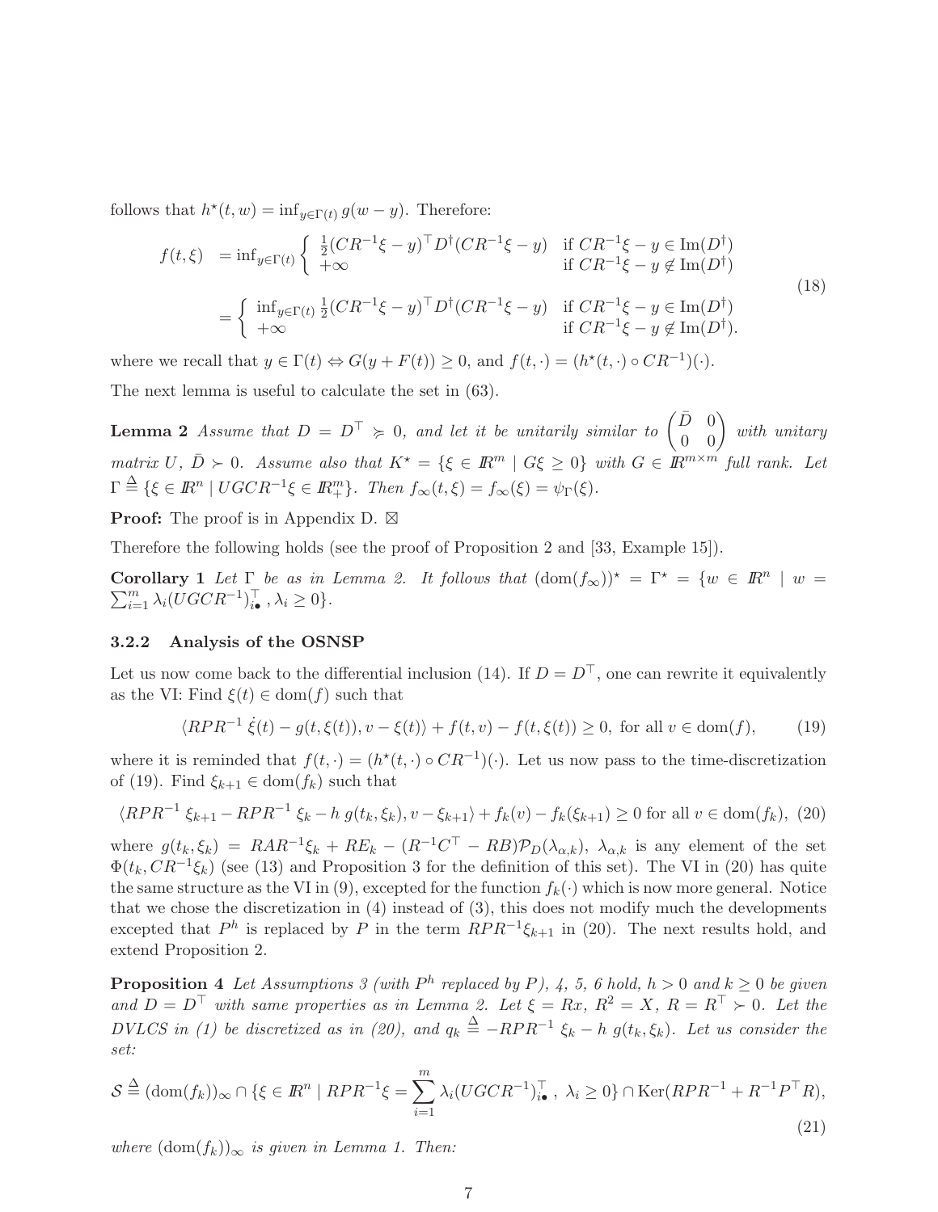follows that $h^\star(t,w) = \inf_{y\in\Gamma(t)} g(w-y)$. Therefore:

$$
\begin{aligned}
f(t,\xi) &= \inf_{y\in\Gamma(t)} \begin{cases} \frac{1}{2}(CR^{-1}\xi - y)^\top D^\dagger (CR^{-1}\xi - y) & \text{if } CR^{-1}\xi - y \in \mathrm{Im}(D^\dagger) \\ +\infty & \text{if } CR^{-1}\xi - y \notin \mathrm{Im}(D^\dagger) \end{cases} \\
&= \begin{cases} \inf_{y\in\Gamma(t)} \frac{1}{2}(CR^{-1}\xi - y)^\top D^\dagger (CR^{-1}\xi - y) & \text{if } CR^{-1}\xi - y \in \mathrm{Im}(D^\dagger) \\ +\infty & \text{if } CR^{-1}\xi - y \notin \mathrm{Im}(D^\dagger). \end{cases}
\end{aligned}
\tag{18}
$$

where we recall that $y \in \Gamma(t) \Leftrightarrow G(y + F(t)) \geq 0$, and $f(t,\cdot) = (h^\star(t,\cdot) \circ CR^{-1})(\cdot)$.

The next lemma is useful to calculate the set in (63).

**Lemma 2** *Assume that $D = D^\top \succcurlyeq 0$, and let it be unitarily similar to $\begin{pmatrix} \bar{D} & 0 \\ 0 & 0 \end{pmatrix}$ with unitary matrix $U$, $\bar{D} \succ 0$. Assume also that $K^\star = \{\xi \in \mathbb{R}^m \mid G\xi \geq 0\}$ with $G \in \mathbb{R}^{m\times m}$ full rank. Let $\Gamma \triangleq \{\xi \in \mathbb{R}^n \mid UGCR^{-1}\xi \in \mathbb{R}^m_+\}$. Then $f_\infty(t,\xi) = f_\infty(\xi) = \psi_\Gamma(\xi)$.*

**Proof:** The proof is in Appendix D. ⊠

Therefore the following holds (see the proof of Proposition 2 and [33, Example 15]).

**Corollary 1** *Let $\Gamma$ be as in Lemma 2. It follows that $(\mathrm{dom}(f_\infty))^\star = \Gamma^\star = \{w \in \mathbb{R}^n \mid w = \sum_{i=1}^m \lambda_i (UGCR^{-1})_{i\bullet}^\top, \lambda_i \geq 0\}$.*

### 3.2.2 Analysis of the OSNSP

Let us now come back to the differential inclusion (14). If $D = D^\top$, one can rewrite it equivalently as the VI: Find $\xi(t) \in \mathrm{dom}(f)$ such that

$$
\langle RPR^{-1}\,\dot{\xi}(t) - g(t,\xi(t)), v - \xi(t)\rangle + f(t,v) - f(t,\xi(t)) \geq 0, \text{ for all } v \in \mathrm{dom}(f), \tag{19}
$$

where it is reminded that $f(t,\cdot) = (h^\star(t,\cdot) \circ CR^{-1})(\cdot)$. Let us now pass to the time-discretization of (19). Find $\xi_{k+1} \in \mathrm{dom}(f_k)$ such that

$$
\langle RPR^{-1}\,\xi_{k+1} - RPR^{-1}\,\xi_k - h\,g(t_k,\xi_k), v - \xi_{k+1}\rangle + f_k(v) - f_k(\xi_{k+1}) \geq 0 \text{ for all } v \in \mathrm{dom}(f_k), \tag{20}
$$

where $g(t_k,\xi_k) = RAR^{-1}\xi_k + RE_k - (R^{-1}C^\top - RB)\mathcal{P}_D(\lambda_{\alpha,k})$, $\lambda_{\alpha,k}$ is any element of the set $\Phi(t_k, CR^{-1}\xi_k)$ (see (13) and Proposition 3 for the definition of this set). The VI in (20) has quite the same structure as the VI in (9), excepted for the function $f_k(\cdot)$ which is now more general. Notice that we chose the discretization in (4) instead of (3), this does not modify much the developments excepted that $P^h$ is replaced by $P$ in the term $RPR^{-1}\xi_{k+1}$ in (20). The next results hold, and extend Proposition 2.

**Proposition 4** *Let Assumptions 3 (with $P^h$ replaced by $P$), 4, 5, 6 hold, $h > 0$ and $k \geq 0$ be given and $D = D^\top$ with same properties as in Lemma 2. Let $\xi = Rx$, $R^2 = X$, $R = R^\top \succ 0$. Let the DVLCS in (1) be discretized as in (20), and $q_k \triangleq -RPR^{-1}\,\xi_k - h\,g(t_k,\xi_k)$. Let us consider the set:*

$$
\mathcal{S} \triangleq (\mathrm{dom}(f_k))_\infty \cap \{\xi \in \mathbb{R}^n \mid RPR^{-1}\xi = \sum_{i=1}^m \lambda_i (UGCR^{-1})_{i\bullet}^\top,\ \lambda_i \geq 0\} \cap \mathrm{Ker}(RPR^{-1} + R^{-1}P^\top R), \tag{21}
$$

*where $(\mathrm{dom}(f_k))_\infty$ is given in Lemma 1. Then:*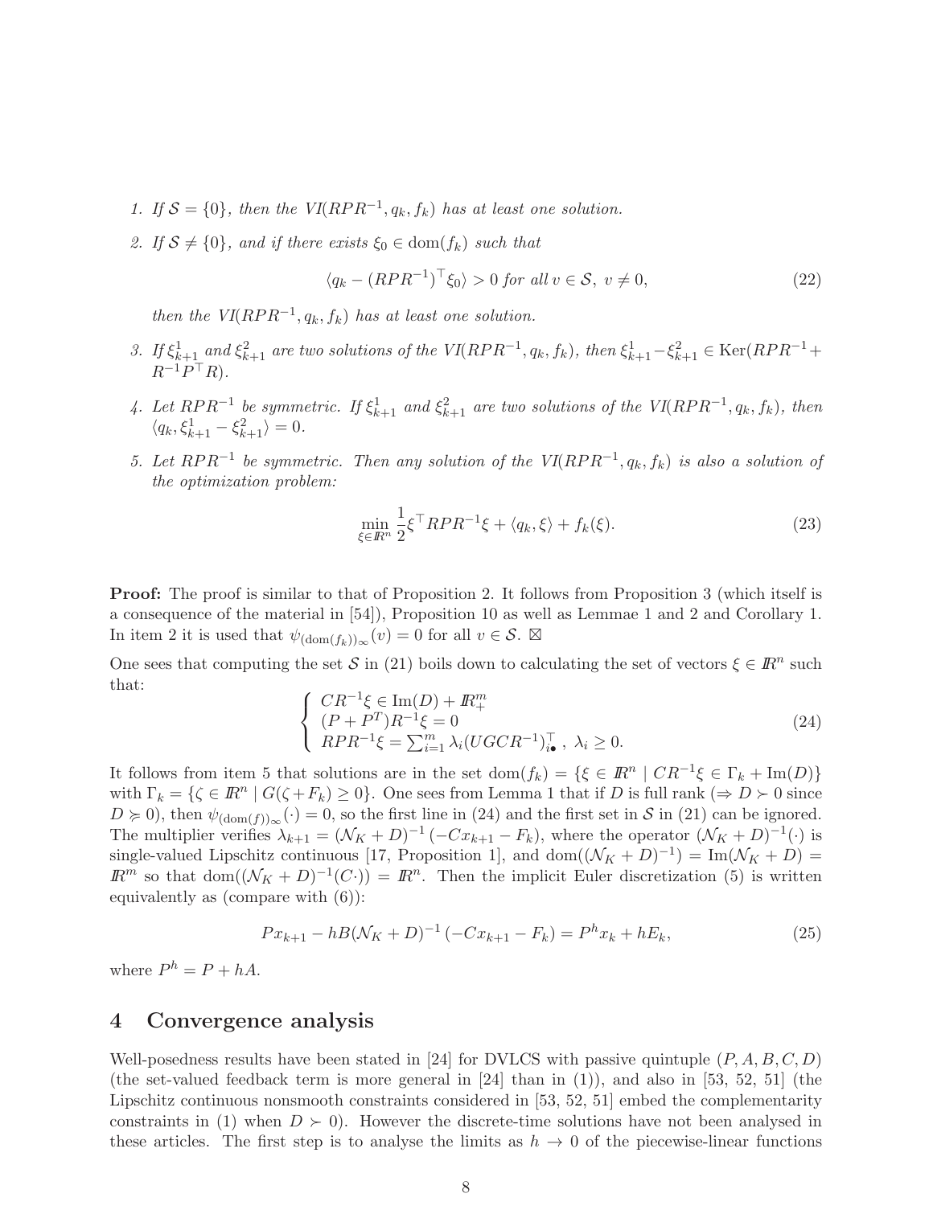1. *If $\mathcal{S} = \{0\}$, then the VI($RPR^{-1}, q_k, f_k$) has at least one solution.*

2. *If $\mathcal{S} \neq \{0\}$, and if there exists $\xi_0 \in \text{dom}(f_k)$ such that*

$$
\langle q_k - (RPR^{-1})^\top \xi_0 \rangle > 0 \text{ for all } v \in \mathcal{S},\ v \neq 0, \tag{22}
$$

*then the VI($RPR^{-1}, q_k, f_k$) has at least one solution.*

3. *If $\xi^1_{k+1}$ and $\xi^2_{k+1}$ are two solutions of the VI($RPR^{-1}, q_k, f_k$), then $\xi^1_{k+1} - \xi^2_{k+1} \in \text{Ker}(RPR^{-1} + R^{-1}P^\top R)$.*

4. *Let $RPR^{-1}$ be symmetric. If $\xi^1_{k+1}$ and $\xi^2_{k+1}$ are two solutions of the VI($RPR^{-1}, q_k, f_k$), then $\langle q_k, \xi^1_{k+1} - \xi^2_{k+1} \rangle = 0$.*

5. *Let $RPR^{-1}$ be symmetric. Then any solution of the VI($RPR^{-1}, q_k, f_k$) is also a solution of the optimization problem:*

$$
\min_{\xi \in \mathbb{R}^n} \frac{1}{2} \xi^\top RPR^{-1} \xi + \langle q_k, \xi \rangle + f_k(\xi). \tag{23}
$$

**Proof:** The proof is similar to that of Proposition 2. It follows from Proposition 3 (which itself is a consequence of the material in [54]), Proposition 10 as well as Lemmae 1 and 2 and Corollary 1. In item 2 it is used that $\psi_{(\text{dom}(f_k))_\infty}(v) = 0$ for all $v \in \mathcal{S}$. ⊠

One sees that computing the set $\mathcal{S}$ in (21) boils down to calculating the set of vectors $\xi \in \mathbb{R}^n$ such that:

$$
\left\{
\begin{array}{l}
CR^{-1}\xi \in \text{Im}(D) + \mathbb{R}^m_+ \\
(P + P^T)R^{-1}\xi = 0 \\
RPR^{-1}\xi = \sum_{i=1}^m \lambda_i (UGCR^{-1})^\top_{i\bullet},\ \lambda_i \geq 0.
\end{array}
\right. \tag{24}
$$

It follows from item 5 that solutions are in the set $\text{dom}(f_k) = \{\xi \in \mathbb{R}^n \mid CR^{-1}\xi \in \Gamma_k + \text{Im}(D)\}$ with $\Gamma_k = \{\zeta \in \mathbb{R}^n \mid G(\zeta + F_k) \geq 0\}$. One sees from Lemma 1 that if $D$ is full rank ($\Rightarrow D \succ 0$ since $D \succcurlyeq 0$), then $\psi_{(\text{dom}(f))_\infty}(\cdot) = 0$, so the first line in (24) and the first set in $\mathcal{S}$ in (21) can be ignored. The multiplier verifies $\lambda_{k+1} = (\mathcal{N}_K + D)^{-1}(-Cx_{k+1} - F_k)$, where the operator $(\mathcal{N}_K + D)^{-1}(\cdot)$ is single-valued Lipschitz continuous [17, Proposition 1], and $\text{dom}((\mathcal{N}_K + D)^{-1}) = \text{Im}(\mathcal{N}_K + D) = \mathbb{R}^m$ so that $\text{dom}((\mathcal{N}_K + D)^{-1}(C\cdot)) = \mathbb{R}^n$. Then the implicit Euler discretization (5) is written equivalently as (compare with (6)):

$$
Px_{k+1} - hB(\mathcal{N}_K + D)^{-1}(-Cx_{k+1} - F_k) = P^h x_k + hE_k, \tag{25}
$$

where $P^h = P + hA$.

## 4 Convergence analysis

Well-posedness results have been stated in [24] for DVLCS with passive quintuple $(P, A, B, C, D)$ (the set-valued feedback term is more general in [24] than in (1)), and also in [53, 52, 51] (the Lipschitz continuous nonsmooth constraints considered in [53, 52, 51] embed the complementarity constraints in (1) when $D \succ 0$). However the discrete-time solutions have not been analysed in these articles. The first step is to analyse the limits as $h \to 0$ of the piecewise-linear functions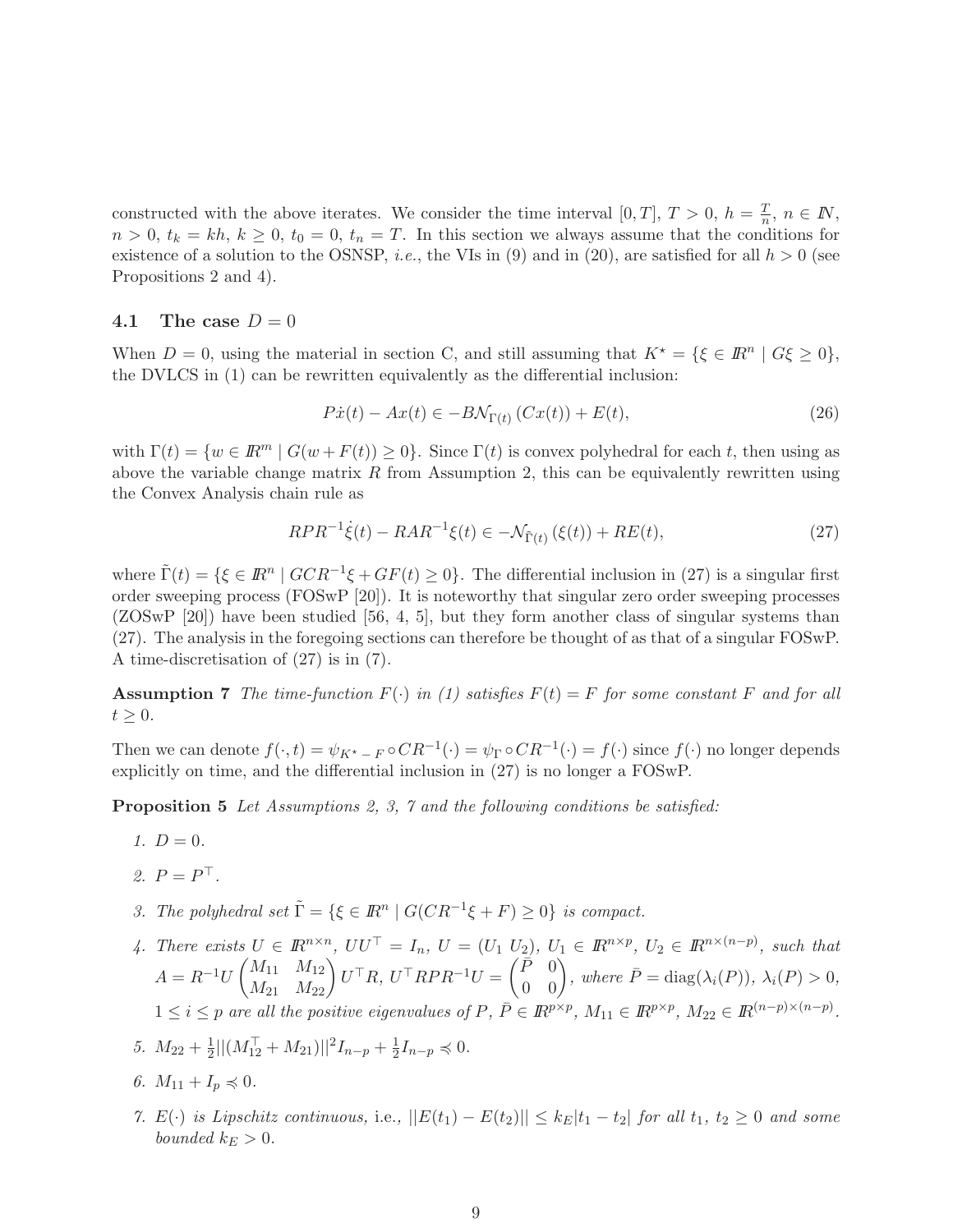constructed with the above iterates. We consider the time interval $[0,T]$, $T>0$, $h=\frac{T}{n}$, $n\in\mathbb{N}$, $n>0$, $t_k=kh$, $k\geq 0$, $t_0=0$, $t_n=T$. In this section we always assume that the conditions for existence of a solution to the OSNSP, *i.e.*, the VIs in (9) and in (20), are satisfied for all $h>0$ (see Propositions 2 and 4).

### 4.1 The case $D=0$

When $D=0$, using the material in section C, and still assuming that $K^\star=\{\xi\in\mathbb{R}^n \mid G\xi\geq 0\}$, the DVLCS in (1) can be rewritten equivalently as the differential inclusion:

$$P\dot{x}(t)-Ax(t)\in -B\mathcal{N}_{\Gamma(t)}\left(Cx(t)\right)+E(t), \tag{26}$$

with $\Gamma(t)=\{w\in\mathbb{R}^m \mid G(w+F(t))\geq 0\}$. Since $\Gamma(t)$ is convex polyhedral for each $t$, then using as above the variable change matrix $R$ from Assumption 2, this can be equivalently rewritten using the Convex Analysis chain rule as

$$RPR^{-1}\dot{\xi}(t)-RAR^{-1}\xi(t)\in -\mathcal{N}_{\tilde{\Gamma}(t)}\left(\xi(t)\right)+RE(t), \tag{27}$$

where $\tilde{\Gamma}(t)=\{\xi\in\mathbb{R}^n \mid GCR^{-1}\xi+GF(t)\geq 0\}$. The differential inclusion in (27) is a singular first order sweeping process (FOSwP [20]). It is noteworthy that singular zero order sweeping processes (ZOSwP [20]) have been studied [56, 4, 5], but they form another class of singular systems than (27). The analysis in the foregoing sections can therefore be thought of as that of a singular FOSwP. A time-discretisation of (27) is in (7).

**Assumption 7** *The time-function $F(\cdot)$ in (1) satisfies $F(t)=F$ for some constant $F$ and for all $t\geq 0$.*

Then we can denote $f(\cdot,t)=\psi_{K^\star-F}\circ CR^{-1}(\cdot)=\psi_\Gamma\circ CR^{-1}(\cdot)=f(\cdot)$ since $f(\cdot)$ no longer depends explicitly on time, and the differential inclusion in (27) is no longer a FOSwP.

**Proposition 5** *Let Assumptions 2, 3, 7 and the following conditions be satisfied:*

1. *$D=0$.*
2. *$P=P^\top$.*
3. *The polyhedral set $\tilde{\Gamma}=\{\xi\in\mathbb{R}^n \mid G(CR^{-1}\xi+F)\geq 0\}$ is compact.*
4. *There exists $U\in\mathbb{R}^{n\times n}$, $UU^\top=I_n$, $U=(U_1\ U_2)$, $U_1\in\mathbb{R}^{n\times p}$, $U_2\in\mathbb{R}^{n\times(n-p)}$, such that $A=R^{-1}U\begin{pmatrix}M_{11} & M_{12}\\ M_{21} & M_{22}\end{pmatrix}U^\top R$, $U^\top RPR^{-1}U=\begin{pmatrix}\bar{P} & 0\\ 0 & 0\end{pmatrix}$, where $\bar{P}=\mathrm{diag}(\lambda_i(P))$, $\lambda_i(P)>0$, $1\leq i\leq p$ are all the positive eigenvalues of $P$, $\bar{P}\in\mathbb{R}^{p\times p}$, $M_{11}\in\mathbb{R}^{p\times p}$, $M_{22}\in\mathbb{R}^{(n-p)\times(n-p)}$.*
5. *$M_{22}+\frac{1}{2}||(M_{12}^\top+M_{21})||^2I_{n-p}+\frac{1}{2}I_{n-p}\preccurlyeq 0$.*
6. *$M_{11}+I_p\preccurlyeq 0$.*
7. *$E(\cdot)$ is Lipschitz continuous,* i.e., *$||E(t_1)-E(t_2)||\leq k_E|t_1-t_2|$ for all $t_1$, $t_2\geq 0$ and some bounded $k_E>0$.*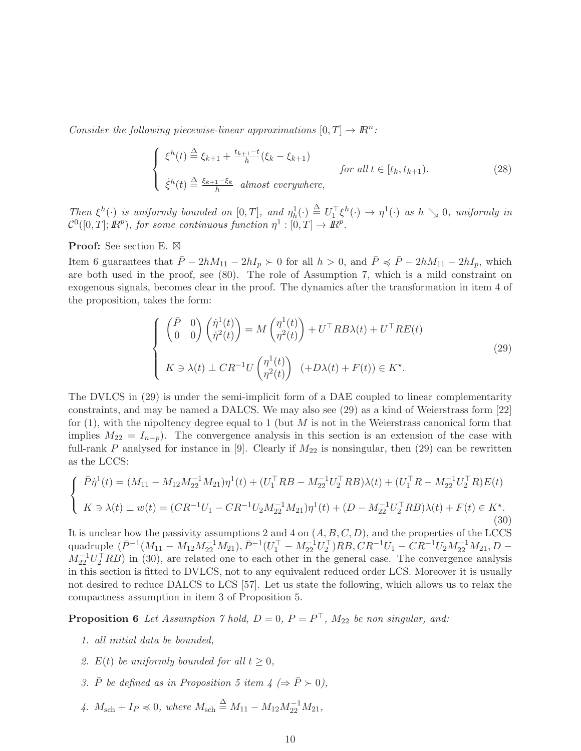*Consider the following piecewise-linear approximations $[0,T] \to I\!R^n$:*

$$
\left\{
\begin{array}{l}
\xi^h(t) \stackrel{\Delta}{=} \xi_{k+1} + \frac{t_{k+1}-t}{h}(\xi_k - \xi_{k+1}) \\
\dot{\xi}^h(t) \stackrel{\Delta}{=} \frac{\xi_{k+1}-\xi_k}{h} \;\; \textit{almost everywhere,}
\end{array}
\right.
\quad \textit{for all } t \in [t_k, t_{k+1}). \tag{28}
$$

*Then $\xi^h(\cdot)$ is uniformly bounded on $[0,T]$, and $\eta^1_h(\cdot) \stackrel{\Delta}{=} U_1^\top \xi^h(\cdot) \to \eta^1(\cdot)$ as $h \searrow 0$, uniformly in $\mathcal{C}^0([0,T]; I\!R^p)$, for some continuous function $\eta^1 : [0,T] \to I\!R^p$.*

**Proof:** See section E. ⊠

Item 6 guarantees that $\bar{P} - 2hM_{11} - 2hI_p \succ 0$ for all $h > 0$, and $\bar{P} \preccurlyeq \bar{P} - 2hM_{11} - 2hI_p$, which are both used in the proof, see (80). The role of Assumption 7, which is a mild constraint on exogenous signals, becomes clear in the proof. The dynamics after the transformation in item 4 of the proposition, takes the form:

$$
\left\{
\begin{array}{l}
\begin{pmatrix} \bar{P} & 0 \\ 0 & 0 \end{pmatrix} \begin{pmatrix} \dot{\eta}^1(t) \\ \dot{\eta}^2(t) \end{pmatrix} = M \begin{pmatrix} \eta^1(t) \\ \eta^2(t) \end{pmatrix} + U^\top RB\lambda(t) + U^\top RE(t) \\
\\
K \ni \lambda(t) \perp CR^{-1}U \begin{pmatrix} \eta^1(t) \\ \eta^2(t) \end{pmatrix} \;\; (+D\lambda(t) + F(t)) \in K^\star.
\end{array}
\right. \tag{29}
$$

The DVLCS in (29) is under the semi-implicit form of a DAE coupled to linear complementarity constraints, and may be named a DALCS. We may also see (29) as a kind of Weierstrass form [22] for (1), with the nipoltency degree equal to 1 (but $M$ is not in the Weierstrass canonical form that implies $M_{22} = I_{n-p}$). The convergence analysis in this section is an extension of the case with full-rank $P$ analysed for instance in [9]. Clearly if $M_{22}$ is nonsingular, then (29) can be rewritten as the LCCS:

$$
\left\{
\begin{array}{l}
\bar{P}\dot{\eta}^1(t) = (M_{11} - M_{12}M_{22}^{-1}M_{21})\eta^1(t) + (U_1^\top RB - M_{22}^{-1}U_2^\top RB)\lambda(t) + (U_1^\top R - M_{22}^{-1}U_2^\top R)E(t) \\
\\
K \ni \lambda(t) \perp w(t) = (CR^{-1}U_1 - CR^{-1}U_2M_{22}^{-1}M_{21})\eta^1(t) + (D - M_{22}^{-1}U_2^\top RB)\lambda(t) + F(t) \in K^\star.
\end{array}
\right. \tag{30}
$$

It is unclear how the passivity assumptions 2 and 4 on $(A,B,C,D)$, and the properties of the LCCS quadruple $(\bar{P}^{-1}(M_{11} - M_{12}M_{22}^{-1}M_{21}), \bar{P}^{-1}(U_1^\top - M_{22}^{-1}U_2^\top)RB, CR^{-1}U_1 - CR^{-1}U_2M_{22}^{-1}M_{21}, D - M_{22}^{-1}U_2^\top RB)$ in (30), are related one to each other in the general case. The convergence analysis in this section is fitted to DVLCS, not to any equivalent reduced order LCS. Moreover it is usually not desired to reduce DALCS to LCS [57]. Let us state the following, which allows us to relax the compactness assumption in item 3 of Proposition 5.

**Proposition 6** *Let Assumption 7 hold, $D = 0$, $P = P^\top$, $M_{22}$ be non singular, and:*

1. *all initial data be bounded,*
2. *$E(t)$ be uniformly bounded for all $t \geq 0$,*
3. *$\bar{P}$ be defined as in Proposition 5 item 4 ($\Rightarrow \bar{P} \succ 0$),*
4. *$M_{\text{sch}} + I_P \preccurlyeq 0$, where $M_{\text{sch}} \stackrel{\Delta}{=} M_{11} - M_{12}M_{22}^{-1}M_{21}$,*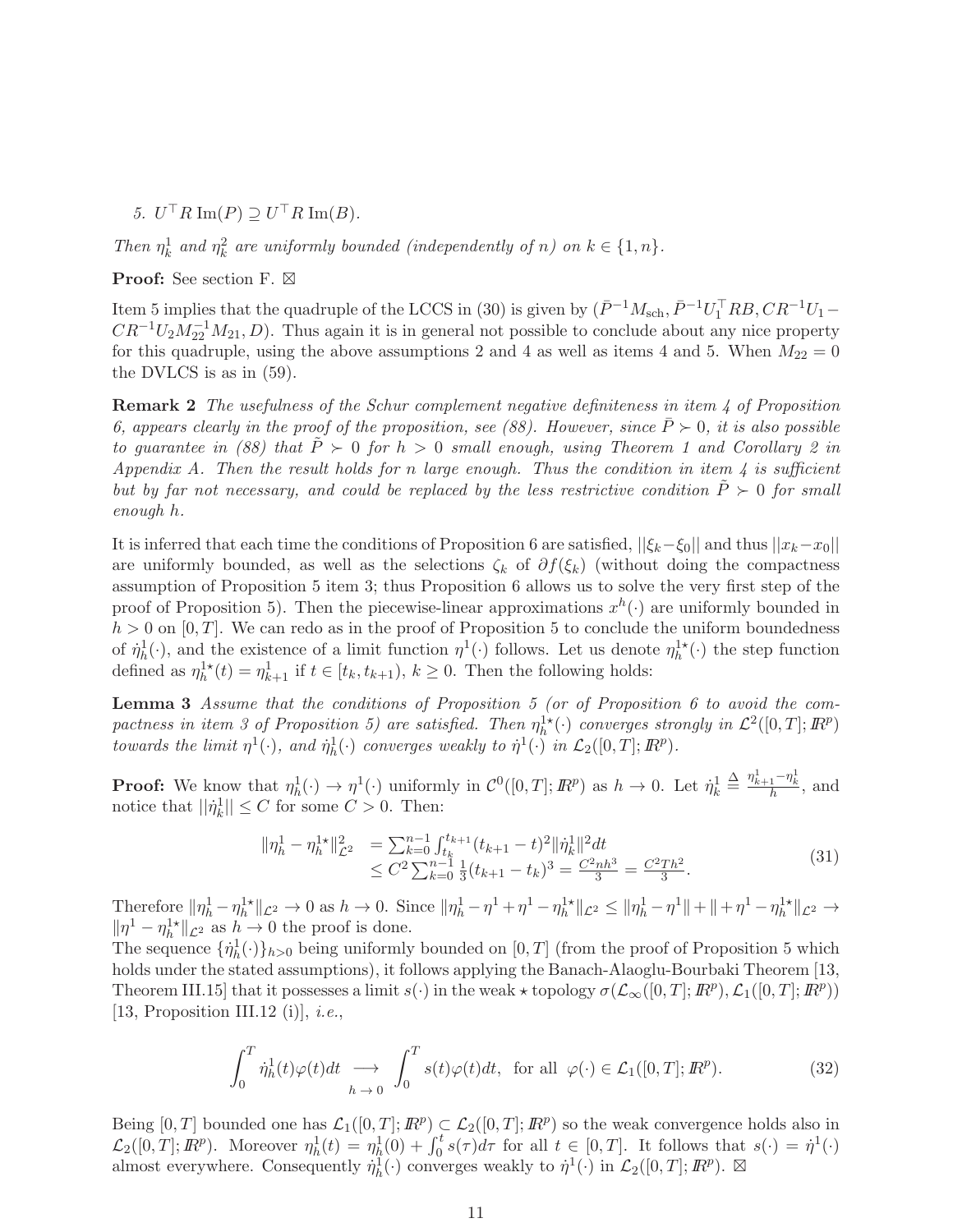5. $U^\top R \,\mathrm{Im}(P) \supseteq U^\top R \,\mathrm{Im}(B)$.

*Then $\eta_k^1$ and $\eta_k^2$ are uniformly bounded (independently of $n$) on $k \in \{1, n\}$.*

**Proof:** See section F. $\boxtimes$

Item 5 implies that the quadruple of the LCCS in (30) is given by $(\bar{P}^{-1}M_{\mathrm{sch}}, \bar{P}^{-1}U_1^\top RB, CR^{-1}U_1 - CR^{-1}U_2M_{22}^{-1}M_{21}, D)$. Thus again it is in general not possible to conclude about any nice property for this quadruple, using the above assumptions 2 and 4 as well as items 4 and 5. When $M_{22} = 0$ the DVLCS is as in (59).

**Remark 2** *The usefulness of the Schur complement negative definiteness in item 4 of Proposition 6, appears clearly in the proof of the proposition, see (88). However, since $\bar{P} \succ 0$, it is also possible to guarantee in (88) that $\tilde{P} \succ 0$ for $h > 0$ small enough, using Theorem 1 and Corollary 2 in Appendix A. Then the result holds for $n$ large enough. Thus the condition in item 4 is sufficient but by far not necessary, and could be replaced by the less restrictive condition $\tilde{P} \succ 0$ for small enough $h$.*

It is inferred that each time the conditions of Proposition 6 are satisfied, $||\xi_k - \xi_0||$ and thus $||x_k - x_0||$ are uniformly bounded, as well as the selections $\zeta_k$ of $\partial f(\xi_k)$ (without doing the compactness assumption of Proposition 5 item 3; thus Proposition 6 allows us to solve the very first step of the proof of Proposition 5). Then the piecewise-linear approximations $x^h(\cdot)$ are uniformly bounded in $h > 0$ on $[0, T]$. We can redo as in the proof of Proposition 5 to conclude the uniform boundedness of $\dot{\eta}_h^1(\cdot)$, and the existence of a limit function $\eta^1(\cdot)$ follows. Let us denote $\eta_h^{1\star}(\cdot)$ the step function defined as $\eta_h^{1\star}(t) = \eta_{k+1}^1$ if $t \in [t_k, t_{k+1})$, $k \geq 0$. Then the following holds:

**Lemma 3** *Assume that the conditions of Proposition 5 (or of Proposition 6 to avoid the compactness in item 3 of Proposition 5) are satisfied. Then $\eta_h^{1\star}(\cdot)$ converges strongly in $\mathcal{L}^2([0,T]; I\!R^p)$ towards the limit $\eta^1(\cdot)$, and $\dot{\eta}_h^1(\cdot)$ converges weakly to $\dot{\eta}^1(\cdot)$ in $\mathcal{L}_2([0,T]; I\!R^p)$.*

**Proof:** We know that $\eta_h^1(\cdot) \to \eta^1(\cdot)$ uniformly in $\mathcal{C}^0([0,T]; I\!R^p)$ as $h \to 0$. Let $\dot{\eta}_k^1 \stackrel{\Delta}{=} \frac{\eta_{k+1}^1 - \eta_k^1}{h}$, and notice that $||\dot{\eta}_k^1|| \leq C$ for some $C > 0$. Then:

$$
\begin{aligned}
\|\eta_h^1 - \eta_h^{1\star}\|_{\mathcal{L}^2}^2 &= \sum_{k=0}^{n-1} \int_{t_k}^{t_{k+1}} (t_{k+1} - t)^2 \|\dot{\eta}_k^1\|^2 dt \\
&\leq C^2 \sum_{k=0}^{n-1} \frac{1}{3}(t_{k+1} - t_k)^3 = \frac{C^2 n h^3}{3} = \frac{C^2 T h^2}{3}.
\end{aligned}
\tag{31}
$$

Therefore $\|\eta_h^1 - \eta_h^{1\star}\|_{\mathcal{L}^2} \to 0$ as $h \to 0$. Since $\|\eta_h^1 - \eta^1 + \eta^1 - \eta_h^{1\star}\|_{\mathcal{L}^2} \leq \|\eta_h^1 - \eta^1\| + \|+\eta^1 - \eta_h^{1\star}\|_{\mathcal{L}^2} \to \|\eta^1 - \eta_h^{1\star}\|_{\mathcal{L}^2}$ as $h \to 0$ the proof is done.

The sequence $\{\dot{\eta}_h^1(\cdot)\}_{h>0}$ being uniformly bounded on $[0, T]$ (from the proof of Proposition 5 which holds under the stated assumptions), it follows applying the Banach-Alaoglu-Bourbaki Theorem [13, Theorem III.15] that it possesses a limit $s(\cdot)$ in the weak $\star$ topology $\sigma(\mathcal{L}_\infty([0,T]; I\!R^p), \mathcal{L}_1([0,T]; I\!R^p))$ [13, Proposition III.12 (i)], *i.e.*,

$$
\int_0^T \dot{\eta}_h^1(t)\varphi(t)dt \underset{h \to 0}{\longrightarrow} \int_0^T s(t)\varphi(t)dt, \text{ for all } \varphi(\cdot) \in \mathcal{L}_1([0,T]; I\!R^p).
\tag{32}
$$

Being $[0, T]$ bounded one has $\mathcal{L}_1([0,T]; I\!R^p) \subset \mathcal{L}_2([0,T]; I\!R^p)$ so the weak convergence holds also in $\mathcal{L}_2([0,T]; I\!R^p)$. Moreover $\eta_h^1(t) = \eta_h^1(0) + \int_0^t s(\tau)d\tau$ for all $t \in [0,T]$. It follows that $s(\cdot) = \dot{\eta}^1(\cdot)$ almost everywhere. Consequently $\dot{\eta}_h^1(\cdot)$ converges weakly to $\dot{\eta}^1(\cdot)$ in $\mathcal{L}_2([0,T]; I\!R^p)$. $\boxtimes$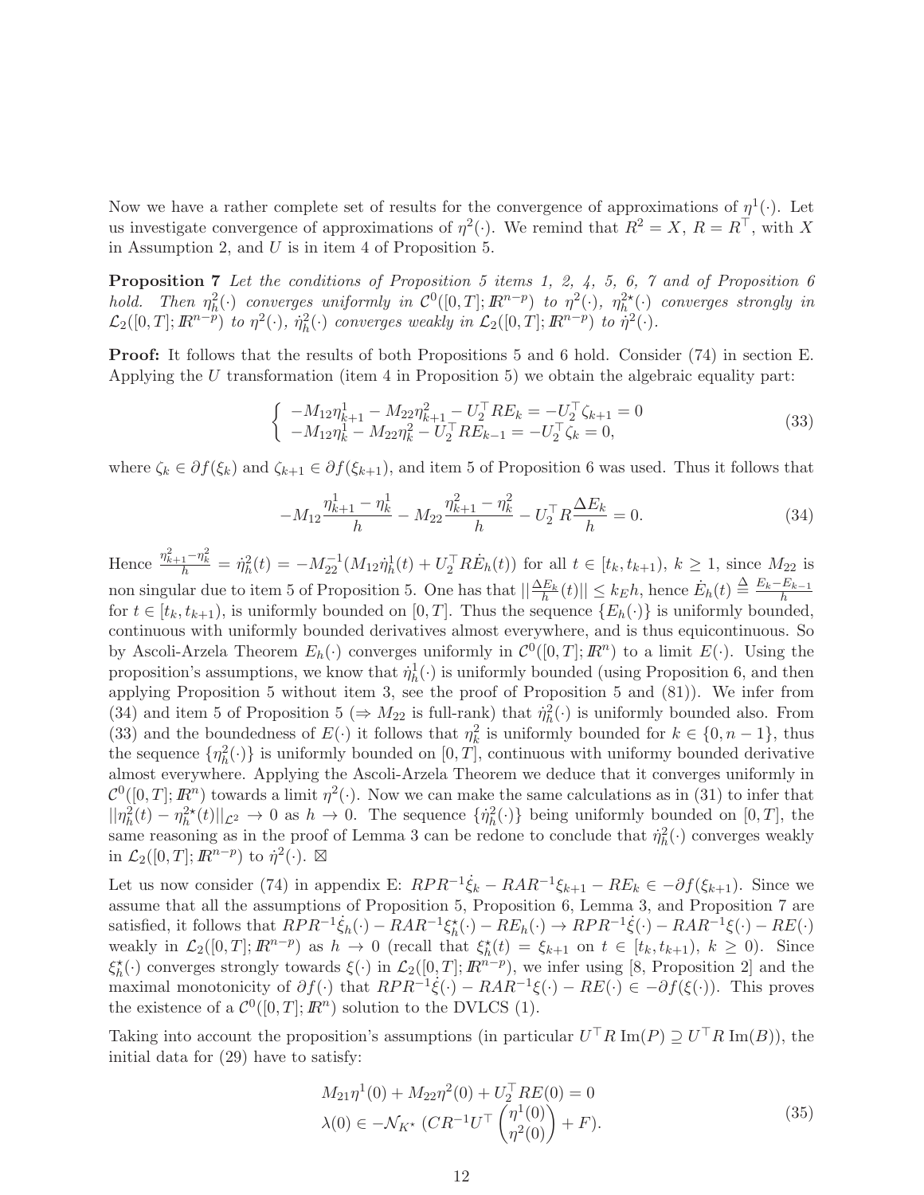Now we have a rather complete set of results for the convergence of approximations of $\eta^1(\cdot)$. Let us investigate convergence of approximations of $\eta^2(\cdot)$. We remind that $R^2 = X$, $R = R^\top$, with $X$ in Assumption 2, and $U$ is in item 4 of Proposition 5.

**Proposition 7** *Let the conditions of Proposition 5 items 1, 2, 4, 5, 6, 7 and of Proposition 6 hold. Then $\eta_h^2(\cdot)$ converges uniformly in $\mathcal{C}^0([0,T];\mathbb{R}^{n-p})$ to $\eta^2(\cdot)$, $\eta_h^{2\star}(\cdot)$ converges strongly in $\mathcal{L}_2([0,T];\mathbb{R}^{n-p})$ to $\eta^2(\cdot)$, $\dot{\eta}_h^2(\cdot)$ converges weakly in $\mathcal{L}_2([0,T];\mathbb{R}^{n-p})$ to $\dot{\eta}^2(\cdot)$.*

**Proof:** It follows that the results of both Propositions 5 and 6 hold. Consider (74) in section E. Applying the $U$ transformation (item 4 in Proposition 5) we obtain the algebraic equality part:

$$\begin{cases} -M_{12}\eta_{k+1}^1 - M_{22}\eta_{k+1}^2 - U_2^\top RE_k = -U_2^\top \zeta_{k+1} = 0 \\ -M_{12}\eta_k^1 - M_{22}\eta_k^2 - U_2^\top RE_{k-1} = -U_2^\top \zeta_k = 0, \end{cases} \tag{33}$$

where $\zeta_k \in \partial f(\xi_k)$ and $\zeta_{k+1} \in \partial f(\xi_{k+1})$, and item 5 of Proposition 6 was used. Thus it follows that

$$-M_{12}\frac{\eta_{k+1}^1 - \eta_k^1}{h} - M_{22}\frac{\eta_{k+1}^2 - \eta_k^2}{h} - U_2^\top R\frac{\Delta E_k}{h} = 0. \tag{34}$$

Hence $\frac{\eta_{k+1}^2 - \eta_k^2}{h} = \dot{\eta}_h^2(t) = -M_{22}^{-1}(M_{12}\dot{\eta}_h^1(t) + U_2^\top R\dot{E}_h(t))$ for all $t \in [t_k, t_{k+1})$, $k \geq 1$, since $M_{22}$ is non singular due to item 5 of Proposition 5. One has that $||\frac{\Delta E_k}{h}(t)|| \leq k_E h$, hence $\dot{E}_h(t) \stackrel{\Delta}{=} \frac{E_k - E_{k-1}}{h}$ for $t \in [t_k, t_{k+1})$, is uniformly bounded on $[0,T]$. Thus the sequence $\{E_h(\cdot)\}$ is uniformly bounded, continuous with uniformly bounded derivatives almost everywhere, and is thus equicontinuous. So by Ascoli-Arzela Theorem $E_h(\cdot)$ converges uniformly in $\mathcal{C}^0([0,T];\mathbb{R}^n)$ to a limit $E(\cdot)$. Using the proposition's assumptions, we know that $\dot{\eta}_h^1(\cdot)$ is uniformly bounded (using Proposition 6, and then applying Proposition 5 without item 3, see the proof of Proposition 5 and (81)). We infer from (34) and item 5 of Proposition 5 ($\Rightarrow M_{22}$ is full-rank) that $\dot{\eta}_h^2(\cdot)$ is uniformly bounded also. From (33) and the boundedness of $E(\cdot)$ it follows that $\eta_k^2$ is uniformly bounded for $k \in \{0, n-1\}$, thus the sequence $\{\eta_h^2(\cdot)\}$ is uniformly bounded on $[0,T]$, continuous with uniformy bounded derivative almost everywhere. Applying the Ascoli-Arzela Theorem we deduce that it converges uniformly in $\mathcal{C}^0([0,T];\mathbb{R}^n)$ towards a limit $\eta^2(\cdot)$. Now we can make the same calculations as in (31) to infer that $||\eta_h^2(t) - \eta_h^{2\star}(t)||_{\mathcal{L}^2} \to 0$ as $h \to 0$. The sequence $\{\dot{\eta}_h^2(\cdot)\}$ being uniformly bounded on $[0,T]$, the same reasoning as in the proof of Lemma 3 can be redone to conclude that $\dot{\eta}_h^2(\cdot)$ converges weakly in $\mathcal{L}_2([0,T];\mathbb{R}^{n-p})$ to $\dot{\eta}^2(\cdot)$. ⊠

Let us now consider (74) in appendix E: $RPR^{-1}\dot{\xi}_k - RAR^{-1}\xi_{k+1} - RE_k \in -\partial f(\xi_{k+1})$. Since we assume that all the assumptions of Proposition 5, Proposition 6, Lemma 3, and Proposition 7 are satisfied, it follows that $RPR^{-1}\dot{\xi}_h(\cdot) - RAR^{-1}\xi_h^\star(\cdot) - RE_h(\cdot) \to RPR^{-1}\dot{\xi}(\cdot) - RAR^{-1}\xi(\cdot) - RE(\cdot)$ weakly in $\mathcal{L}_2([0,T];\mathbb{R}^{n-p})$ as $h \to 0$ (recall that $\xi_h^\star(t) = \xi_{k+1}$ on $t \in [t_k, t_{k+1})$, $k \geq 0$). Since $\xi_h^\star(\cdot)$ converges strongly towards $\xi(\cdot)$ in $\mathcal{L}_2([0,T];\mathbb{R}^{n-p})$, we infer using [8, Proposition 2] and the maximal monotonicity of $\partial f(\cdot)$ that $RPR^{-1}\dot{\xi}(\cdot) - RAR^{-1}\xi(\cdot) - RE(\cdot) \in -\partial f(\xi(\cdot))$. This proves the existence of a $\mathcal{C}^0([0,T];\mathbb{R}^n)$ solution to the DVLCS (1).

Taking into account the proposition's assumptions (in particular $U^\top R\,\mathrm{Im}(P) \supseteq U^\top R\,\mathrm{Im}(B)$), the initial data for (29) have to satisfy:

$$\begin{aligned} &M_{21}\eta^1(0) + M_{22}\eta^2(0) + U_2^\top RE(0) = 0 \\ &\lambda(0) \in -\mathcal{N}_{K^\star}\,(CR^{-1}U^\top \begin{pmatrix} \eta^1(0) \\ \eta^2(0) \end{pmatrix} + F). \end{aligned} \tag{35}$$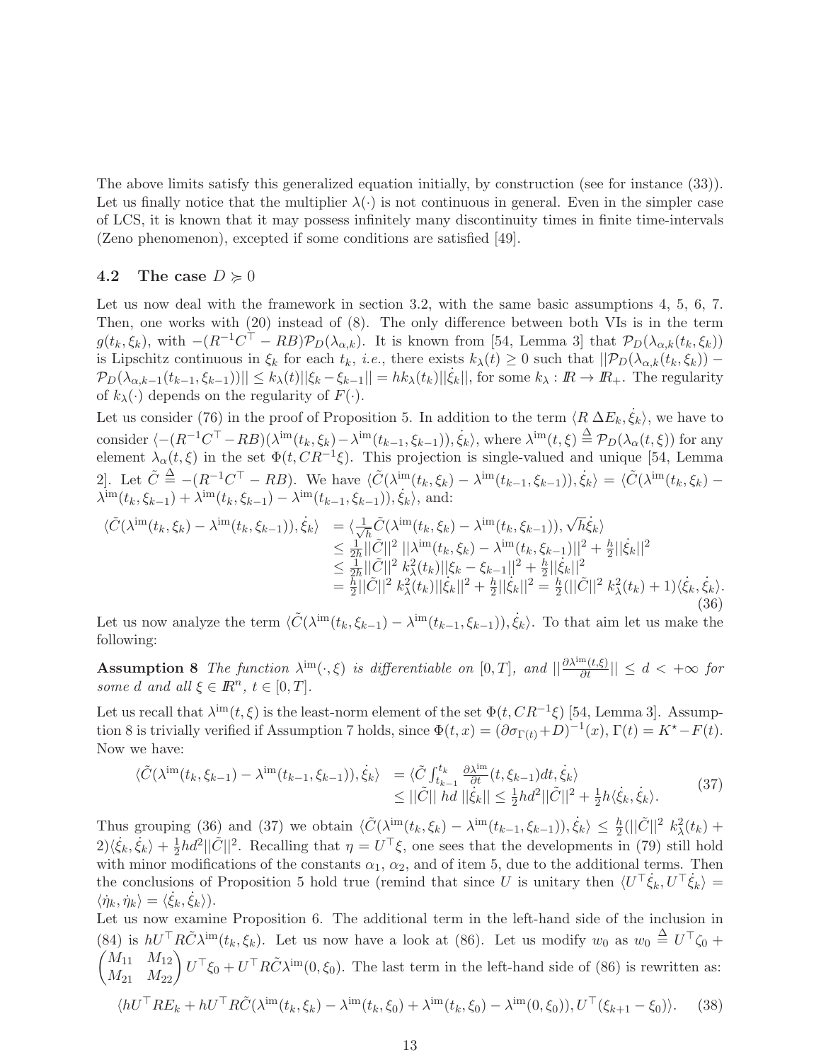The above limits satisfy this generalized equation initially, by construction (see for instance (33)). Let us finally notice that the multiplier $\lambda(\cdot)$ is not continuous in general. Even in the simpler case of LCS, it is known that it may possess infinitely many discontinuity times in finite time-intervals (Zeno phenomenon), excepted if some conditions are satisfied [49].

### 4.2 The case $D \succcurlyeq 0$

Let us now deal with the framework in section 3.2, with the same basic assumptions 4, 5, 6, 7. Then, one works with (20) instead of (8). The only difference between both VIs is in the term $g(t_k, \xi_k)$, with $-(R^{-1}C^\top - RB)\mathcal{P}_D(\lambda_{\alpha,k})$. It is known from [54, Lemma 3] that $\mathcal{P}_D(\lambda_{\alpha,k}(t_k, \xi_k))$ is Lipschitz continuous in $\xi_k$ for each $t_k$, *i.e.*, there exists $k_\lambda(t) \geq 0$ such that $||\mathcal{P}_D(\lambda_{\alpha,k}(t_k, \xi_k)) - \mathcal{P}_D(\lambda_{\alpha,k-1}(t_{k-1}, \xi_{k-1}))|| \leq k_\lambda(t)||\xi_k - \xi_{k-1}|| = hk_\lambda(t_k)||\dot{\xi}_k||$, for some $k_\lambda : \mathbb{R} \to \mathbb{R}_+$. The regularity of $k_\lambda(\cdot)$ depends on the regularity of $F(\cdot)$.

Let us consider (76) in the proof of Proposition 5. In addition to the term $\langle R\,\Delta E_k, \dot{\xi}_k\rangle$, we have to consider $\langle -(R^{-1}C^\top - RB)(\lambda^{\text{im}}(t_k, \xi_k) - \lambda^{\text{im}}(t_{k-1}, \xi_{k-1})), \dot{\xi}_k\rangle$, where $\lambda^{\text{im}}(t, \xi) \stackrel{\Delta}{=} \mathcal{P}_D(\lambda_\alpha(t, \xi))$ for any element $\lambda_\alpha(t, \xi)$ in the set $\Phi(t, CR^{-1}\xi)$. This projection is single-valued and unique [54, Lemma 2]. Let $\tilde{C} \stackrel{\Delta}{=} -(R^{-1}C^\top - RB)$. We have $\langle \tilde{C}(\lambda^{\text{im}}(t_k, \xi_k) - \lambda^{\text{im}}(t_{k-1}, \xi_{k-1})), \dot{\xi}_k\rangle = \langle \tilde{C}(\lambda^{\text{im}}(t_k, \xi_k) - \lambda^{\text{im}}(t_k, \xi_{k-1}) + \lambda^{\text{im}}(t_k, \xi_{k-1}) - \lambda^{\text{im}}(t_{k-1}, \xi_{k-1})), \dot{\xi}_k\rangle$, and:

$$
\begin{aligned}
\langle \tilde{C}(\lambda^{\text{im}}(t_k, \xi_k) - \lambda^{\text{im}}(t_k, \xi_{k-1})), \dot{\xi}_k\rangle &= \langle \tfrac{1}{\sqrt{h}}\tilde{C}(\lambda^{\text{im}}(t_k, \xi_k) - \lambda^{\text{im}}(t_k, \xi_{k-1})), \sqrt{h}\dot{\xi}_k\rangle \\
&\leq \tfrac{1}{2h}||\tilde{C}||^2\, ||\lambda^{\text{im}}(t_k, \xi_k) - \lambda^{\text{im}}(t_k, \xi_{k-1})||^2 + \tfrac{h}{2}||\dot{\xi}_k||^2 \\
&\leq \tfrac{1}{2h}||\tilde{C}||^2\, k_\lambda^2(t_k)||\xi_k - \xi_{k-1}||^2 + \tfrac{h}{2}||\dot{\xi}_k||^2 \\
&= \tfrac{h}{2}||\tilde{C}||^2\, k_\lambda^2(t_k)||\dot{\xi}_k||^2 + \tfrac{h}{2}||\dot{\xi}_k||^2 = \tfrac{h}{2}(||\tilde{C}||^2\, k_\lambda^2(t_k) + 1)\langle \dot{\xi}_k, \dot{\xi}_k\rangle.
\end{aligned}
\tag{36}
$$

Let us now analyze the term $\langle \tilde{C}(\lambda^{\text{im}}(t_k, \xi_{k-1}) - \lambda^{\text{im}}(t_{k-1}, \xi_{k-1})), \dot{\xi}_k\rangle$. To that aim let us make the following:

**Assumption 8** *The function $\lambda^{\text{im}}(\cdot, \xi)$ is differentiable on $[0, T]$, and $||\frac{\partial \lambda^{\text{im}}(t,\xi)}{\partial t}|| \leq d < +\infty$ for some $d$ and all $\xi \in \mathbb{R}^n$, $t \in [0, T]$.*

Let us recall that $\lambda^{\text{im}}(t, \xi)$ is the least-norm element of the set $\Phi(t, CR^{-1}\xi)$ [54, Lemma 3]. Assumption 8 is trivially verified if Assumption 7 holds, since $\Phi(t, x) = (\partial\sigma_{\Gamma(t)} + D)^{-1}(x)$, $\Gamma(t) = K^\star - F(t)$. Now we have:

$$
\begin{aligned}
\langle \tilde{C}(\lambda^{\text{im}}(t_k, \xi_{k-1}) - \lambda^{\text{im}}(t_{k-1}, \xi_{k-1})), \dot{\xi}_k\rangle &= \langle \tilde{C}\int_{t_{k-1}}^{t_k} \tfrac{\partial \lambda^{\text{im}}}{\partial t}(t, \xi_{k-1})dt, \dot{\xi}_k\rangle \\
&\leq ||\tilde{C}||\; hd\; ||\dot{\xi}_k|| \leq \tfrac{1}{2}hd^2||\tilde{C}||^2 + \tfrac{1}{2}h\langle \dot{\xi}_k, \dot{\xi}_k\rangle.
\end{aligned}
\tag{37}
$$

Thus grouping (36) and (37) we obtain $\langle \tilde{C}(\lambda^{\text{im}}(t_k, \xi_k) - \lambda^{\text{im}}(t_{k-1}, \xi_{k-1})), \dot{\xi}_k\rangle \leq \frac{h}{2}(||\tilde{C}||^2\, k_\lambda^2(t_k) + 2)\langle \dot{\xi}_k, \dot{\xi}_k\rangle + \frac{1}{2}hd^2||\tilde{C}||^2$. Recalling that $\eta = U^\top\xi$, one sees that the developments in (79) still hold with minor modifications of the constants $\alpha_1$, $\alpha_2$, and of item 5, due to the additional terms. Then the conclusions of Proposition 5 hold true (remind that since $U$ is unitary then $\langle U^\top\dot{\xi}_k, U^\top\dot{\xi}_k\rangle = \langle \dot{\eta}_k, \dot{\eta}_k\rangle = \langle \dot{\xi}_k, \dot{\xi}_k\rangle$).

Let us now examine Proposition 6. The additional term in the left-hand side of the inclusion in (84) is $hU^\top R\tilde{C}\lambda^{\text{im}}(t_k, \xi_k)$. Let us now have a look at (86). Let us modify $w_0$ as $w_0 \stackrel{\Delta}{=} U^\top\zeta_0 + \begin{pmatrix} M_{11} & M_{12} \\ M_{21} & M_{22} \end{pmatrix} U^\top\xi_0 + U^\top R\tilde{C}\lambda^{\text{im}}(0, \xi_0)$. The last term in the left-hand side of (86) is rewritten as:

$$
\langle hU^\top RE_k + hU^\top R\tilde{C}(\lambda^{\text{im}}(t_k, \xi_k) - \lambda^{\text{im}}(t_k, \xi_0) + \lambda^{\text{im}}(t_k, \xi_0) - \lambda^{\text{im}}(0, \xi_0)), U^\top(\xi_{k+1} - \xi_0)\rangle. \tag{38}
$$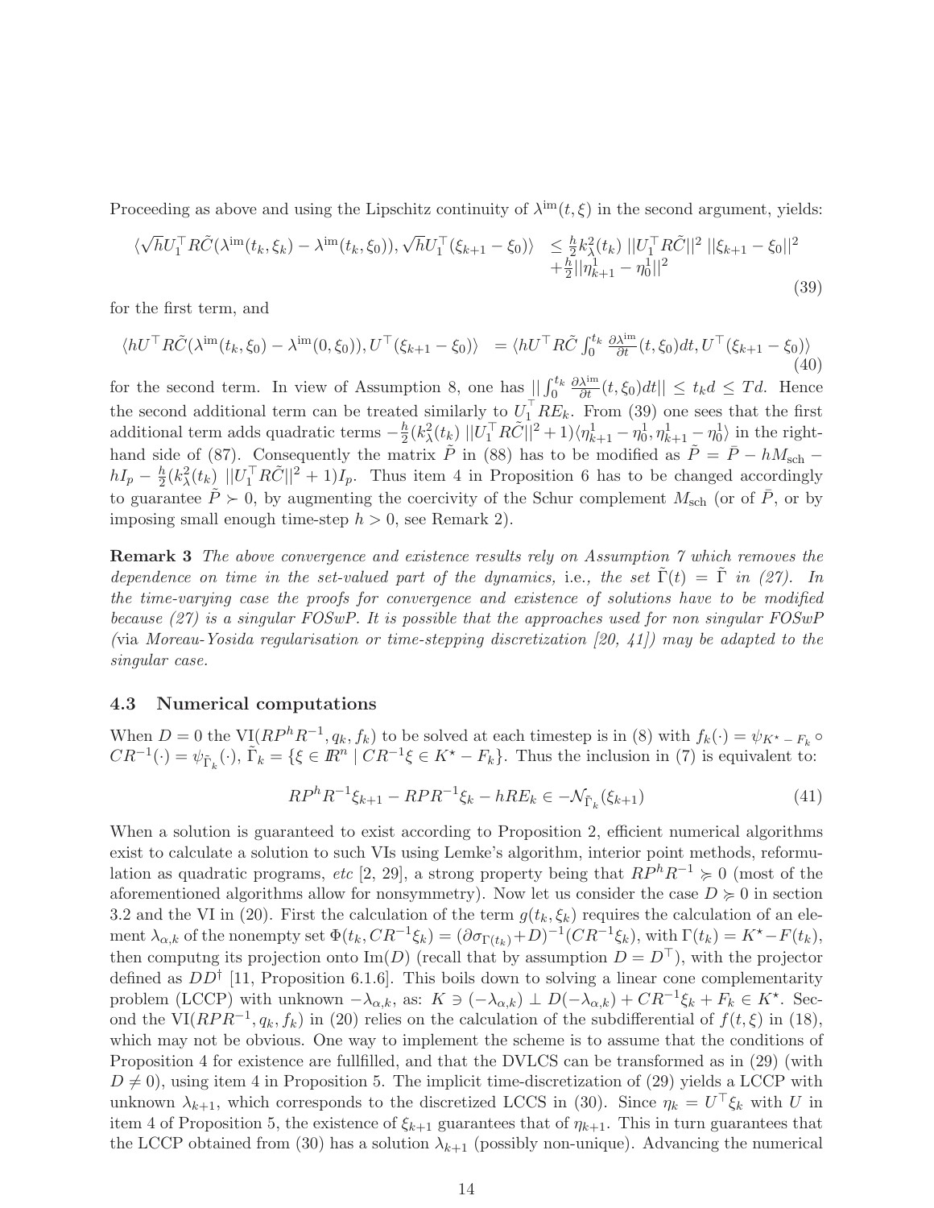Proceeding as above and using the Lipschitz continuity of $\lambda^{\mathrm{im}}(t,\xi)$ in the second argument, yields:

$$
\begin{aligned}
\langle \sqrt{h} U_1^\top R\tilde{C}(\lambda^{\mathrm{im}}(t_k,\xi_k)-\lambda^{\mathrm{im}}(t_k,\xi_0)), \sqrt{h}U_1^\top(\xi_{k+1}-\xi_0)\rangle \quad & \leq \tfrac{h}{2}k_\lambda^2(t_k)\, ||U_1^\top R\tilde{C}||^2\, ||\xi_{k+1}-\xi_0||^2 \\
& \quad +\tfrac{h}{2}||\eta_{k+1}^1-\eta_0^1||^2
\end{aligned}
\tag{39}
$$

for the first term, and

$$
\langle hU^\top R\tilde{C}(\lambda^{\mathrm{im}}(t_k,\xi_0)-\lambda^{\mathrm{im}}(0,\xi_0)), U^\top(\xi_{k+1}-\xi_0)\rangle \quad = \langle hU^\top R\tilde{C}\int_0^{t_k}\frac{\partial\lambda^{\mathrm{im}}}{\partial t}(t,\xi_0)dt, U^\top(\xi_{k+1}-\xi_0)\rangle \tag{40}
$$

for the second term. In view of Assumption 8, one has $||\int_0^{t_k}\frac{\partial\lambda^{\mathrm{im}}}{\partial t}(t,\xi_0)dt|| \leq t_k d \leq Td$. Hence the second additional term can be treated similarly to $U_1^\top RE_k$. From (39) one sees that the first additional term adds quadratic terms $-\frac{h}{2}(k_\lambda^2(t_k)\, ||U_1^\top R\tilde{C}||^2+1)\langle\eta_{k+1}^1-\eta_0^1, \eta_{k+1}^1-\eta_0^1\rangle$ in the right-hand side of (87). Consequently the matrix $\tilde{P}$ in (88) has to be modified as $\tilde{P}=\bar{P}-hM_{\mathrm{sch}}-hI_p-\frac{h}{2}(k_\lambda^2(t_k)\, ||U_1^\top R\tilde{C}||^2+1)I_p$. Thus item 4 in Proposition 6 has to be changed accordingly to guarantee $\tilde{P}\succ 0$, by augmenting the coercivity of the Schur complement $M_{\mathrm{sch}}$ (or of $\bar{P}$, or by imposing small enough time-step $h>0$, see Remark 2).

**Remark 3** *The above convergence and existence results rely on Assumption 7 which removes the dependence on time in the set-valued part of the dynamics,* i.e.*, the set $\tilde{\Gamma}(t)=\tilde{\Gamma}$ in (27). In the time-varying case the proofs for convergence and existence of solutions have to be modified because (27) is a singular FOSwP. It is possible that the approaches used for non singular FOSwP (*via *Moreau-Yosida regularisation or time-stepping discretization [20, 41]) may be adapted to the singular case.*

### 4.3 Numerical computations

When $D=0$ the VI($RP^hR^{-1}, q_k, f_k$) to be solved at each timestep is in (8) with $f_k(\cdot)=\psi_{K^\star-F_k}\circ CR^{-1}(\cdot)=\psi_{\tilde{\Gamma}_k}(\cdot)$, $\tilde{\Gamma}_k=\{\xi\in I\!R^n \mid CR^{-1}\xi\in K^\star-F_k\}$. Thus the inclusion in (7) is equivalent to:

$$
RP^hR^{-1}\xi_{k+1}-RPR^{-1}\xi_k-hRE_k\in-\mathcal{N}_{\tilde{\Gamma}_k}(\xi_{k+1}) \tag{41}
$$

When a solution is guaranteed to exist according to Proposition 2, efficient numerical algorithms exist to calculate a solution to such VIs using Lemke's algorithm, interior point methods, reformulation as quadratic programs, *etc* [2, 29], a strong property being that $RP^hR^{-1}\succcurlyeq 0$ (most of the aforementioned algorithms allow for nonsymmetry). Now let us consider the case $D\succcurlyeq 0$ in section 3.2 and the VI in (20). First the calculation of the term $g(t_k,\xi_k)$ requires the calculation of an element $\lambda_{\alpha,k}$ of the nonempty set $\Phi(t_k, CR^{-1}\xi_k)=(\partial\sigma_{\Gamma(t_k)}+D)^{-1}(CR^{-1}\xi_k)$, with $\Gamma(t_k)=K^\star-F(t_k)$, then computng its projection onto Im($D$) (recall that by assumption $D=D^\top$), with the projector defined as $DD^\dagger$ [11, Proposition 6.1.6]. This boils down to solving a linear cone complementarity problem (LCCP) with unknown $-\lambda_{\alpha,k}$, as: $K\ni(-\lambda_{\alpha,k})\perp D(-\lambda_{\alpha,k})+CR^{-1}\xi_k+F_k\in K^\star$. Second the VI($RPR^{-1}, q_k, f_k$) in (20) relies on the calculation of the subdifferential of $f(t,\xi)$ in (18), which may not be obvious. One way to implement the scheme is to assume that the conditions of Proposition 4 for existence are fullfilled, and that the DVLCS can be transformed as in (29) (with $D\neq 0$), using item 4 in Proposition 5. The implicit time-discretization of (29) yields a LCCP with unknown $\lambda_{k+1}$, which corresponds to the discretized LCCS in (30). Since $\eta_k=U^\top\xi_k$ with $U$ in item 4 of Proposition 5, the existence of $\xi_{k+1}$ guarantees that of $\eta_{k+1}$. This in turn guarantees that the LCCP obtained from (30) has a solution $\lambda_{k+1}$ (possibly non-unique). Advancing the numerical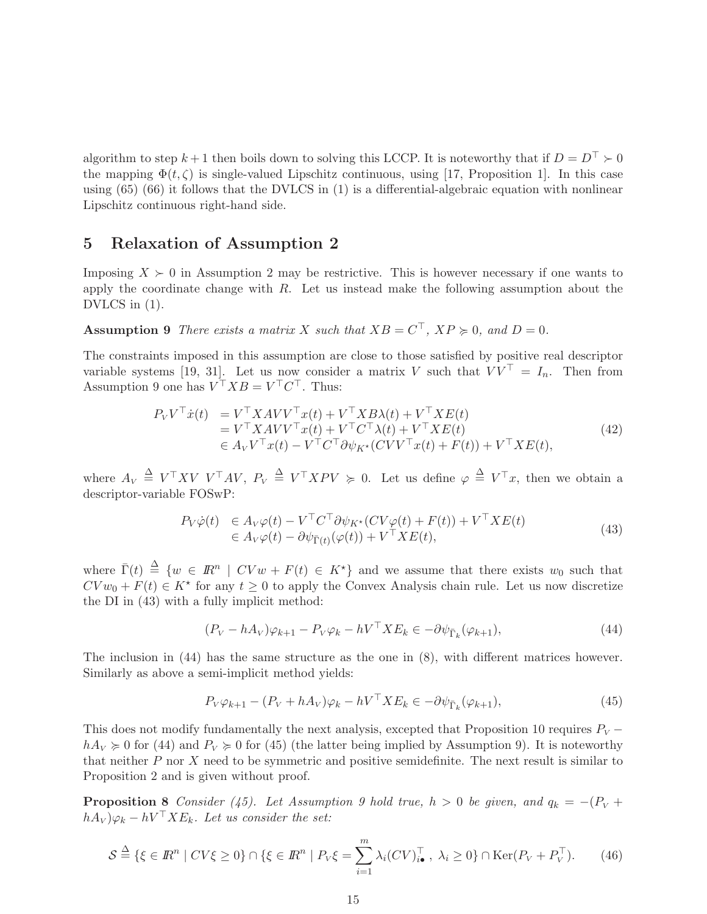algorithm to step $k+1$ then boils down to solving this LCCP. It is noteworthy that if $D = D^\top \succ 0$ the mapping $\Phi(t,\zeta)$ is single-valued Lipschitz continuous, using [17, Proposition 1]. In this case using (65) (66) it follows that the DVLCS in (1) is a differential-algebraic equation with nonlinear Lipschitz continuous right-hand side.

## 5 Relaxation of Assumption 2

Imposing $X \succ 0$ in Assumption 2 may be restrictive. This is however necessary if one wants to apply the coordinate change with $R$. Let us instead make the following assumption about the DVLCS in (1).

**Assumption 9** *There exists a matrix $X$ such that $XB = C^\top$, $XP \succcurlyeq 0$, and $D = 0$.*

The constraints imposed in this assumption are close to those satisfied by positive real descriptor variable systems [19, 31]. Let us now consider a matrix $V$ such that $VV^\top = I_n$. Then from Assumption 9 one has $V^\top XB = V^\top C^\top$. Thus:

$$
\begin{array}{ll}
P_V V^\top \dot{x}(t) & = V^\top XAVV^\top x(t) + V^\top XB\lambda(t) + V^\top XE(t) \\
& = V^\top XAVV^\top x(t) + V^\top C^\top \lambda(t) + V^\top XE(t) \\
& \in A_V V^\top x(t) - V^\top C^\top \partial\psi_{K^\star}(CVV^\top x(t) + F(t)) + V^\top XE(t),
\end{array}
\tag{42}
$$

where $A_V \triangleq V^\top XV\ V^\top AV$, $P_V \triangleq V^\top XPV \succcurlyeq 0$. Let us define $\varphi \triangleq V^\top x$, then we obtain a descriptor-variable FOSwP:

$$
\begin{array}{ll}
P_V \dot{\varphi}(t) & \in A_V \varphi(t) - V^\top C^\top \partial\psi_{K^\star}(CV\varphi(t) + F(t)) + V^\top XE(t) \\
& \in A_V \varphi(t) - \partial\psi_{\bar{\Gamma}(t)}(\varphi(t)) + V^\top XE(t),
\end{array}
\tag{43}
$$

where $\bar{\Gamma}(t) \triangleq \{w \in I\!R^n \mid CVw + F(t) \in K^\star\}$ and we assume that there exists $w_0$ such that $CVw_0 + F(t) \in K^\star$ for any $t \geq 0$ to apply the Convex Analysis chain rule. Let us now discretize the DI in (43) with a fully implicit method:

$$
(P_V - hA_V)\varphi_{k+1} - P_V\varphi_k - hV^\top XE_k \in -\partial\psi_{\bar{\Gamma}_k}(\varphi_{k+1}), \tag{44}
$$

The inclusion in (44) has the same structure as the one in (8), with different matrices however. Similarly as above a semi-implicit method yields:

$$
P_V\varphi_{k+1} - (P_V + hA_V)\varphi_k - hV^\top XE_k \in -\partial\psi_{\bar{\Gamma}_k}(\varphi_{k+1}), \tag{45}
$$

This does not modify fundamentally the next analysis, excepted that Proposition 10 requires $P_V - hA_V \succcurlyeq 0$ for (44) and $P_V \succcurlyeq 0$ for (45) (the latter being implied by Assumption 9). It is noteworthy that neither $P$ nor $X$ need to be symmetric and positive semidefinite. The next result is similar to Proposition 2 and is given without proof.

**Proposition 8** *Consider (45). Let Assumption 9 hold true, $h > 0$ be given, and $q_k = -(P_V + hA_V)\varphi_k - hV^\top XE_k$. Let us consider the set:*

$$
\mathcal{S} \triangleq \{\xi \in I\!R^n \mid CV\xi \geq 0\} \cap \{\xi \in I\!R^n \mid P_V\xi = \sum_{i=1}^{m} \lambda_i (CV)_{i\bullet}^\top,\ \lambda_i \geq 0\} \cap \mathrm{Ker}(P_V + P_V^\top). \tag{46}
$$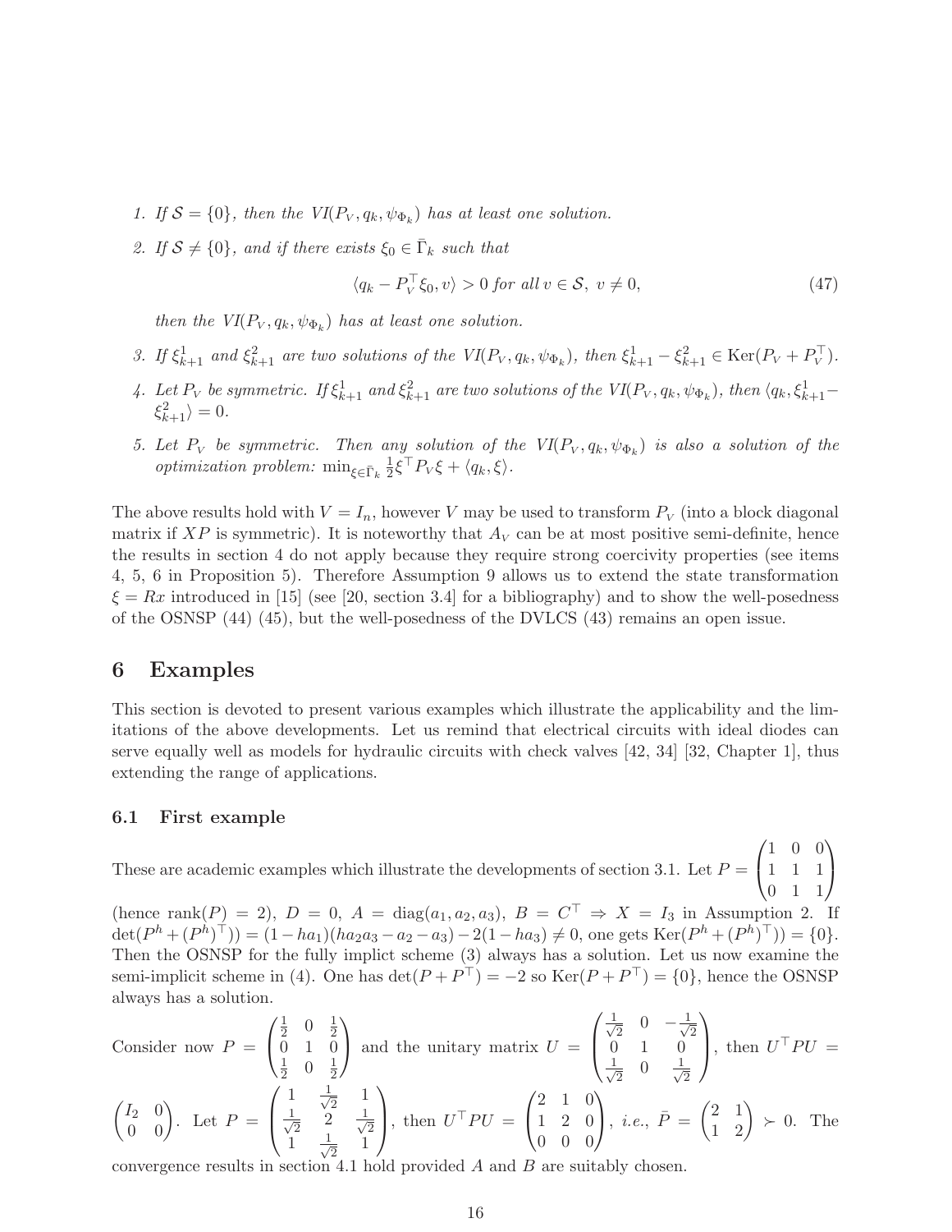1. *If $\mathcal{S} = \{0\}$, then the VI($P_{_V}, q_k, \psi_{\Phi_k}$) has at least one solution.*

2. *If $\mathcal{S} \neq \{0\}$, and if there exists $\xi_0 \in \bar{\Gamma}_k$ such that*

$$\langle q_k - P_{_V}^\top \xi_0, v\rangle > 0 \text{ for all } v \in \mathcal{S},\ v \neq 0, \tag{47}$$

   *then the VI($P_{_V}, q_k, \psi_{\Phi_k}$) has at least one solution.*

3. *If $\xi^1_{k+1}$ and $\xi^2_{k+1}$ are two solutions of the VI($P_{_V}, q_k, \psi_{\Phi_k}$), then $\xi^1_{k+1} - \xi^2_{k+1} \in \mathrm{Ker}(P_{_V} + P_{_V}^\top)$.*

4. *Let $P_{_V}$ be symmetric. If $\xi^1_{k+1}$ and $\xi^2_{k+1}$ are two solutions of the VI($P_{_V}, q_k, \psi_{\Phi_k}$), then $\langle q_k, \xi^1_{k+1} - \xi^2_{k+1}\rangle = 0$.*

5. *Let $P_{_V}$ be symmetric. Then any solution of the VI($P_{_V}, q_k, \psi_{\Phi_k}$) is also a solution of the optimization problem: $\min_{\xi \in \bar{\Gamma}_k} \frac{1}{2}\xi^\top P_{_V} \xi + \langle q_k, \xi\rangle$.*

The above results hold with $V = I_n$, however $V$ may be used to transform $P_{_V}$ (into a block diagonal matrix if $XP$ is symmetric). It is noteworthy that $A_{_V}$ can be at most positive semi-definite, hence the results in section 4 do not apply because they require strong coercivity properties (see items 4, 5, 6 in Proposition 5). Therefore Assumption 9 allows us to extend the state transformation $\xi = Rx$ introduced in [15] (see [20, section 3.4] for a bibliography) and to show the well-posedness of the OSNSP (44) (45), but the well-posedness of the DVLCS (43) remains an open issue.

## 6 Examples

This section is devoted to present various examples which illustrate the applicability and the limitations of the above developments. Let us remind that electrical circuits with ideal diodes can serve equally well as models for hydraulic circuits with check valves [42, 34] [32, Chapter 1], thus extending the range of applications.

### 6.1 First example

These are academic examples which illustrate the developments of section 3.1. Let $P = \begin{pmatrix} 1 & 0 & 0 \\ 1 & 1 & 1 \\ 0 & 1 & 1 \end{pmatrix}$ (hence rank$(P) = 2$), $D = 0$, $A = \mathrm{diag}(a_1, a_2, a_3)$, $B = C^\top \Rightarrow X = I_3$ in Assumption 2. If $\det(P^h + (P^h)^\top)) = (1 - ha_1)(ha_2a_3 - a_2 - a_3) - 2(1 - ha_3) \neq 0$, one gets $\mathrm{Ker}(P^h + (P^h)^\top)) = \{0\}$. Then the OSNSP for the fully implict scheme (3) always has a solution. Let us now examine the semi-implicit scheme in (4). One has $\det(P + P^\top) = -2$ so $\mathrm{Ker}(P + P^\top) = \{0\}$, hence the OSNSP always has a solution.

Consider now $P = \begin{pmatrix} \frac{1}{2} & 0 & \frac{1}{2} \\ 0 & 1 & 0 \\ \frac{1}{2} & 0 & \frac{1}{2} \end{pmatrix}$ and the unitary matrix $U = \begin{pmatrix} \frac{1}{\sqrt{2}} & 0 & -\frac{1}{\sqrt{2}} \\ 0 & 1 & 0 \\ \frac{1}{\sqrt{2}} & 0 & \frac{1}{\sqrt{2}} \end{pmatrix}$, then $U^\top P U = \begin{pmatrix} I_2 & 0 \\ 0 & 0 \end{pmatrix}$. Let $P = \begin{pmatrix} 1 & \frac{1}{\sqrt{2}} & 1 \\ \frac{1}{\sqrt{2}} & 2 & \frac{1}{\sqrt{2}} \\ 1 & \frac{1}{\sqrt{2}} & 1 \end{pmatrix}$, then $U^\top P U = \begin{pmatrix} 2 & 1 & 0 \\ 1 & 2 & 0 \\ 0 & 0 & 0 \end{pmatrix}$, *i.e.*, $\bar{P} = \begin{pmatrix} 2 & 1 \\ 1 & 2 \end{pmatrix} \succ 0$. The convergence results in section 4.1 hold provided $A$ and $B$ are suitably chosen.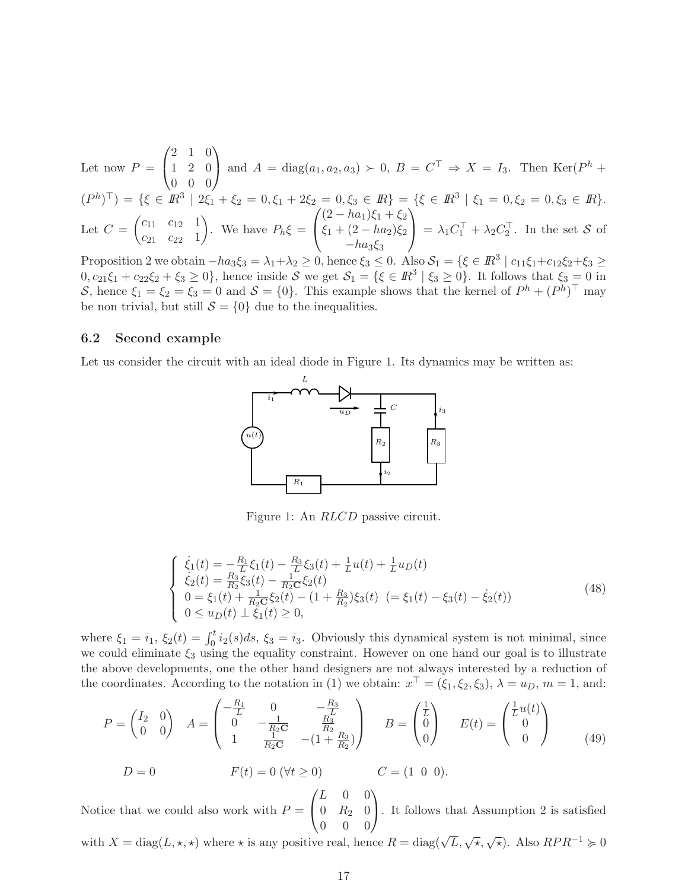Let now $P = \begin{pmatrix} 2 & 1 & 0 \\ 1 & 2 & 0 \\ 0 & 0 & 0 \end{pmatrix}$ and $A = \mathrm{diag}(a_1, a_2, a_3) \succ 0$, $B = C^\top \Rightarrow X = I_3$. Then $\mathrm{Ker}(P^h + (P^h)^\top) = \{\xi \in \mathbb{R}^3 \mid 2\xi_1 + \xi_2 = 0, \xi_1 + 2\xi_2 = 0, \xi_3 \in \mathbb{R}\} = \{\xi \in \mathbb{R}^3 \mid \xi_1 = 0, \xi_2 = 0, \xi_3 \in \mathbb{R}\}$. Let $C = \begin{pmatrix} c_{11} & c_{12} & 1 \\ c_{21} & c_{22} & 1 \end{pmatrix}$. We have $P_h\xi = \begin{pmatrix} (2 - ha_1)\xi_1 + \xi_2 \\ \xi_1 + (2 - ha_2)\xi_2 \\ -ha_3\xi_3 \end{pmatrix} = \lambda_1 C_1^\top + \lambda_2 C_2^\top$. In the set $\mathcal{S}$ of Proposition 2 we obtain $-ha_3\xi_3 = \lambda_1 + \lambda_2 \geq 0$, hence $\xi_3 \leq 0$. Also $\mathcal{S}_1 = \{\xi \in \mathbb{R}^3 \mid c_{11}\xi_1 + c_{12}\xi_2 + \xi_3 \geq 0, c_{21}\xi_1 + c_{22}\xi_2 + \xi_3 \geq 0\}$, hence inside $\mathcal{S}$ we get $\mathcal{S}_1 = \{\xi \in \mathbb{R}^3 \mid \xi_3 \geq 0\}$. It follows that $\xi_3 = 0$ in $\mathcal{S}$, hence $\xi_1 = \xi_2 = \xi_3 = 0$ and $\mathcal{S} = \{0\}$. This example shows that the kernel of $P^h + (P^h)^\top$ may be non trivial, but still $\mathcal{S} = \{0\}$ due to the inequalities.

### 6.2 Second example

Let us consider the circuit with an ideal diode in Figure 1. Its dynamics may be written as:

Figure 1: An *RLCD* passive circuit.

$$
\left\{
\begin{array}{l}
\dot{\xi}_1(t) = -\frac{R_1}{L}\xi_1(t) - \frac{R_3}{L}\xi_3(t) + \frac{1}{L}u(t) + \frac{1}{L}u_D(t) \\
\dot{\xi}_2(t) = \frac{R_3}{R_2}\xi_3(t) - \frac{1}{R_2\mathbf{C}}\xi_2(t) \\
0 = \xi_1(t) + \frac{1}{R_2\mathbf{C}}\xi_2(t) - (1 + \frac{R_3}{R_2})\xi_3(t) \ \ (= \xi_1(t) - \xi_3(t) - \dot{\xi}_2(t)) \\
0 \leq u_D(t) \perp \xi_1(t) \geq 0,
\end{array}
\right.
\tag{48}
$$

where $\xi_1 = i_1$, $\xi_2(t) = \int_0^t i_2(s)ds$, $\xi_3 = i_3$. Obviously this dynamical system is not minimal, since we could eliminate $\xi_3$ using the equality constraint. However on one hand our goal is to illustrate the above developments, one the other hand designers are not always interested by a reduction of the coordinates. According to the notation in (1) we obtain: $x^\top = (\xi_1, \xi_2, \xi_3)$, $\lambda = u_D$, $m = 1$, and:

$$
P = \begin{pmatrix} I_2 & 0 \\ 0 & 0 \end{pmatrix} \quad A = \begin{pmatrix} -\frac{R_1}{L} & 0 & -\frac{R_3}{L} \\ 0 & -\frac{1}{R_2\mathbf{C}} & \frac{R_3}{R_2} \\ 1 & \frac{1}{R_2\mathbf{C}} & -(1 + \frac{R_3}{R_2}) \end{pmatrix} \quad B = \begin{pmatrix} \frac{1}{L} \\ 0 \\ 0 \end{pmatrix} \quad E(t) = \begin{pmatrix} \frac{1}{L}u(t) \\ 0 \\ 0 \end{pmatrix}
\tag{49}
$$

$$
D = 0 \qquad F(t) = 0 \ (\forall t \geq 0) \qquad C = (1 \ 0 \ 0).
$$

Notice that we could also work with $P = \begin{pmatrix} L & 0 & 0 \\ 0 & R_2 & 0 \\ 0 & 0 & 0 \end{pmatrix}$. It follows that Assumption 2 is satisfied with $X = \mathrm{diag}(L, \star, \star)$ where $\star$ is any positive real, hence $R = \mathrm{diag}(\sqrt{L}, \sqrt{\star}, \sqrt{\star})$. Also $RPR^{-1} \succcurlyeq 0$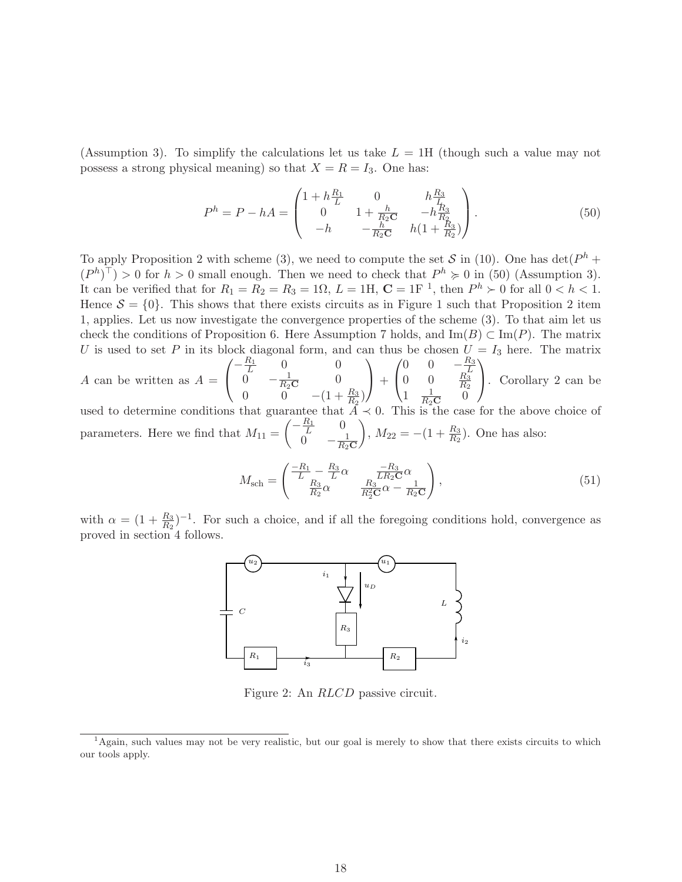(Assumption 3). To simplify the calculations let us take $L = 1$H (though such a value may not possess a strong physical meaning) so that $X = R = I_3$. One has:

$$P^h = P - hA = \begin{pmatrix} 1 + h\frac{R_1}{L} & 0 & h\frac{R_3}{L} \\ 0 & 1 + \frac{h}{R_2\mathbf{C}} & -h\frac{R_3}{R_2} \\ -h & -\frac{h}{R_2\mathbf{C}} & h(1+\frac{R_3}{R_2}) \end{pmatrix}. \tag{50}$$

To apply Proposition 2 with scheme (3), we need to compute the set $\mathcal{S}$ in (10). One has $\det(P^h + (P^h)^\top) > 0$ for $h > 0$ small enough. Then we need to check that $P^h \succcurlyeq 0$ in (50) (Assumption 3). It can be verified that for $R_1 = R_2 = R_3 = 1\Omega$, $L = 1$H, $\mathbf{C} = 1$F [1], then $P^h \succ 0$ for all $0 < h < 1$. Hence $\mathcal{S} = \{0\}$. This shows that there exists circuits as in Figure 1 such that Proposition 2 item 1, applies. Let us now investigate the convergence properties of the scheme (3). To that aim let us check the conditions of Proposition 6. Here Assumption 7 holds, and $\mathrm{Im}(B) \subset \mathrm{Im}(P)$. The matrix $U$ is used to set $P$ in its block diagonal form, and can thus be chosen $U = I_3$ here. The matrix $A$ can be written as $A = \begin{pmatrix} -\frac{R_1}{L} & 0 & 0 \\ 0 & -\frac{1}{R_2\mathbf{C}} & 0 \\ 0 & 0 & -(1+\frac{R_3}{R_2}) \end{pmatrix} + \begin{pmatrix} 0 & 0 & -\frac{R_3}{L} \\ 0 & 0 & \frac{R_3}{R_2} \\ 1 & \frac{1}{R_2\mathbf{C}} & 0 \end{pmatrix}$. Corollary 2 can be used to determine conditions that guarantee that $A \prec 0$. This is the case for the above choice of parameters. Here we find that $M_{11} = \begin{pmatrix} -\frac{R_1}{L} & 0 \\ 0 & -\frac{1}{R_2\mathbf{C}} \end{pmatrix}$, $M_{22} = -(1+\frac{R_3}{R_2})$. One has also:

$$M_{\mathrm{sch}} = \begin{pmatrix} \frac{-R_1}{L} - \frac{R_3}{L}\alpha & \frac{-R_3}{LR_2\mathbf{C}}\alpha \\ \frac{R_3}{R_2}\alpha & \frac{R_3}{R_2^2\mathbf{C}}\alpha - \frac{1}{R_2\mathbf{C}} \end{pmatrix}, \tag{51}$$

with $\alpha = (1+\frac{R_3}{R_2})^{-1}$. For such a choice, and if all the foregoing conditions hold, convergence as proved in section 4 follows.

Figure 2: An $RLCD$ passive circuit.

[1] Again, such values may not be very realistic, but our goal is merely to show that there exists circuits to which our tools apply.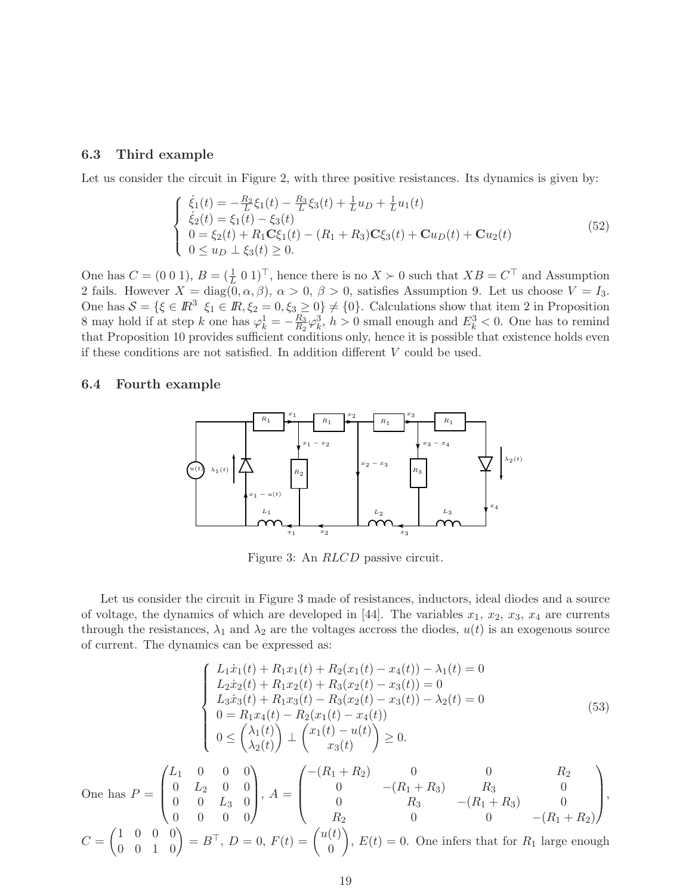### 6.3 Third example

Let us consider the circuit in Figure 2, with three positive resistances. Its dynamics is given by:

$$
\left\{
\begin{array}{l}
\dot{\xi}_1(t) = -\frac{R_2}{L}\xi_1(t) - \frac{R_3}{L}\xi_3(t) + \frac{1}{L}u_D + \frac{1}{L}u_1(t) \\
\dot{\xi}_2(t) = \xi_1(t) - \xi_3(t) \\
0 = \xi_2(t) + R_1\mathbf{C}\xi_1(t) - (R_1+R_3)\mathbf{C}\xi_3(t) + \mathbf{C}u_D(t) + \mathbf{C}u_2(t) \\
0 \le u_D \perp \xi_3(t) \ge 0.
\end{array}
\right.
\tag{52}
$$

One has $C = (0\ 0\ 1)$, $B = (\frac{1}{L}\ 0\ 1)^\top$, hence there is no $X \succ 0$ such that $XB = C^\top$ and Assumption 2 fails. However $X = \mathrm{diag}(0, \alpha, \beta)$, $\alpha > 0$, $\beta > 0$, satisfies Assumption 9. Let us choose $V = I_3$. One has $\mathcal{S} = \{\xi \in I\!R^3 \ \ \xi_1 \in I\!R, \xi_2 = 0, \xi_3 \ge 0\} \ne \{0\}$. Calculations show that item 2 in Proposition 8 may hold if at step $k$ one has $\varphi_k^1 = -\frac{R_3}{R_2}\varphi_k^3$, $h > 0$ small enough and $E_k^3 < 0$. One has to remind that Proposition 10 provides sufficient conditions only, hence it is possible that existence holds even if these conditions are not satisfied. In addition different $V$ could be used.

### 6.4 Fourth example

Figure 3: An $RLCD$ passive circuit.

Let us consider the circuit in Figure 3 made of resistances, inductors, ideal diodes and a source of voltage, the dynamics of which are developed in [44]. The variables $x_1$, $x_2$, $x_3$, $x_4$ are currents through the resistances, $\lambda_1$ and $\lambda_2$ are the voltages accross the diodes, $u(t)$ is an exogenous source of current. The dynamics can be expressed as:

$$
\left\{
\begin{array}{l}
L_1\dot{x}_1(t) + R_1x_1(t) + R_2(x_1(t) - x_4(t)) - \lambda_1(t) = 0 \\
L_2\dot{x}_2(t) + R_1x_2(t) + R_3(x_2(t) - x_3(t)) = 0 \\
L_3\dot{x}_3(t) + R_1x_3(t) - R_3(x_2(t) - x_3(t)) - \lambda_2(t) = 0 \\
0 = R_1x_4(t) - R_2(x_1(t) - x_4(t)) \\
0 \le \begin{pmatrix} \lambda_1(t) \\ \lambda_2(t) \end{pmatrix} \perp \begin{pmatrix} x_1(t) - u(t) \\ x_3(t) \end{pmatrix} \ge 0.
\end{array}
\right.
\tag{53}
$$

One has $P = \begin{pmatrix} L_1 & 0 & 0 & 0 \\ 0 & L_2 & 0 & 0 \\ 0 & 0 & L_3 & 0 \\ 0 & 0 & 0 & 0 \end{pmatrix}$, $A = \begin{pmatrix} -(R_1+R_2) & 0 & 0 & R_2 \\ 0 & -(R_1+R_3) & R_3 & 0 \\ 0 & R_3 & -(R_1+R_3) & 0 \\ R_2 & 0 & 0 & -(R_1+R_2) \end{pmatrix}$,

$C = \begin{pmatrix} 1 & 0 & 0 & 0 \\ 0 & 0 & 1 & 0 \end{pmatrix} = B^\top$, $D = 0$, $F(t) = \begin{pmatrix} u(t) \\ 0 \end{pmatrix}$, $E(t) = 0$. One infers that for $R_1$ large enough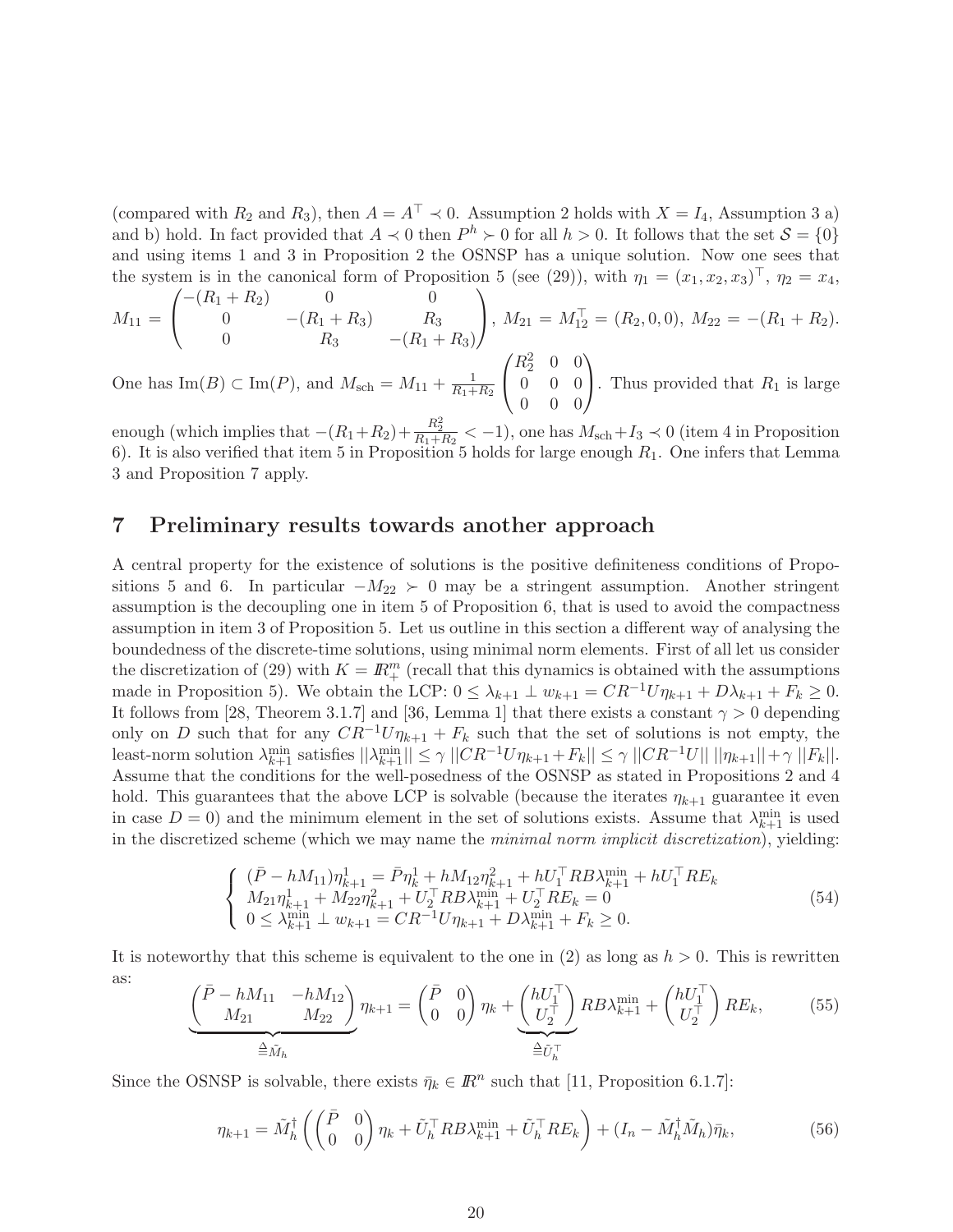(compared with $R_2$ and $R_3$), then $A = A^\top \prec 0$. Assumption 2 holds with $X = I_4$, Assumption 3 a) and b) hold. In fact provided that $A \prec 0$ then $P^h \succ 0$ for all $h > 0$. It follows that the set $\mathcal{S} = \{0\}$ and using items 1 and 3 in Proposition 2 the OSNSP has a unique solution. Now one sees that the system is in the canonical form of Proposition 5 (see (29)), with $\eta_1 = (x_1, x_2, x_3)^\top$, $\eta_2 = x_4$, $M_{11} = \begin{pmatrix} -(R_1+R_2) & 0 & 0 \\ 0 & -(R_1+R_3) & R_3 \\ 0 & R_3 & -(R_1+R_3) \end{pmatrix}$, $M_{21} = M_{12}^\top = (R_2, 0, 0)$, $M_{22} = -(R_1+R_2)$. One has $\mathrm{Im}(B) \subset \mathrm{Im}(P)$, and $M_{\mathrm{sch}} = M_{11} + \frac{1}{R_1+R_2}\begin{pmatrix} R_2^2 & 0 & 0 \\ 0 & 0 & 0 \\ 0 & 0 & 0 \end{pmatrix}$. Thus provided that $R_1$ is large enough (which implies that $-(R_1+R_2) + \frac{R_2^2}{R_1+R_2} < -1$), one has $M_{\mathrm{sch}} + I_3 \prec 0$ (item 4 in Proposition 6). It is also verified that item 5 in Proposition 5 holds for large enough $R_1$. One infers that Lemma 3 and Proposition 7 apply.

## 7 Preliminary results towards another approach

A central property for the existence of solutions is the positive definiteness conditions of Propositions 5 and 6. In particular $-M_{22} \succ 0$ may be a stringent assumption. Another stringent assumption is the decoupling one in item 5 of Proposition 6, that is used to avoid the compactness assumption in item 3 of Proposition 5. Let us outline in this section a different way of analysing the boundedness of the discrete-time solutions, using minimal norm elements. First of all let us consider the discretization of (29) with $K = \mathbb{R}^m_+$ (recall that this dynamics is obtained with the assumptions made in Proposition 5). We obtain the LCP: $0 \le \lambda_{k+1} \perp w_{k+1} = CR^{-1}U\eta_{k+1} + D\lambda_{k+1} + F_k \ge 0$. It follows from [28, Theorem 3.1.7] and [36, Lemma 1] that there exists a constant $\gamma > 0$ depending only on $D$ such that for any $CR^{-1}U\eta_{k+1} + F_k$ such that the set of solutions is not empty, the least-norm solution $\lambda^{\min}_{k+1}$ satisfies $||\lambda^{\min}_{k+1}|| \le \gamma\, ||CR^{-1}U\eta_{k+1} + F_k|| \le \gamma\, ||CR^{-1}U||\, ||\eta_{k+1}|| + \gamma\, ||F_k||$. Assume that the conditions for the well-posedness of the OSNSP as stated in Propositions 2 and 4 hold. This guarantees that the above LCP is solvable (because the iterates $\eta_{k+1}$ guarantee it even in case $D = 0$) and the minimum element in the set of solutions exists. Assume that $\lambda^{\min}_{k+1}$ is used in the discretized scheme (which we may name the *minimal norm implicit discretization*), yielding:

$$
\left\{
\begin{array}{l}
(\bar{P} - hM_{11})\eta^1_{k+1} = \bar{P}\eta^1_k + hM_{12}\eta^2_{k+1} + hU_1^\top RB\lambda^{\min}_{k+1} + hU_1^\top RE_k \\
M_{21}\eta^1_{k+1} + M_{22}\eta^2_{k+1} + U_2^\top RB\lambda^{\min}_{k+1} + U_2^\top RE_k = 0 \\
0 \le \lambda^{\min}_{k+1} \perp w_{k+1} = CR^{-1}U\eta_{k+1} + D\lambda^{\min}_{k+1} + F_k \ge 0.
\end{array}
\right.
\tag{54}
$$

It is noteworthy that this scheme is equivalent to the one in (2) as long as $h > 0$. This is rewritten as:

$$
\underbrace{\begin{pmatrix} \bar{P} - hM_{11} & -hM_{12} \\ M_{21} & M_{22} \end{pmatrix}}_{\triangleq \tilde{M}_h} \eta_{k+1} = \begin{pmatrix} \bar{P} & 0 \\ 0 & 0 \end{pmatrix}\eta_k + \underbrace{\begin{pmatrix} hU_1^\top \\ U_2^\top \end{pmatrix}}_{\triangleq \tilde{U}_h^\top} RB\lambda^{\min}_{k+1} + \begin{pmatrix} hU_1^\top \\ U_2^\top \end{pmatrix} RE_k,
\tag{55}
$$

Since the OSNSP is solvable, there exists $\bar{\eta}_k \in \mathbb{R}^n$ such that [11, Proposition 6.1.7]:

$$
\eta_{k+1} = \tilde{M}_h^\dagger\left(\begin{pmatrix} \bar{P} & 0 \\ 0 & 0 \end{pmatrix}\eta_k + \tilde{U}_h^\top RB\lambda^{\min}_{k+1} + \tilde{U}_h^\top RE_k\right) + (I_n - \tilde{M}_h^\dagger\tilde{M}_h)\bar{\eta}_k,
\tag{56}
$$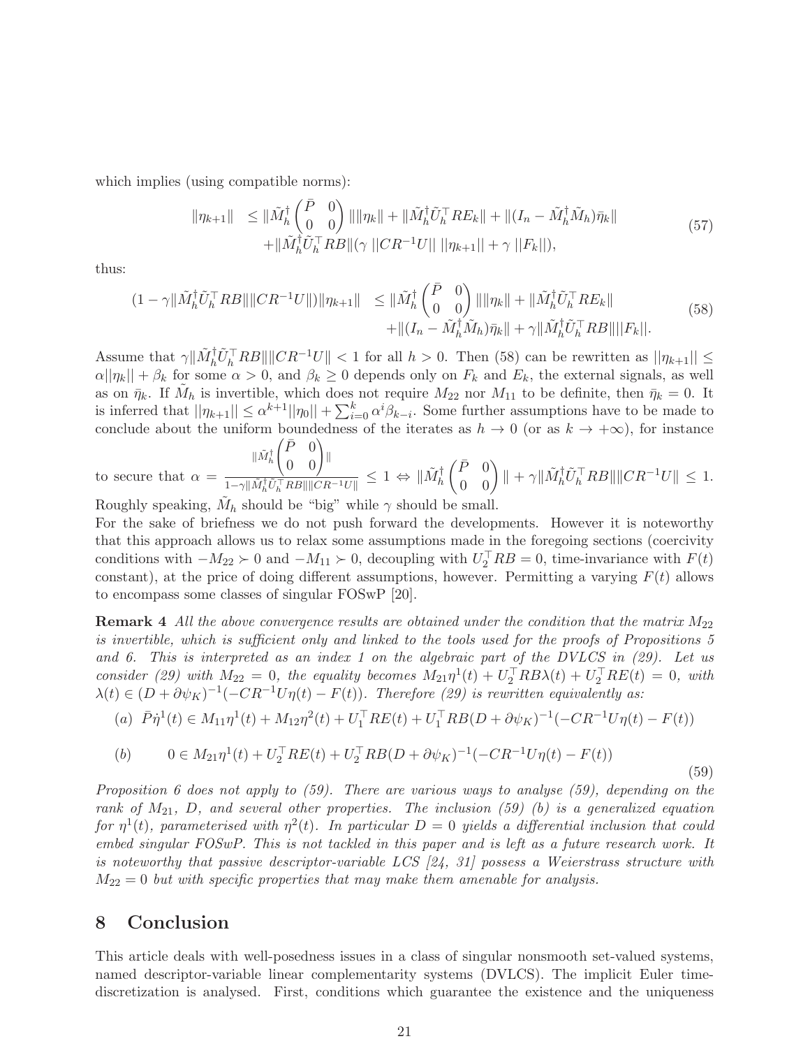which implies (using compatible norms):

$$
\begin{aligned}
\|\eta_{k+1}\| \;& \leq \|\tilde{M}_h^{\dagger}\begin{pmatrix}\bar{P} & 0\\ 0 & 0\end{pmatrix}\|\|\eta_k\| + \|\tilde{M}_h^{\dagger}\tilde{U}_h^{\top}RE_k\| + \|(I_n - \tilde{M}_h^{\dagger}\tilde{M}_h)\bar{\eta}_k\| \\
& + \|\tilde{M}_h^{\dagger}\tilde{U}_h^{\top}RB\|(\gamma\, ||CR^{-1}U||\, ||\eta_{k+1}|| + \gamma\, ||F_k||),
\end{aligned} \tag{57}
$$

thus:

$$
\begin{aligned}
(1-\gamma\|\tilde{M}_h^{\dagger}\tilde{U}_h^{\top}RB\|\|CR^{-1}U\|)\|\eta_{k+1}\| \;& \leq \|\tilde{M}_h^{\dagger}\begin{pmatrix}\bar{P} & 0\\ 0 & 0\end{pmatrix}\|\|\eta_k\| + \|\tilde{M}_h^{\dagger}\tilde{U}_h^{\top}RE_k\| \\
& + \|(I_n - \tilde{M}_h^{\dagger}\tilde{M}_h)\bar{\eta}_k\| + \gamma\|\tilde{M}_h^{\dagger}\tilde{U}_h^{\top}RB\|\|F_k\||.
\end{aligned} \tag{58}
$$

Assume that $\gamma\|\tilde{M}_h^{\dagger}\tilde{U}_h^{\top}RB\|\|CR^{-1}U\| < 1$ for all $h > 0$. Then (58) can be rewritten as $||\eta_{k+1}|| \leq \alpha||\eta_k|| + \beta_k$ for some $\alpha > 0$, and $\beta_k \geq 0$ depends only on $F_k$ and $E_k$, the external signals, as well as on $\bar{\eta}_k$. If $\tilde{M}_h$ is invertible, which does not require $M_{22}$ nor $M_{11}$ to be definite, then $\bar{\eta}_k = 0$. It is inferred that $||\eta_{k+1}|| \leq \alpha^{k+1}||\eta_0|| + \sum_{i=0}^{k}\alpha^i\beta_{k-i}$. Some further assumptions have to be made to conclude about the uniform boundedness of the iterates as $h \to 0$ (or as $k \to +\infty$), for instance to secure that $\alpha = \frac{\|\tilde{M}_h^{\dagger}\begin{pmatrix}\bar{P} & 0\\ 0 & 0\end{pmatrix}\|}{1-\gamma\|\tilde{M}_h^{\dagger}\tilde{U}_h^{\top}RB\|\|CR^{-1}U\|} \leq 1 \Leftrightarrow \|\tilde{M}_h^{\dagger}\begin{pmatrix}\bar{P} & 0\\ 0 & 0\end{pmatrix}\| + \gamma\|\tilde{M}_h^{\dagger}\tilde{U}_h^{\top}RB\|\|CR^{-1}U\| \leq 1$. Roughly speaking, $\tilde{M}_h$ should be "big" while $\gamma$ should be small.

For the sake of briefness we do not push forward the developments. However it is noteworthy that this approach allows us to relax some assumptions made in the foregoing sections (coercivity conditions with $-M_{22} \succ 0$ and $-M_{11} \succ 0$, decoupling with $U_2^{\top}RB = 0$, time-invariance with $F(t)$ constant), at the price of doing different assumptions, however. Permitting a varying $F(t)$ allows to encompass some classes of singular FOSwP [20].

**Remark 4** *All the above convergence results are obtained under the condition that the matrix $M_{22}$ is invertible, which is sufficient only and linked to the tools used for the proofs of Propositions 5 and 6. This is interpreted as an index 1 on the algebraic part of the DVLCS in (29). Let us consider (29) with $M_{22} = 0$, the equality becomes $M_{21}\eta^1(t) + U_2^{\top}RB\lambda(t) + U_2^{\top}RE(t) = 0$, with $\lambda(t) \in (D + \partial\psi_K)^{-1}(-CR^{-1}U\eta(t) - F(t))$. Therefore (29) is rewritten equivalently as:*

$$
\begin{aligned}
&(a)\;\; \bar{P}\dot{\eta}^1(t) \in M_{11}\eta^1(t) + M_{12}\eta^2(t) + U_1^{\top}RE(t) + U_1^{\top}RB(D+\partial\psi_K)^{-1}(-CR^{-1}U\eta(t) - F(t)) \\
&(b)\qquad\quad 0 \in M_{21}\eta^1(t) + U_2^{\top}RE(t) + U_2^{\top}RB(D+\partial\psi_K)^{-1}(-CR^{-1}U\eta(t) - F(t))
\end{aligned} \tag{59}
$$

*Proposition 6 does not apply to (59). There are various ways to analyse (59), depending on the rank of $M_{21}$, $D$, and several other properties. The inclusion (59) (b) is a generalized equation for $\eta^1(t)$, parameterised with $\eta^2(t)$. In particular $D = 0$ yields a differential inclusion that could embed singular FOSwP. This is not tackled in this paper and is left as a future research work. It is noteworthy that passive descriptor-variable LCS [24, 31] possess a Weierstrass structure with $M_{22} = 0$ but with specific properties that may make them amenable for analysis.*

# 8 Conclusion

This article deals with well-posedness issues in a class of singular nonsmooth set-valued systems, named descriptor-variable linear complementarity systems (DVLCS). The implicit Euler time-discretization is analysed. First, conditions which guarantee the existence and the uniqueness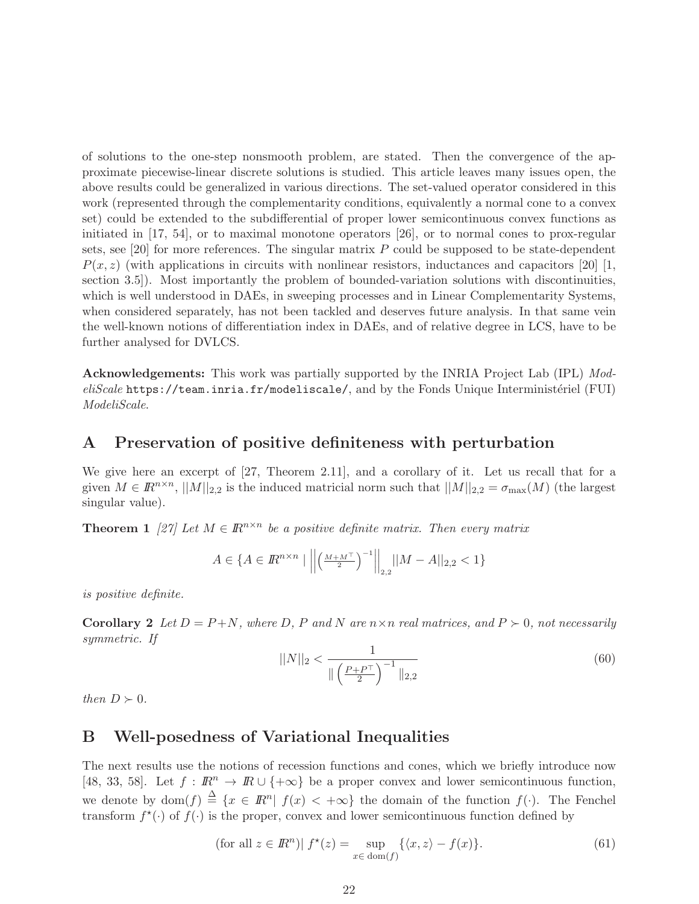of solutions to the one-step nonsmooth problem, are stated. Then the convergence of the approximate piecewise-linear discrete solutions is studied. This article leaves many issues open, the above results could be generalized in various directions. The set-valued operator considered in this work (represented through the complementarity conditions, equivalently a normal cone to a convex set) could be extended to the subdifferential of proper lower semicontinuous convex functions as initiated in [17, 54], or to maximal monotone operators [26], or to normal cones to prox-regular sets, see [20] for more references. The singular matrix $P$ could be supposed to be state-dependent $P(x, z)$ (with applications in circuits with nonlinear resistors, inductances and capacitors [20] [1, section 3.5]). Most importantly the problem of bounded-variation solutions with discontinuities, which is well understood in DAEs, in sweeping processes and in Linear Complementarity Systems, when considered separately, has not been tackled and deserves future analysis. In that same vein the well-known notions of differentiation index in DAEs, and of relative degree in LCS, have to be further analysed for DVLCS.

**Acknowledgements:** This work was partially supported by the INRIA Project Lab (IPL) *ModeliScale* https://team.inria.fr/modeliscale/, and by the Fonds Unique Interministériel (FUI) *ModeliScale*.

# A Preservation of positive definiteness with perturbation

We give here an excerpt of [27, Theorem 2.11], and a corollary of it. Let us recall that for a given $M \in \mathbb{R}^{n\times n}$, $||M||_{2,2}$ is the induced matricial norm such that $||M||_{2,2} = \sigma_{\max}(M)$ (the largest singular value).

**Theorem 1** *[27] Let $M \in \mathbb{R}^{n\times n}$ be a positive definite matrix. Then every matrix*

$$A \in \{A \in \mathbb{R}^{n\times n} \mid \left|\left|\left(\frac{M+M^\top}{2}\right)^{-1}\right|\right|_{2,2} ||M - A||_{2,2} < 1\}$$

*is positive definite.*

**Corollary 2** *Let $D = P+N$, where $D$, $P$ and $N$ are $n\times n$ real matrices, and $P \succ 0$, not necessarily symmetric. If*

$$||N||_2 < \frac{1}{\|\left(\frac{P+P^\top}{2}\right)^{-1}\|_{2,2}} \tag{60}$$

*then $D \succ 0$.*

# B Well-posedness of Variational Inequalities

The next results use the notions of recession functions and cones, which we briefly introduce now [48, 33, 58]. Let $f : \mathbb{R}^n \to \mathbb{R} \cup \{+\infty\}$ be a proper convex and lower semicontinuous function, we denote by $\mathrm{dom}(f) \stackrel{\Delta}{=} \{x \in \mathbb{R}^n \mid f(x) < +\infty\}$ the domain of the function $f(\cdot)$. The Fenchel transform $f^\star(\cdot)$ of $f(\cdot)$ is the proper, convex and lower semicontinuous function defined by

$$(\text{for all } z \in \mathbb{R}^n) \mid f^\star(z) = \sup_{x\in\, \mathrm{dom}(f)} \{\langle x, z\rangle - f(x)\}. \tag{61}$$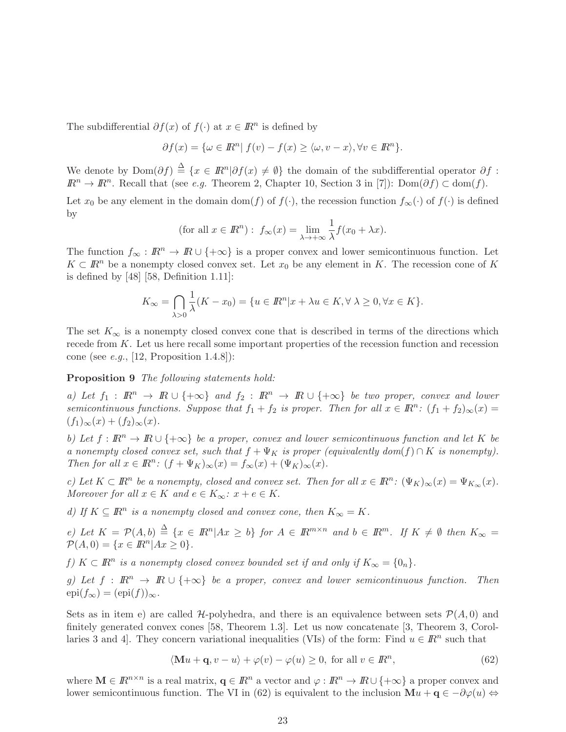The subdifferential $\partial f(x)$ of $f(\cdot)$ at $x \in I\!R^n$ is defined by

$$\partial f(x) = \{\omega \in I\!R^n |\ f(v) - f(x) \geq \langle \omega, v - x \rangle, \forall v \in I\!R^n\}.$$

We denote by $\mathrm{Dom}(\partial f) \stackrel{\Delta}{=} \{x \in I\!R^n | \partial f(x) \neq \emptyset\}$ the domain of the subdifferential operator $\partial f : I\!R^n \to I\!R^n$. Recall that (see *e.g.* Theorem 2, Chapter 10, Section 3 in [7]): $\mathrm{Dom}(\partial f) \subset \mathrm{dom}(f)$.

Let $x_0$ be any element in the domain $\mathrm{dom}(f)$ of $f(\cdot)$, the recession function $f_\infty(\cdot)$ of $f(\cdot)$ is defined by

$$(\text{for all } x \in I\!R^n):\ f_\infty(x) = \lim_{\lambda \to +\infty} \frac{1}{\lambda} f(x_0 + \lambda x).$$

The function $f_\infty : I\!R^n \to I\!R \cup \{+\infty\}$ is a proper convex and lower semicontinuous function. Let $K \subset I\!R^n$ be a nonempty closed convex set. Let $x_0$ be any element in $K$. The recession cone of $K$ is defined by [48] [58, Definition 1.11]:

$$K_\infty = \bigcap_{\lambda > 0} \frac{1}{\lambda}(K - x_0) = \{u \in I\!R^n | x + \lambda u \in K, \forall\ \lambda \geq 0, \forall x \in K\}.$$

The set $K_\infty$ is a nonempty closed convex cone that is described in terms of the directions which recede from $K$. Let us here recall some important properties of the recession function and recession cone (see *e.g.*, [12, Proposition 1.4.8]):

**Proposition 9** *The following statements hold:*

*a) Let $f_1 : I\!R^n \to I\!R \cup \{+\infty\}$ and $f_2 : I\!R^n \to I\!R \cup \{+\infty\}$ be two proper, convex and lower semicontinuous functions. Suppose that $f_1 + f_2$ is proper. Then for all $x \in I\!R^n$: $(f_1 + f_2)_\infty(x) = (f_1)_\infty(x) + (f_2)_\infty(x)$.*

*b) Let $f : I\!R^n \to I\!R \cup \{+\infty\}$ be a proper, convex and lower semicontinuous function and let $K$ be a nonempty closed convex set, such that $f + \Psi_K$ is proper (equivalently $dom(f) \cap K$ is nonempty). Then for all $x \in I\!R^n$: $(f + \Psi_K)_\infty(x) = f_\infty(x) + (\Psi_K)_\infty(x)$.*

*c) Let $K \subset I\!R^n$ be a nonempty, closed and convex set. Then for all $x \in I\!R^n$: $(\Psi_K)_\infty(x) = \Psi_{K_\infty}(x)$. Moreover for all $x \in K$ and $e \in K_\infty$: $x + e \in K$.*

*d) If $K \subseteq I\!R^n$ is a nonempty closed and convex cone, then $K_\infty = K$.*

*e) Let $K = \mathcal{P}(A, b) \stackrel{\Delta}{=} \{x \in I\!R^n | Ax \geq b\}$ for $A \in I\!R^{m \times n}$ and $b \in I\!R^m$. If $K \neq \emptyset$ then $K_\infty = \mathcal{P}(A, 0) = \{x \in I\!R^n | Ax \geq 0\}$.*

*f) $K \subset I\!R^n$ is a nonempty closed convex bounded set if and only if $K_\infty = \{0_n\}$.*

*g) Let $f : I\!R^n \to I\!R \cup \{+\infty\}$ be a proper, convex and lower semicontinuous function. Then $\mathrm{epi}(f_\infty) = (\mathrm{epi}(f))_\infty$.*

Sets as in item e) are called $\mathcal{H}$-polyhedra, and there is an equivalence between sets $\mathcal{P}(A, 0)$ and finitely generated convex cones [58, Theorem 1.3]. Let us now concatenate [3, Theorem 3, Corollaries 3 and 4]. They concern variational inequalities (VIs) of the form: Find $u \in I\!R^n$ such that

$$\langle \mathbf{M}u + \mathbf{q}, v - u \rangle + \varphi(v) - \varphi(u) \geq 0, \text{ for all } v \in I\!R^n, \tag{62}$$

where $\mathbf{M} \in I\!R^{n \times n}$ is a real matrix, $\mathbf{q} \in I\!R^n$ a vector and $\varphi : I\!R^n \to I\!R \cup \{+\infty\}$ a proper convex and lower semicontinuous function. The VI in (62) is equivalent to the inclusion $\mathbf{M}u + \mathbf{q} \in -\partial\varphi(u) \Leftrightarrow$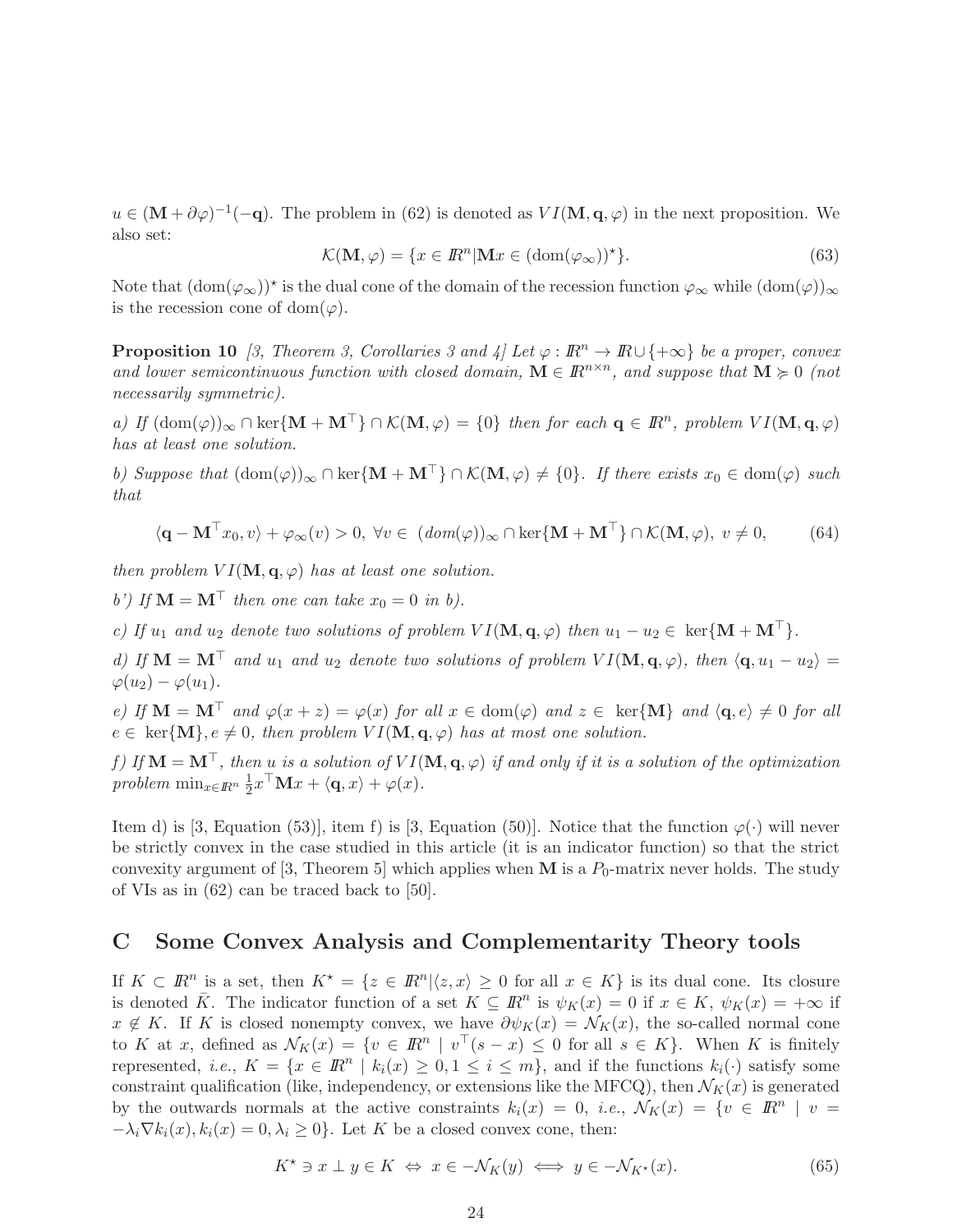$u \in (\mathbf{M} + \partial\varphi)^{-1}(-\mathbf{q})$. The problem in (62) is denoted as $VI(\mathbf{M}, \mathbf{q}, \varphi)$ in the next proposition. We also set:

$$\mathcal{K}(\mathbf{M}, \varphi) = \{x \in I\!\!R^n | \mathbf{M}x \in (\mathrm{dom}(\varphi_\infty))^\star\}. \tag{63}$$

Note that $(\mathrm{dom}(\varphi_\infty))^\star$ is the dual cone of the domain of the recession function $\varphi_\infty$ while $(\mathrm{dom}(\varphi))_\infty$ is the recession cone of $\mathrm{dom}(\varphi)$.

**Proposition 10** *[3, Theorem 3, Corollaries 3 and 4] Let $\varphi : I\!\!R^n \to I\!\!R \cup \{+\infty\}$ be a proper, convex and lower semicontinuous function with closed domain, $\mathbf{M} \in I\!\!R^{n\times n}$, and suppose that $\mathbf{M} \succcurlyeq 0$ (not necessarily symmetric).*

*a) If $(\mathrm{dom}(\varphi))_\infty \cap \ker\{\mathbf{M} + \mathbf{M}^\top\} \cap \mathcal{K}(\mathbf{M}, \varphi) = \{0\}$ then for each $\mathbf{q} \in I\!\!R^n$, problem $VI(\mathbf{M}, \mathbf{q}, \varphi)$ has at least one solution.*

*b) Suppose that $(\mathrm{dom}(\varphi))_\infty \cap \ker\{\mathbf{M} + \mathbf{M}^\top\} \cap \mathcal{K}(\mathbf{M}, \varphi) \neq \{0\}$. If there exists $x_0 \in \mathrm{dom}(\varphi)$ such that*

$$\langle \mathbf{q} - \mathbf{M}^\top x_0, v\rangle + \varphi_\infty(v) > 0, \ \forall v \in \ (dom(\varphi))_\infty \cap \ker\{\mathbf{M} + \mathbf{M}^\top\} \cap \mathcal{K}(\mathbf{M}, \varphi), \ v \neq 0, \tag{64}$$

*then problem $VI(\mathbf{M}, \mathbf{q}, \varphi)$ has at least one solution.*

*b') If $\mathbf{M} = \mathbf{M}^\top$ then one can take $x_0 = 0$ in b).*

*c) If $u_1$ and $u_2$ denote two solutions of problem $VI(\mathbf{M}, \mathbf{q}, \varphi)$ then $u_1 - u_2 \in \ \ker\{\mathbf{M} + \mathbf{M}^\top\}$.*

*d) If $\mathbf{M} = \mathbf{M}^\top$ and $u_1$ and $u_2$ denote two solutions of problem $VI(\mathbf{M}, \mathbf{q}, \varphi)$, then $\langle \mathbf{q}, u_1 - u_2\rangle = \varphi(u_2) - \varphi(u_1)$.*

*e) If $\mathbf{M} = \mathbf{M}^\top$ and $\varphi(x + z) = \varphi(x)$ for all $x \in \mathrm{dom}(\varphi)$ and $z \in \ \ker\{\mathbf{M}\}$ and $\langle \mathbf{q}, e\rangle \neq 0$ for all $e \in \ \ker\{\mathbf{M}\}, e \neq 0$, then problem $VI(\mathbf{M}, \mathbf{q}, \varphi)$ has at most one solution.*

*f) If $\mathbf{M} = \mathbf{M}^\top$, then $u$ is a solution of $VI(\mathbf{M}, \mathbf{q}, \varphi)$ if and only if it is a solution of the optimization problem $\min_{x\in I\!\!R^n} \frac{1}{2}x^\top \mathbf{M}x + \langle \mathbf{q}, x\rangle + \varphi(x)$.*

Item d) is [3, Equation (53)], item f) is [3, Equation (50)]. Notice that the function $\varphi(\cdot)$ will never be strictly convex in the case studied in this article (it is an indicator function) so that the strict convexity argument of [3, Theorem 5] which applies when $\mathbf{M}$ is a $P_0$-matrix never holds. The study of VIs as in (62) can be traced back to [50].

# C Some Convex Analysis and Complementarity Theory tools

If $K \subset I\!\!R^n$ is a set, then $K^\star = \{z \in I\!\!R^n | \langle z, x\rangle \geq 0$ for all $x \in K\}$ is its dual cone. Its closure is denoted $\bar{K}$. The indicator function of a set $K \subseteq I\!\!R^n$ is $\psi_K(x) = 0$ if $x \in K$, $\psi_K(x) = +\infty$ if $x \notin K$. If $K$ is closed nonempty convex, we have $\partial\psi_K(x) = \mathcal{N}_K(x)$, the so-called normal cone to $K$ at $x$, defined as $\mathcal{N}_K(x) = \{v \in I\!\!R^n \mid v^\top(s - x) \leq 0$ for all $s \in K\}$. When $K$ is finitely represented, *i.e.*, $K = \{x \in I\!\!R^n \mid k_i(x) \geq 0, 1 \leq i \leq m\}$, and if the functions $k_i(\cdot)$ satisfy some constraint qualification (like, independency, or extensions like the MFCQ), then $\mathcal{N}_K(x)$ is generated by the outwards normals at the active constraints $k_i(x) = 0$, *i.e.*, $\mathcal{N}_K(x) = \{v \in I\!\!R^n \mid v = -\lambda_i\nabla k_i(x), k_i(x) = 0, \lambda_i \geq 0\}$. Let $K$ be a closed convex cone, then:

$$K^\star \ni x \perp y \in K \ \Leftrightarrow \ x \in -\mathcal{N}_K(y) \iff y \in -\mathcal{N}_{K^\star}(x). \tag{65}$$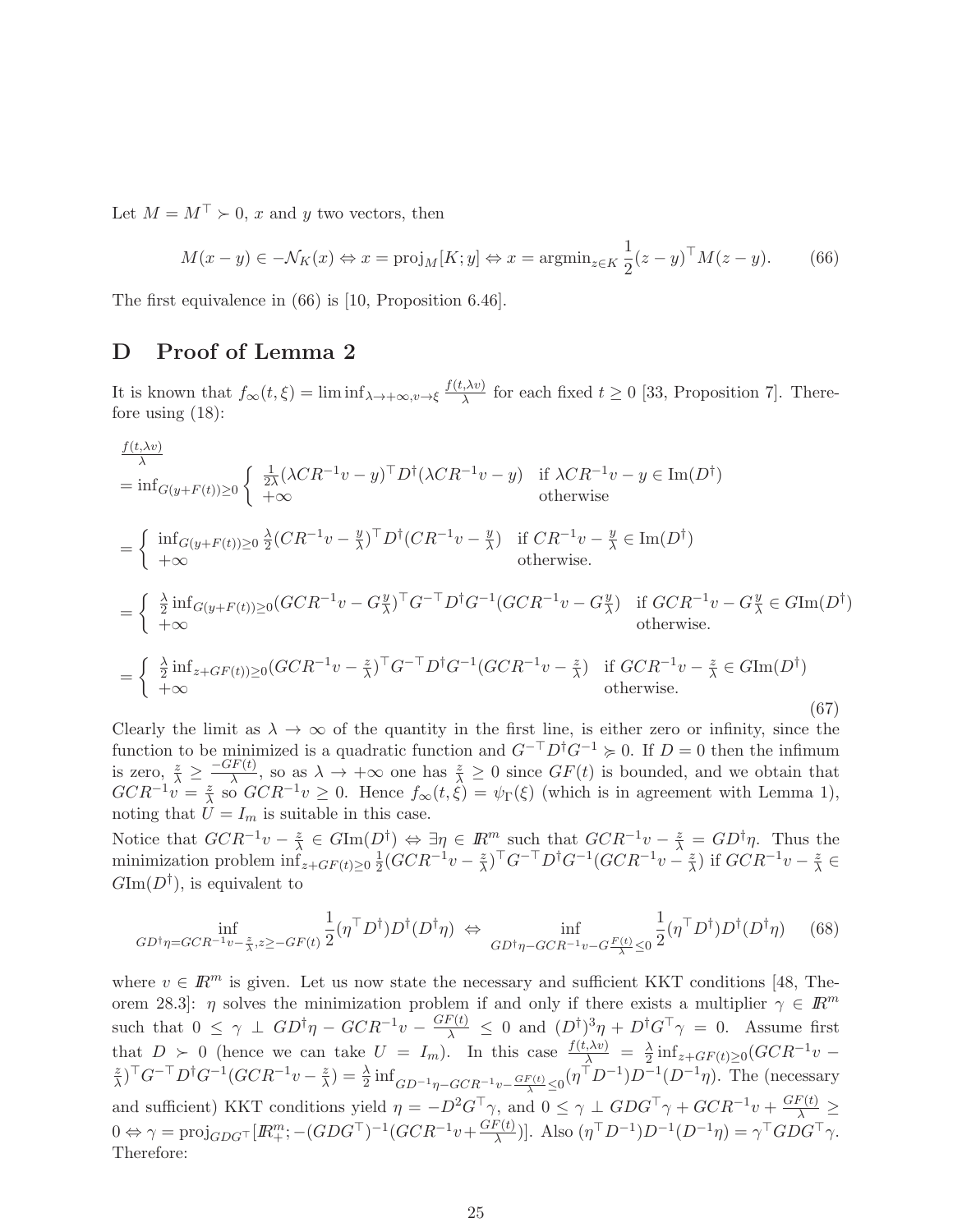Let $M = M^\top \succ 0$, $x$ and $y$ two vectors, then

$$M(x-y) \in -\mathcal{N}_K(x) \Leftrightarrow x = \mathrm{proj}_M[K;y] \Leftrightarrow x = \mathrm{argmin}_{z\in K} \frac{1}{2}(z-y)^\top M(z-y). \qquad (66)$$

The first equivalence in (66) is [10, Proposition 6.46].

## D Proof of Lemma 2

It is known that $f_\infty(t,\xi) = \liminf_{\lambda\to+\infty, v\to\xi} \frac{f(t,\lambda v)}{\lambda}$ for each fixed $t \geq 0$ [33, Proposition 7]. Therefore using (18):

$$\begin{aligned}
&\frac{f(t,\lambda v)}{\lambda} \\
&= \inf_{G(y+F(t))\geq 0} \begin{cases} \frac{1}{2\lambda}(\lambda CR^{-1}v - y)^\top D^\dagger(\lambda CR^{-1}v - y) & \text{if } \lambda CR^{-1}v - y \in \mathrm{Im}(D^\dagger) \\ +\infty & \text{otherwise} \end{cases} \\
&= \begin{cases} \inf_{G(y+F(t))\geq 0} \frac{\lambda}{2}(CR^{-1}v - \frac{y}{\lambda})^\top D^\dagger(CR^{-1}v - \frac{y}{\lambda}) & \text{if } CR^{-1}v - \frac{y}{\lambda} \in \mathrm{Im}(D^\dagger) \\ +\infty & \text{otherwise.} \end{cases} \\
&= \begin{cases} \frac{\lambda}{2}\inf_{G(y+F(t))\geq 0}(GCR^{-1}v - G\frac{y}{\lambda})^\top G^{-\top}D^\dagger G^{-1}(GCR^{-1}v - G\frac{y}{\lambda}) & \text{if } GCR^{-1}v - G\frac{y}{\lambda} \in G\mathrm{Im}(D^\dagger) \\ +\infty & \text{otherwise.} \end{cases} \\
&= \begin{cases} \frac{\lambda}{2}\inf_{z+GF(t))\geq 0}(GCR^{-1}v - \frac{z}{\lambda})^\top G^{-\top}D^\dagger G^{-1}(GCR^{-1}v - \frac{z}{\lambda}) & \text{if } GCR^{-1}v - \frac{z}{\lambda} \in G\mathrm{Im}(D^\dagger) \\ +\infty & \text{otherwise.} \end{cases}
\end{aligned} \qquad (67)$$

Clearly the limit as $\lambda \to \infty$ of the quantity in the first line, is either zero or infinity, since the function to be minimized is a quadratic function and $G^{-\top}D^\dagger G^{-1} \succcurlyeq 0$. If $D = 0$ then the infimum is zero, $\frac{z}{\lambda} \geq \frac{-GF(t)}{\lambda}$, so as $\lambda \to +\infty$ one has $\frac{z}{\lambda} \geq 0$ since $GF(t)$ is bounded, and we obtain that $GCR^{-1}v = \frac{z}{\lambda}$ so $GCR^{-1}v \geq 0$. Hence $f_\infty(t,\xi) = \psi_\Gamma(\xi)$ (which is in agreement with Lemma 1), noting that $U = I_m$ is suitable in this case.

Notice that $GCR^{-1}v - \frac{z}{\lambda} \in G\mathrm{Im}(D^\dagger) \Leftrightarrow \exists \eta \in \mathbb{R}^m$ such that $GCR^{-1}v - \frac{z}{\lambda} = GD^\dagger\eta$. Thus the minimization problem $\inf_{z+GF(t)\geq 0} \frac{1}{2}(GCR^{-1}v - \frac{z}{\lambda})^\top G^{-\top}D^\dagger G^{-1}(GCR^{-1}v - \frac{z}{\lambda})$ if $GCR^{-1}v - \frac{z}{\lambda} \in G\mathrm{Im}(D^\dagger)$, is equivalent to

$$\inf_{GD^\dagger\eta = GCR^{-1}v - \frac{z}{\lambda}, z\geq -GF(t)} \frac{1}{2}(\eta^\top D^\dagger)D^\dagger(D^\dagger\eta) \Leftrightarrow \inf_{GD^\dagger\eta - GCR^{-1}v - G\frac{F(t)}{\lambda} \leq 0} \frac{1}{2}(\eta^\top D^\dagger)D^\dagger(D^\dagger\eta) \qquad (68)$$

where $v \in \mathbb{R}^m$ is given. Let us now state the necessary and sufficient KKT conditions [48, Theorem 28.3]: $\eta$ solves the minimization problem if and only if there exists a multiplier $\gamma \in \mathbb{R}^m$ such that $0 \leq \gamma \perp GD^\dagger\eta - GCR^{-1}v - \frac{GF(t)}{\lambda} \leq 0$ and $(D^\dagger)^3\eta + D^\dagger G^\top\gamma = 0$. Assume first that $D \succ 0$ (hence we can take $U = I_m$). In this case $\frac{f(t,\lambda v)}{\lambda} = \frac{\lambda}{2}\inf_{z+GF(t)\geq 0}(GCR^{-1}v - \frac{z}{\lambda})^\top G^{-\top}D^\dagger G^{-1}(GCR^{-1}v - \frac{z}{\lambda}) = \frac{\lambda}{2}\inf_{GD^{-1}\eta - GCR^{-1}v - \frac{GF(t)}{\lambda}\leq 0}(\eta^\top D^{-1})D^{-1}(D^{-1}\eta)$. The (necessary and sufficient) KKT conditions yield $\eta = -D^2G^\top\gamma$, and $0 \leq \gamma \perp GDG^\top\gamma + GCR^{-1}v + \frac{GF(t)}{\lambda} \geq 0 \Leftrightarrow \gamma = \mathrm{proj}_{GDG^\top}[\mathbb{R}^m_+; -(GDG^\top)^{-1}(GCR^{-1}v + \frac{GF(t)}{\lambda})]$. Also $(\eta^\top D^{-1})D^{-1}(D^{-1}\eta) = \gamma^\top GDG^\top\gamma$. Therefore: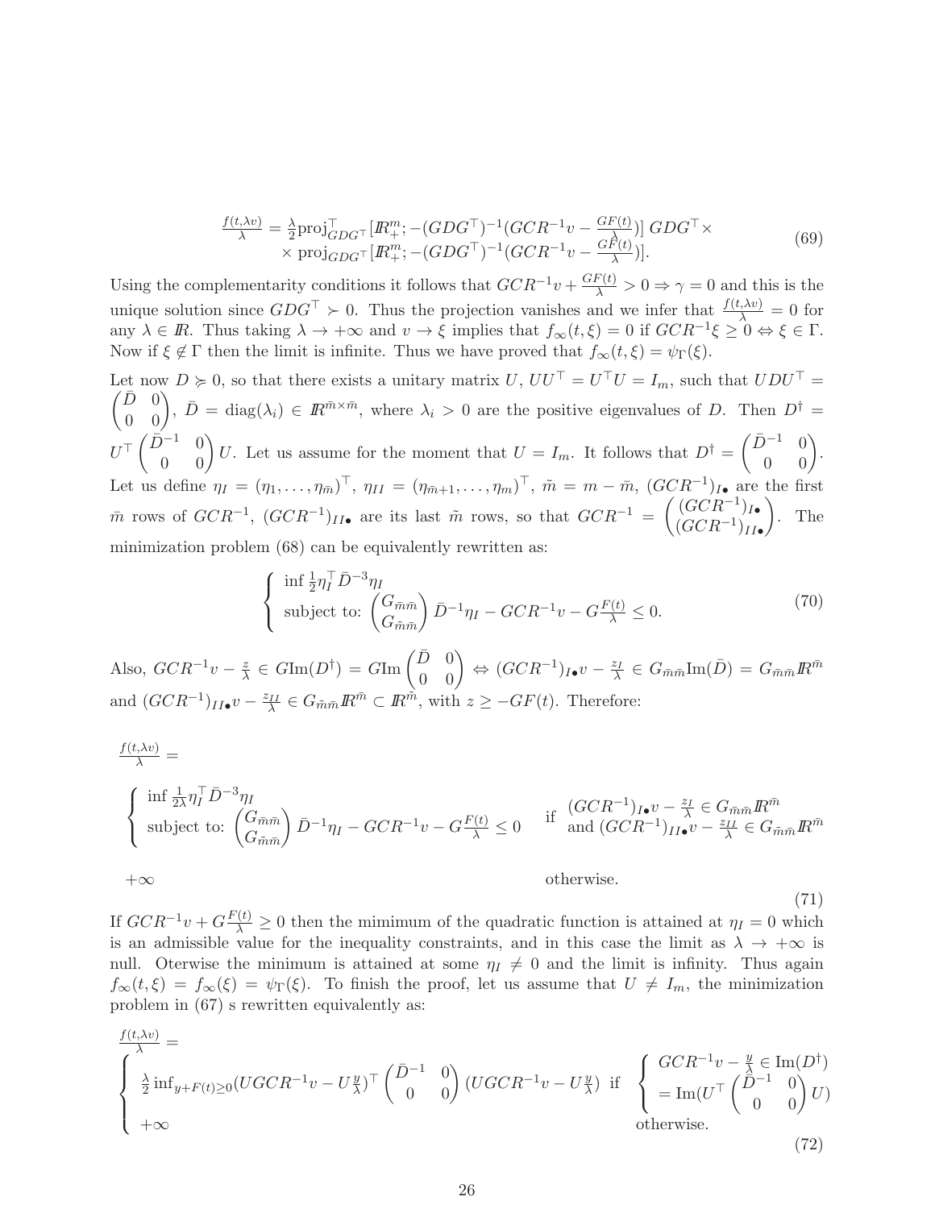$$\frac{f(t,\lambda v)}{\lambda} = \frac{\lambda}{2}\mathrm{proj}^{\top}_{GDG^{\top}}[\mathbb{R}^m_+; -(GDG^{\top})^{-1}(GCR^{-1}v - \frac{GF(t)}{\lambda})]\; GDG^{\top} \times \\ \times\, \mathrm{proj}_{GDG^{\top}}[\mathbb{R}^m_+; -(GDG^{\top})^{-1}(GCR^{-1}v - \frac{GF(t)}{\lambda})]. \tag{69}$$

Using the complementarity conditions it follows that $GCR^{-1}v + \frac{GF(t)}{\lambda} > 0 \Rightarrow \gamma = 0$ and this is the unique solution since $GDG^{\top} \succ 0$. Thus the projection vanishes and we infer that $\frac{f(t,\lambda v)}{\lambda} = 0$ for any $\lambda \in \mathbb{R}$. Thus taking $\lambda \to +\infty$ and $v \to \xi$ implies that $f_\infty(t,\xi) = 0$ if $GCR^{-1}\xi \geq 0 \Leftrightarrow \xi \in \Gamma$. Now if $\xi \notin \Gamma$ then the limit is infinite. Thus we have proved that $f_\infty(t,\xi) = \psi_\Gamma(\xi)$.

Let now $D \not\succ 0$, so that there exists a unitary matrix $U$, $UU^{\top} = U^{\top}U = I_m$, such that $UDU^{\top} = \begin{pmatrix} \bar{D} & 0 \\ 0 & 0 \end{pmatrix}$, $\bar{D} = \mathrm{diag}(\lambda_i) \in \mathbb{R}^{\bar{m}\times\bar{m}}$, where $\lambda_i > 0$ are the positive eigenvalues of $D$. Then $D^{\dagger} = U^{\top}\begin{pmatrix} \bar{D}^{-1} & 0 \\ 0 & 0 \end{pmatrix}U$. Let us assume for the moment that $U = I_m$. It follows that $D^{\dagger} = \begin{pmatrix} \bar{D}^{-1} & 0 \\ 0 & 0 \end{pmatrix}$. Let us define $\eta_I = (\eta_1, \ldots, \eta_{\bar{m}})^{\top}$, $\eta_{II} = (\eta_{\bar{m}+1}, \ldots, \eta_m)^{\top}$, $\tilde{m} = m - \bar{m}$, $(GCR^{-1})_{I\bullet}$ are the first $\bar{m}$ rows of $GCR^{-1}$, $(GCR^{-1})_{II\bullet}$ are its last $\tilde{m}$ rows, so that $GCR^{-1} = \begin{pmatrix} (GCR^{-1})_{I\bullet} \\ (GCR^{-1})_{II\bullet} \end{pmatrix}$. The minimization problem (68) can be equivalently rewritten as:

$$\left\{ \begin{array}{l} \inf \frac{1}{2}\eta_I^{\top}\bar{D}^{-3}\eta_I \\ \text{subject to: } \begin{pmatrix} G_{\bar{m}\bar{m}} \\ G_{\tilde{m}\bar{m}} \end{pmatrix}\bar{D}^{-1}\eta_I - GCR^{-1}v - G\frac{F(t)}{\lambda} \leq 0. \end{array} \right. \tag{70}$$

Also, $GCR^{-1}v - \frac{z}{\lambda} \in G\mathrm{Im}(D^{\dagger}) = G\mathrm{Im}\begin{pmatrix} \bar{D} & 0 \\ 0 & 0 \end{pmatrix} \Leftrightarrow (GCR^{-1})_{I\bullet}v - \frac{z_I}{\lambda} \in G_{\bar{m}\bar{m}}\mathrm{Im}(\bar{D}) = G_{\bar{m}\bar{m}}\mathbb{R}^{\bar{m}}$ and $(GCR^{-1})_{II\bullet}v - \frac{z_{II}}{\lambda} \in G_{\tilde{m}\bar{m}}\mathbb{R}^{\bar{m}} \subset \mathbb{R}^{\tilde{m}}$, with $z \geq -GF(t)$. Therefore:

$$\frac{f(t,\lambda v)}{\lambda} = \\ \left\{ \begin{array}{ll} \begin{array}{l} \inf \frac{1}{2\lambda}\eta_I^{\top}\bar{D}^{-3}\eta_I \\ \text{subject to: } \begin{pmatrix} G_{\bar{m}\bar{m}} \\ G_{\tilde{m}\bar{m}} \end{pmatrix}\bar{D}^{-1}\eta_I - GCR^{-1}v - G\frac{F(t)}{\lambda} \leq 0 \end{array} & \text{if } \begin{array}{l} (GCR^{-1})_{I\bullet}v - \frac{z_I}{\lambda} \in G_{\bar{m}\bar{m}}\mathbb{R}^{\bar{m}} \\ \text{and } (GCR^{-1})_{II\bullet}v - \frac{z_{II}}{\lambda} \in G_{\tilde{m}\bar{m}}\mathbb{R}^{\bar{m}} \end{array} \\ +\infty & \text{otherwise.} \end{array} \right. \tag{71}$$

If $GCR^{-1}v + G\frac{F(t)}{\lambda} \geq 0$ then the mimimum of the quadratic function is attained at $\eta_I = 0$ which is an admissible value for the inequality constraints, and in this case the limit as $\lambda \to +\infty$ is null. Oterwise the minimum is attained at some $\eta_I \neq 0$ and the limit is infinity. Thus again $f_\infty(t,\xi) = f_\infty(\xi) = \psi_\Gamma(\xi)$. To finish the proof, let us assume that $U \neq I_m$, the minimization problem in (67) s rewritten equivalently as:

$$\frac{f(t,\lambda v)}{\lambda} = \\ \left\{ \begin{array}{ll} \frac{\lambda}{2}\inf_{y+F(t)\geq 0}(UGCR^{-1}v - U\frac{y}{\lambda})^{\top}\begin{pmatrix} \bar{D}^{-1} & 0 \\ 0 & 0 \end{pmatrix}(UGCR^{-1}v - U\frac{y}{\lambda}) & \text{if } \left\{ \begin{array}{l} GCR^{-1}v - \frac{y}{\lambda} \in \mathrm{Im}(D^{\dagger}) \\ = \mathrm{Im}(U^{\top}\begin{pmatrix} \bar{D}^{-1} & 0 \\ 0 & 0 \end{pmatrix}U) \end{array} \right. \\ +\infty & \text{otherwise.} \end{array} \right. \tag{72}$$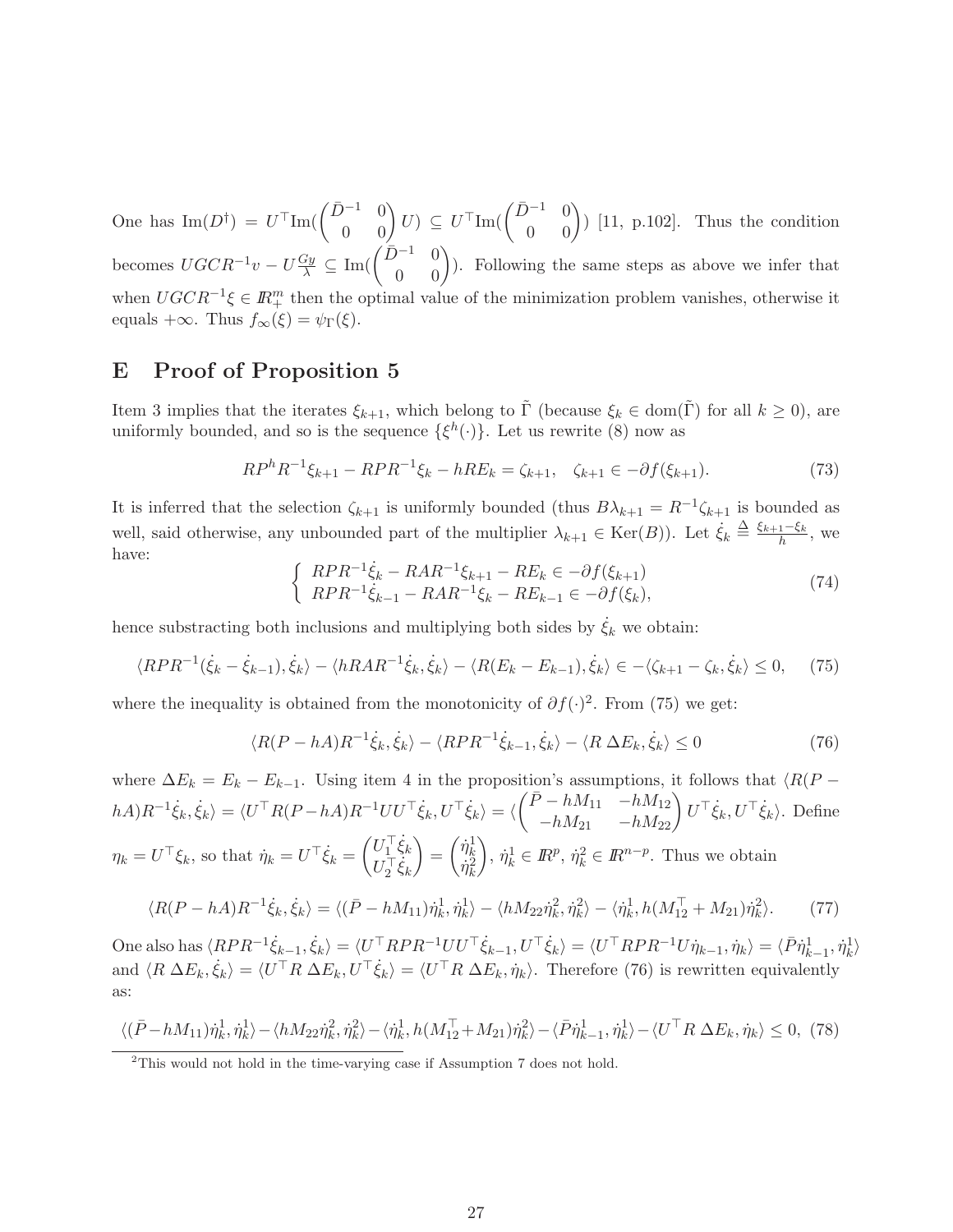One has $\mathrm{Im}(D^\dagger) = U^\top \mathrm{Im}(\begin{pmatrix} \bar{D}^{-1} & 0 \\ 0 & 0 \end{pmatrix} U) \subseteq U^\top \mathrm{Im}(\begin{pmatrix} \bar{D}^{-1} & 0 \\ 0 & 0 \end{pmatrix})$ [11, p.102]. Thus the condition becomes $UGCR^{-1}v - U\frac{Gy}{\lambda} \subseteq \mathrm{Im}(\begin{pmatrix} \bar{D}^{-1} & 0 \\ 0 & 0 \end{pmatrix})$. Following the same steps as above we infer that when $UGCR^{-1}\xi \in I\!R^m_+$ then the optimal value of the minimization problem vanishes, otherwise it equals $+\infty$. Thus $f_\infty(\xi) = \psi_\Gamma(\xi)$.

# E Proof of Proposition 5

Item 3 implies that the iterates $\xi_{k+1}$, which belong to $\tilde{\Gamma}$ (because $\xi_k \in \mathrm{dom}(\tilde{\Gamma})$ for all $k \geq 0$), are uniformly bounded, and so is the sequence $\{\xi^h(\cdot)\}$. Let us rewrite (8) now as

$$RP^hR^{-1}\xi_{k+1} - RPR^{-1}\xi_k - hRE_k = \zeta_{k+1}, \quad \zeta_{k+1} \in -\partial f(\xi_{k+1}). \tag{73}$$

It is inferred that the selection $\zeta_{k+1}$ is uniformly bounded (thus $B\lambda_{k+1} = R^{-1}\zeta_{k+1}$ is bounded as well, said otherwise, any unbounded part of the multiplier $\lambda_{k+1} \in \mathrm{Ker}(B)$). Let $\dot{\xi}_k \stackrel{\Delta}{=} \frac{\xi_{k+1}-\xi_k}{h}$, we have:

$$\begin{cases} RPR^{-1}\dot{\xi}_k - RAR^{-1}\xi_{k+1} - RE_k \in -\partial f(\xi_{k+1}) \\ RPR^{-1}\dot{\xi}_{k-1} - RAR^{-1}\xi_k - RE_{k-1} \in -\partial f(\xi_k), \end{cases} \tag{74}$$

hence substracting both inclusions and multiplying both sides by $\dot{\xi}_k$ we obtain:

$$\langle RPR^{-1}(\dot{\xi}_k - \dot{\xi}_{k-1}), \dot{\xi}_k\rangle - \langle hRAR^{-1}\dot{\xi}_k, \dot{\xi}_k\rangle - \langle R(E_k - E_{k-1}), \dot{\xi}_k\rangle \in -\langle \zeta_{k+1} - \zeta_k, \dot{\xi}_k\rangle \leq 0, \tag{75}$$

where the inequality is obtained from the monotonicity of $\partial f(\cdot)$[2]. From (75) we get:

$$\langle R(P - hA)R^{-1}\dot{\xi}_k, \dot{\xi}_k\rangle - \langle RPR^{-1}\dot{\xi}_{k-1}, \dot{\xi}_k\rangle - \langle R\,\Delta E_k, \dot{\xi}_k\rangle \leq 0 \tag{76}$$

where $\Delta E_k = E_k - E_{k-1}$. Using item 4 in the proposition's assumptions, it follows that $\langle R(P - hA)R^{-1}\dot{\xi}_k, \dot{\xi}_k\rangle = \langle U^\top R(P - hA)R^{-1}UU^\top\dot{\xi}_k, U^\top\dot{\xi}_k\rangle = \langle \begin{pmatrix} \bar{P} - hM_{11} & -hM_{12} \\ -hM_{21} & -hM_{22} \end{pmatrix} U^\top\dot{\xi}_k, U^\top\dot{\xi}_k\rangle$. Define $\eta_k = U^\top\xi_k$, so that $\dot{\eta}_k = U^\top\dot{\xi}_k = \begin{pmatrix} U_1^\top\dot{\xi}_k \\ U_2^\top\dot{\xi}_k \end{pmatrix} = \begin{pmatrix} \dot{\eta}_k^1 \\ \dot{\eta}_k^2 \end{pmatrix}$, $\dot{\eta}_k^1 \in I\!R^p$, $\dot{\eta}_k^2 \in I\!R^{n-p}$. Thus we obtain

$$\langle R(P - hA)R^{-1}\dot{\xi}_k, \dot{\xi}_k\rangle = \langle(\bar{P} - hM_{11})\dot{\eta}_k^1, \dot{\eta}_k^1\rangle - \langle hM_{22}\dot{\eta}_k^2, \dot{\eta}_k^2\rangle - \langle \dot{\eta}_k^1, h(M_{12}^\top + M_{21})\dot{\eta}_k^2\rangle. \tag{77}$$

One also has $\langle RPR^{-1}\dot{\xi}_{k-1}, \dot{\xi}_k\rangle = \langle U^\top RPR^{-1}UU^\top\dot{\xi}_{k-1}, U^\top\dot{\xi}_k\rangle = \langle U^\top RPR^{-1}U\dot{\eta}_{k-1}, \dot{\eta}_k\rangle = \langle \bar{P}\dot{\eta}_{k-1}^1, \dot{\eta}_k^1\rangle$ and $\langle R\,\Delta E_k, \dot{\xi}_k\rangle = \langle U^\top R\,\Delta E_k, U^\top\dot{\xi}_k\rangle = \langle U^\top R\,\Delta E_k, \dot{\eta}_k\rangle$. Therefore (76) is rewritten equivalently as:

$$\langle(\bar{P} - hM_{11})\dot{\eta}_k^1, \dot{\eta}_k^1\rangle - \langle hM_{22}\dot{\eta}_k^2, \dot{\eta}_k^2\rangle - \langle \dot{\eta}_k^1, h(M_{12}^\top + M_{21})\dot{\eta}_k^2\rangle - \langle \bar{P}\dot{\eta}_{k-1}^1, \dot{\eta}_k^1\rangle - \langle U^\top R\,\Delta E_k, \dot{\eta}_k\rangle \leq 0, \tag{78}$$

[2] This would not hold in the time-varying case if Assumption 7 does not hold.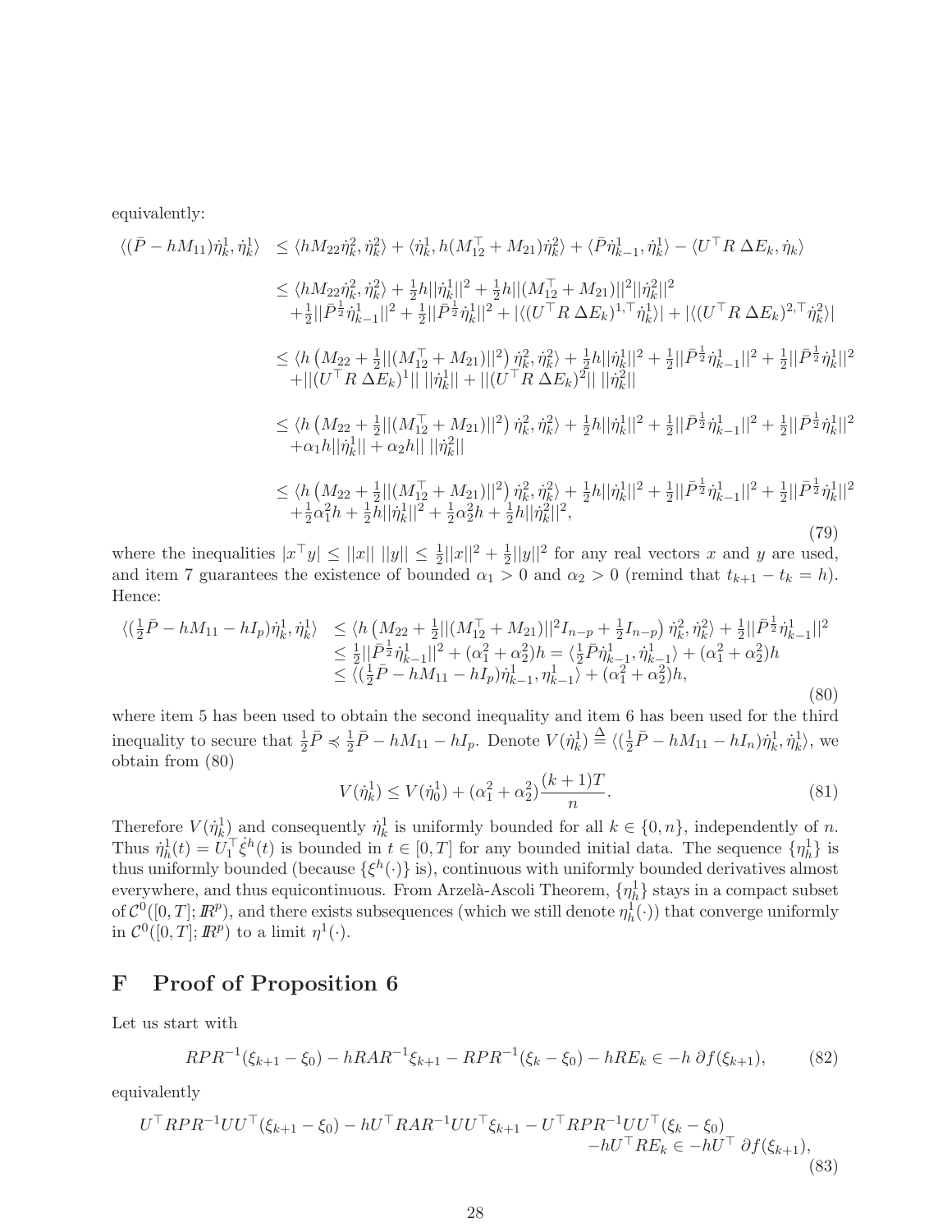equivalently:

$$
\begin{array}{rl}
\langle(\bar{P}-hM_{11})\dot{\eta}^1_k,\dot{\eta}^1_k\rangle & \leq \langle hM_{22}\dot{\eta}^2_k,\dot{\eta}^2_k\rangle + \langle \dot{\eta}^1_k, h(M_{12}^\top+M_{21})\dot{\eta}^2_k\rangle + \langle \bar{P}\dot{\eta}^1_{k-1},\dot{\eta}^1_k\rangle - \langle U^\top R\;\Delta E_k,\dot{\eta}_k\rangle \\
& \leq \langle hM_{22}\dot{\eta}^2_k,\dot{\eta}^2_k\rangle + \frac{1}{2}h||\dot{\eta}^1_k||^2 + \frac{1}{2}h||(M_{12}^\top+M_{21})||^2||\dot{\eta}^2_k||^2 \\
& \quad +\frac{1}{2}||\bar{P}^{\frac{1}{2}}\dot{\eta}^1_{k-1}||^2 + \frac{1}{2}||\bar{P}^{\frac{1}{2}}\dot{\eta}^1_k||^2 + |\langle (U^\top R\;\Delta E_k)^{1,\top}\dot{\eta}^1_k\rangle| + |\langle (U^\top R\;\Delta E_k)^{2,\top}\dot{\eta}^2_k\rangle| \\
& \leq \langle h\left(M_{22}+\frac{1}{2}||(M_{12}^\top+M_{21})||^2\right)\dot{\eta}^2_k,\dot{\eta}^2_k\rangle + \frac{1}{2}h||\dot{\eta}^1_k||^2 + \frac{1}{2}||\bar{P}^{\frac{1}{2}}\dot{\eta}^1_{k-1}||^2 + \frac{1}{2}||\bar{P}^{\frac{1}{2}}\dot{\eta}^1_k||^2 \\
& \quad +||(U^\top R\;\Delta E_k)^1||\;||\dot{\eta}^1_k|| + ||(U^\top R\;\Delta E_k)^2||\;||\dot{\eta}^2_k|| \\
& \leq \langle h\left(M_{22}+\frac{1}{2}||(M_{12}^\top+M_{21})||^2\right)\dot{\eta}^2_k,\dot{\eta}^2_k\rangle + \frac{1}{2}h||\dot{\eta}^1_k||^2 + \frac{1}{2}||\bar{P}^{\frac{1}{2}}\dot{\eta}^1_{k-1}||^2 + \frac{1}{2}||\bar{P}^{\frac{1}{2}}\dot{\eta}^1_k||^2 \\
& \quad +\alpha_1 h||\dot{\eta}^1_k|| + \alpha_2 h||\;||\dot{\eta}^2_k|| \\
& \leq \langle h\left(M_{22}+\frac{1}{2}||(M_{12}^\top+M_{21})||^2\right)\dot{\eta}^2_k,\dot{\eta}^2_k\rangle + \frac{1}{2}h||\dot{\eta}^1_k||^2 + \frac{1}{2}||\bar{P}^{\frac{1}{2}}\dot{\eta}^1_{k-1}||^2 + \frac{1}{2}||\bar{P}^{\frac{1}{2}}\dot{\eta}^1_k||^2 \\
& \quad +\frac{1}{2}\alpha_1^2 h + \frac{1}{2}h||\dot{\eta}^1_k||^2 + \frac{1}{2}\alpha_2^2 h + \frac{1}{2}h||\dot{\eta}^2_k||^2,
\end{array}
\tag{79}
$$

where the inequalities $|x^\top y| \leq ||x||\;||y|| \leq \frac{1}{2}||x||^2 + \frac{1}{2}||y||^2$ for any real vectors $x$ and $y$ are used, and item 7 guarantees the existence of bounded $\alpha_1 > 0$ and $\alpha_2 > 0$ (remind that $t_{k+1} - t_k = h$). Hence:

$$
\begin{array}{rl}
\langle(\frac{1}{2}\bar{P}-hM_{11}-hI_p)\dot{\eta}^1_k,\dot{\eta}^1_k\rangle & \leq \langle h\left(M_{22}+\frac{1}{2}||(M_{12}^\top+M_{21})||^2 I_{n-p}+\frac{1}{2}I_{n-p}\right)\dot{\eta}^2_k,\dot{\eta}^2_k\rangle + \frac{1}{2}||\bar{P}^{\frac{1}{2}}\dot{\eta}^1_{k-1}||^2 \\
& \leq \frac{1}{2}||\bar{P}^{\frac{1}{2}}\dot{\eta}^1_{k-1}||^2 + (\alpha_1^2+\alpha_2^2)h = \langle \frac{1}{2}\bar{P}\dot{\eta}^1_{k-1},\dot{\eta}^1_{k-1}\rangle + (\alpha_1^2+\alpha_2^2)h \\
& \leq \langle(\frac{1}{2}\bar{P}-hM_{11}-hI_p)\dot{\eta}^1_{k-1},\eta^1_{k-1}\rangle + (\alpha_1^2+\alpha_2^2)h,
\end{array}
\tag{80}
$$

where item 5 has been used to obtain the second inequality and item 6 has been used for the third inequality to secure that $\frac{1}{2}\bar{P} \preccurlyeq \frac{1}{2}\bar{P} - hM_{11} - hI_p$. Denote $V(\dot{\eta}^1_k) \stackrel{\Delta}{=} \langle(\frac{1}{2}\bar{P} - hM_{11} - hI_n)\dot{\eta}^1_k,\dot{\eta}^1_k\rangle$, we obtain from (80)

$$
V(\dot{\eta}^1_k) \leq V(\dot{\eta}^1_0) + (\alpha_1^2+\alpha_2^2)\frac{(k+1)T}{n}. \tag{81}
$$

Therefore $V(\dot{\eta}^1_k)$ and consequently $\dot{\eta}^1_k$ is uniformly bounded for all $k \in \{0, n\}$, independently of $n$. Thus $\dot{\eta}^1_h(t) = U_1^\top \dot{\xi}^h(t)$ is bounded in $t \in [0,T]$ for any bounded initial data. The sequence $\{\eta^1_h\}$ is thus uniformly bounded (because $\{\xi^h(\cdot)\}$ is), continuous with uniformly bounded derivatives almost everywhere, and thus equicontinuous. From Arzelà-Ascoli Theorem, $\{\eta^1_h\}$ stays in a compact subset of $\mathcal{C}^0([0,T];\mathbb{R}^p)$, and there exists subsequences (which we still denote $\eta^1_h(\cdot)$) that converge uniformly in $\mathcal{C}^0([0,T];\mathbb{R}^p)$ to a limit $\eta^1(\cdot)$.

# F Proof of Proposition 6

Let us start with

$$
RPR^{-1}(\xi_{k+1}-\xi_0) - hRAR^{-1}\xi_{k+1} - RPR^{-1}(\xi_k-\xi_0) - hRE_k \in -h\;\partial f(\xi_{k+1}), \tag{82}
$$

equivalently

$$
\begin{array}{r}
U^\top RPR^{-1}UU^\top(\xi_{k+1}-\xi_0) - hU^\top RAR^{-1}UU^\top\xi_{k+1} - U^\top RPR^{-1}UU^\top(\xi_k-\xi_0) \\
-hU^\top RE_k \in -hU^\top\;\partial f(\xi_{k+1}),
\end{array}
\tag{83}
$$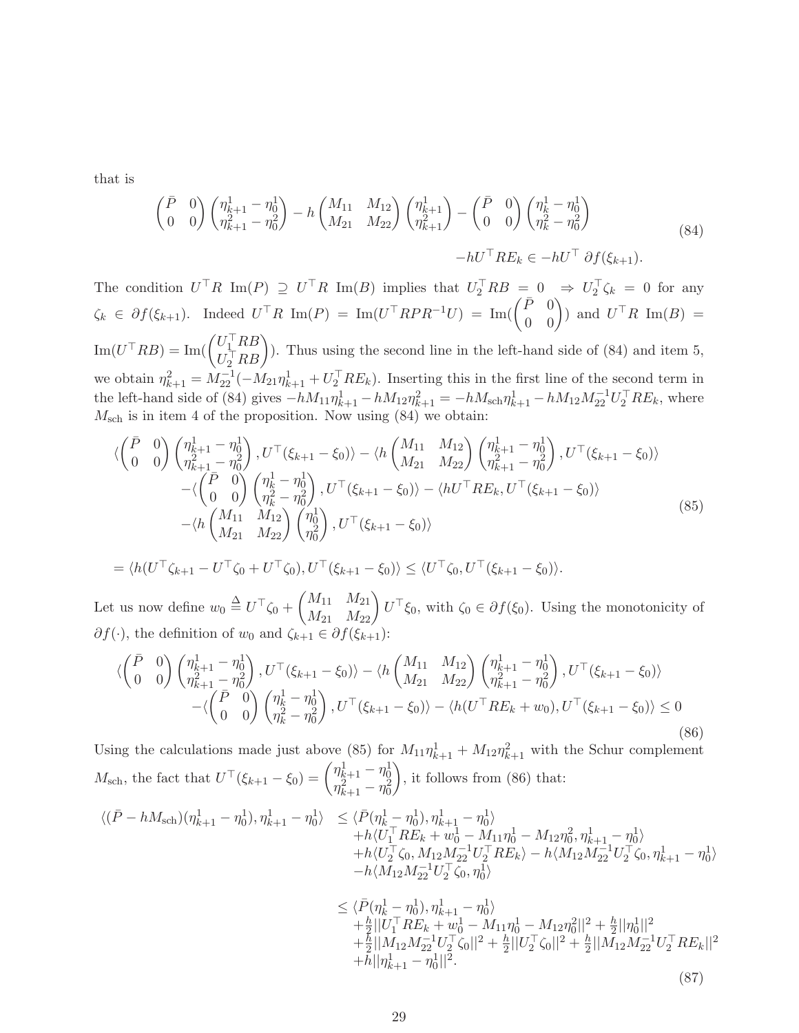that is

$$
\begin{pmatrix} \bar{P} & 0 \\ 0 & 0 \end{pmatrix} \begin{pmatrix} \eta^1_{k+1} - \eta^1_0 \\ \eta^2_{k+1} - \eta^2_0 \end{pmatrix} - h \begin{pmatrix} M_{11} & M_{12} \\ M_{21} & M_{22} \end{pmatrix} \begin{pmatrix} \eta^1_{k+1} \\ \eta^2_{k+1} \end{pmatrix} - \begin{pmatrix} \bar{P} & 0 \\ 0 & 0 \end{pmatrix} \begin{pmatrix} \eta^1_{k} - \eta^1_0 \\ \eta^2_{k} - \eta^2_0 \end{pmatrix}
$$

$$
-hU^\top RE_k \in -hU^\top \, \partial f(\xi_{k+1}). \tag{84}
$$

The condition $U^\top R \ \mathrm{Im}(P) \supseteq U^\top R \ \mathrm{Im}(B)$ implies that $U_2^\top RB = 0 \ \Rightarrow U_2^\top \zeta_k = 0$ for any $\zeta_k \in \partial f(\xi_{k+1})$. Indeed $U^\top R \ \mathrm{Im}(P) = \mathrm{Im}(U^\top RPR^{-1}U) = \mathrm{Im}(\begin{pmatrix} \bar{P} & 0 \\ 0 & 0 \end{pmatrix})$ and $U^\top R \ \mathrm{Im}(B) = \mathrm{Im}(U^\top RB) = \mathrm{Im}(\begin{pmatrix} U_1^\top RB \\ U_2^\top RB \end{pmatrix})$. Thus using the second line in the left-hand side of (84) and item 5, we obtain $\eta^2_{k+1} = M_{22}^{-1}(-M_{21}\eta^1_{k+1} + U_2^\top RE_k)$. Inserting this in the first line of the second term in the left-hand side of (84) gives $-hM_{11}\eta^1_{k+1} - hM_{12}\eta^2_{k+1} = -hM_{\mathrm{sch}}\eta^1_{k+1} - hM_{12}M_{22}^{-1}U_2^\top RE_k$, where $M_{\mathrm{sch}}$ is in item 4 of the proposition. Now using (84) we obtain:

$$
\begin{aligned}
&\langle \begin{pmatrix} \bar{P} & 0 \\ 0 & 0 \end{pmatrix} \begin{pmatrix} \eta^1_{k+1} - \eta^1_0 \\ \eta^2_{k+1} - \eta^2_0 \end{pmatrix}, U^\top(\xi_{k+1} - \xi_0) \rangle - \langle h \begin{pmatrix} M_{11} & M_{12} \\ M_{21} & M_{22} \end{pmatrix} \begin{pmatrix} \eta^1_{k+1} - \eta^1_0 \\ \eta^2_{k+1} - \eta^2_0 \end{pmatrix}, U^\top(\xi_{k+1} - \xi_0) \rangle \\
&\quad - \langle \begin{pmatrix} \bar{P} & 0 \\ 0 & 0 \end{pmatrix} \begin{pmatrix} \eta^1_{k} - \eta^1_0 \\ \eta^2_{k} - \eta^2_0 \end{pmatrix}, U^\top(\xi_{k+1} - \xi_0) \rangle - \langle hU^\top RE_k, U^\top(\xi_{k+1} - \xi_0) \rangle \\
&\quad - \langle h \begin{pmatrix} M_{11} & M_{12} \\ M_{21} & M_{22} \end{pmatrix} \begin{pmatrix} \eta^1_0 \\ \eta^2_0 \end{pmatrix}, U^\top(\xi_{k+1} - \xi_0) \rangle \\
&= \langle h(U^\top \zeta_{k+1} - U^\top \zeta_0 + U^\top \zeta_0), U^\top(\xi_{k+1} - \xi_0) \rangle \leq \langle U^\top \zeta_0, U^\top(\xi_{k+1} - \xi_0) \rangle.
\end{aligned} \tag{85}
$$

Let us now define $w_0 \stackrel{\Delta}{=} U^\top \zeta_0 + \begin{pmatrix} M_{11} & M_{21} \\ M_{21} & M_{22} \end{pmatrix} U^\top \xi_0$, with $\zeta_0 \in \partial f(\xi_0)$. Using the monotonicity of $\partial f(\cdot)$, the definition of $w_0$ and $\zeta_{k+1} \in \partial f(\xi_{k+1})$:

$$
\begin{aligned}
&\langle \begin{pmatrix} \bar{P} & 0 \\ 0 & 0 \end{pmatrix} \begin{pmatrix} \eta^1_{k+1} - \eta^1_0 \\ \eta^2_{k+1} - \eta^2_0 \end{pmatrix}, U^\top(\xi_{k+1} - \xi_0) \rangle - \langle h \begin{pmatrix} M_{11} & M_{12} \\ M_{21} & M_{22} \end{pmatrix} \begin{pmatrix} \eta^1_{k+1} - \eta^1_0 \\ \eta^2_{k+1} - \eta^2_0 \end{pmatrix}, U^\top(\xi_{k+1} - \xi_0) \rangle \\
&\quad - \langle \begin{pmatrix} \bar{P} & 0 \\ 0 & 0 \end{pmatrix} \begin{pmatrix} \eta^1_{k} - \eta^1_0 \\ \eta^2_{k} - \eta^2_0 \end{pmatrix}, U^\top(\xi_{k+1} - \xi_0) \rangle - \langle h(U^\top RE_k + w_0), U^\top(\xi_{k+1} - \xi_0) \rangle \leq 0
\end{aligned} \tag{86}
$$

Using the calculations made just above (85) for $M_{11}\eta^1_{k+1} + M_{12}\eta^2_{k+1}$ with the Schur complement $M_{\mathrm{sch}}$, the fact that $U^\top(\xi_{k+1} - \xi_0) = \begin{pmatrix} \eta^1_{k+1} - \eta^1_0 \\ \eta^2_{k+1} - \eta^2_0 \end{pmatrix}$, it follows from (86) that:

$$
\begin{aligned}
\langle (\bar{P} - hM_{\mathrm{sch}})(\eta^1_{k+1} - \eta^1_0), \eta^1_{k+1} - \eta^1_0 \rangle \ &\leq \langle \bar{P}(\eta^1_k - \eta^1_0), \eta^1_{k+1} - \eta^1_0 \rangle \\
&\quad + h\langle U_1^\top RE_k + w^1_0 - M_{11}\eta^1_0 - M_{12}\eta^2_0, \eta^1_{k+1} - \eta^1_0 \rangle \\
&\quad + h\langle U_2^\top \zeta_0, M_{12}M_{22}^{-1}U_2^\top RE_k \rangle - h\langle M_{12}M_{22}^{-1}U_2^\top \zeta_0, \eta^1_{k+1} - \eta^1_0 \rangle \\
&\quad - h\langle M_{12}M_{22}^{-1}U_2^\top \zeta_0, \eta^1_0 \rangle \\
&\leq \langle \bar{P}(\eta^1_k - \eta^1_0), \eta^1_{k+1} - \eta^1_0 \rangle \\
&\quad + \tfrac{h}{2}||U_1^\top RE_k + w^1_0 - M_{11}\eta^1_0 - M_{12}\eta^2_0||^2 + \tfrac{h}{2}||\eta^1_0||^2 \\
&\quad + \tfrac{h}{2}||M_{12}M_{22}^{-1}U_2^\top \zeta_0||^2 + \tfrac{h}{2}||U_2^\top \zeta_0||^2 + \tfrac{h}{2}||M_{12}M_{22}^{-1}U_2^\top RE_k||^2 \\
&\quad + h||\eta^1_{k+1} - \eta^1_0||^2.
\end{aligned} \tag{87}
$$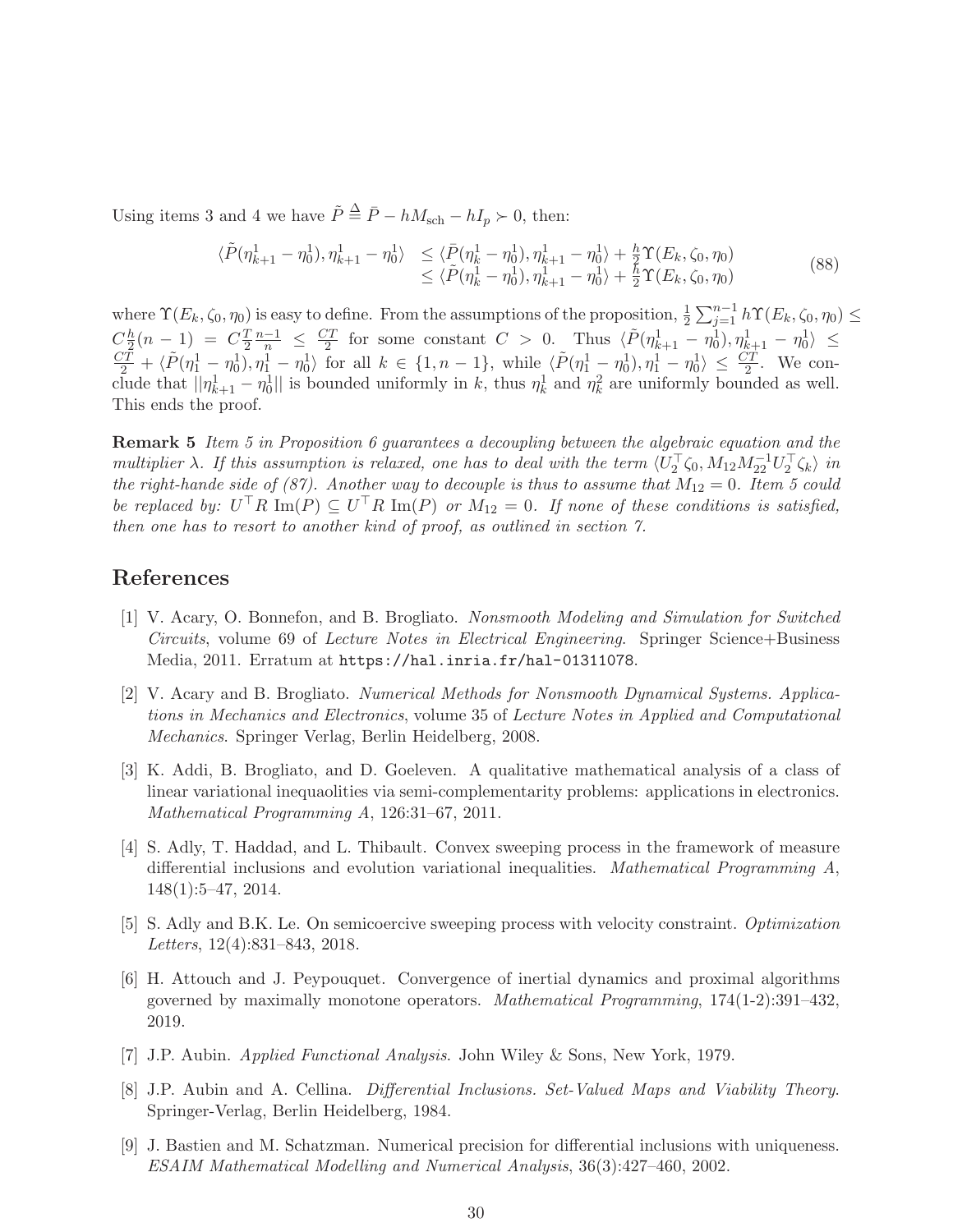Using items 3 and 4 we have $\tilde{P} \triangleq \bar{P} - hM_{\text{sch}} - hI_p \succ 0$, then:

$$
\begin{array}{ll}
\langle \tilde{P}(\eta^1_{k+1} - \eta^1_0), \eta^1_{k+1} - \eta^1_0 \rangle & \leq \langle \bar{P}(\eta^1_k - \eta^1_0), \eta^1_{k+1} - \eta^1_0 \rangle + \frac{h}{2}\Upsilon(E_k, \zeta_0, \eta_0) \\
& \leq \langle \tilde{P}(\eta^1_k - \eta^1_0), \eta^1_{k+1} - \eta^1_0 \rangle + \frac{h}{2}\Upsilon(E_k, \zeta_0, \eta_0)
\end{array}
\tag{88}
$$

where $\Upsilon(E_k, \zeta_0, \eta_0)$ is easy to define. From the assumptions of the proposition, $\frac{1}{2}\sum_{j=1}^{n-1} h\Upsilon(E_k, \zeta_0, \eta_0) \leq C\frac{h}{2}(n-1) = C\frac{T}{2}\frac{n-1}{n} \leq \frac{CT}{2}$ for some constant $C > 0$. Thus $\langle \tilde{P}(\eta^1_{k+1} - \eta^1_0), \eta^1_{k+1} - \eta^1_0 \rangle \leq \frac{CT}{2} + \langle \tilde{P}(\eta^1_1 - \eta^1_0), \eta^1_1 - \eta^1_0 \rangle$ for all $k \in \{1, n-1\}$, while $\langle \tilde{P}(\eta^1_1 - \eta^1_0), \eta^1_1 - \eta^1_0 \rangle \leq \frac{CT}{2}$. We conclude that $||\eta^1_{k+1} - \eta^1_0||$ is bounded uniformly in $k$, thus $\eta^1_k$ and $\eta^2_k$ are uniformly bounded as well. This ends the proof.

**Remark 5** *Item 5 in Proposition 6 guarantees a decoupling between the algebraic equation and the multiplier $\lambda$. If this assumption is relaxed, one has to deal with the term $\langle U_2^\top \zeta_0, M_{12}M_{22}^{-1}U_2^\top \zeta_k \rangle$ in the right-hande side of (87). Another way to decouple is thus to assume that $M_{12} = 0$. Item 5 could be replaced by: $U^\top R\ \mathrm{Im}(P) \subseteq U^\top R\ \mathrm{Im}(P)$ or $M_{12} = 0$. If none of these conditions is satisfied, then one has to resort to another kind of proof, as outlined in section 7.*

# References

[1] V. Acary, O. Bonnefon, and B. Brogliato. *Nonsmooth Modeling and Simulation for Switched Circuits*, volume 69 of *Lecture Notes in Electrical Engineering*. Springer Science+Business Media, 2011. Erratum at `https://hal.inria.fr/hal-01311078`.

[2] V. Acary and B. Brogliato. *Numerical Methods for Nonsmooth Dynamical Systems. Applications in Mechanics and Electronics*, volume 35 of *Lecture Notes in Applied and Computational Mechanics*. Springer Verlag, Berlin Heidelberg, 2008.

[3] K. Addi, B. Brogliato, and D. Goeleven. A qualitative mathematical analysis of a class of linear variational inequaolities via semi-complementarity problems: applications in electronics. *Mathematical Programming A*, 126:31–67, 2011.

[4] S. Adly, T. Haddad, and L. Thibault. Convex sweeping process in the framework of measure differential inclusions and evolution variational inequalities. *Mathematical Programming A*, 148(1):5–47, 2014.

[5] S. Adly and B.K. Le. On semicoercive sweeping process with velocity constraint. *Optimization Letters*, 12(4):831–843, 2018.

[6] H. Attouch and J. Peypouquet. Convergence of inertial dynamics and proximal algorithms governed by maximally monotone operators. *Mathematical Programming*, 174(1-2):391–432, 2019.

[7] J.P. Aubin. *Applied Functional Analysis*. John Wiley & Sons, New York, 1979.

[8] J.P. Aubin and A. Cellina. *Differential Inclusions. Set-Valued Maps and Viability Theory*. Springer-Verlag, Berlin Heidelberg, 1984.

[9] J. Bastien and M. Schatzman. Numerical precision for differential inclusions with uniqueness. *ESAIM Mathematical Modelling and Numerical Analysis*, 36(3):427–460, 2002.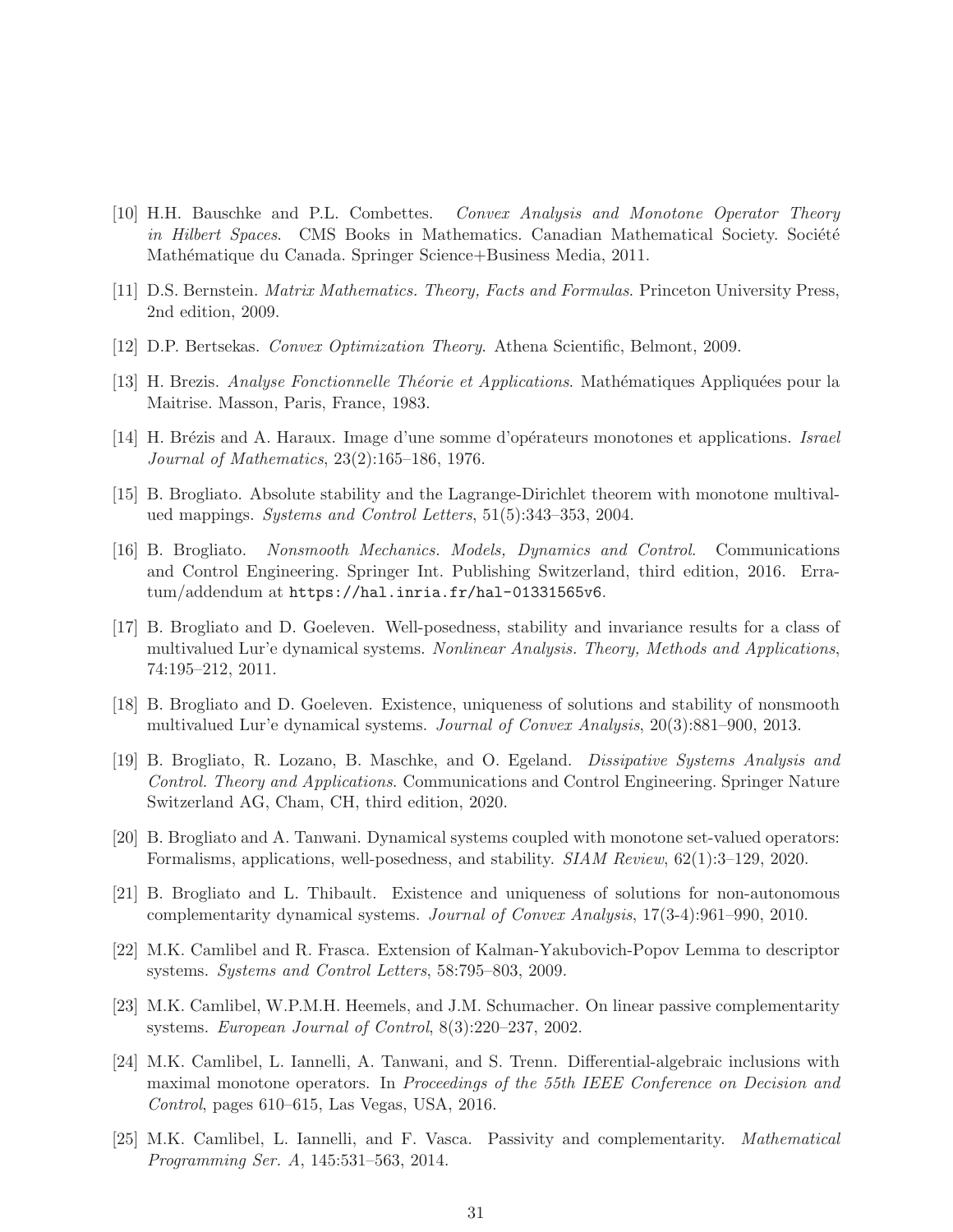[10] H.H. Bauschke and P.L. Combettes. *Convex Analysis and Monotone Operator Theory in Hilbert Spaces*. CMS Books in Mathematics. Canadian Mathematical Society. Société Mathématique du Canada. Springer Science+Business Media, 2011.

[11] D.S. Bernstein. *Matrix Mathematics. Theory, Facts and Formulas*. Princeton University Press, 2nd edition, 2009.

[12] D.P. Bertsekas. *Convex Optimization Theory*. Athena Scientific, Belmont, 2009.

[13] H. Brezis. *Analyse Fonctionnelle Théorie et Applications*. Mathématiques Appliquées pour la Maitrise. Masson, Paris, France, 1983.

[14] H. Brézis and A. Haraux. Image d'une somme d'opérateurs monotones et applications. *Israel Journal of Mathematics*, 23(2):165–186, 1976.

[15] B. Brogliato. Absolute stability and the Lagrange-Dirichlet theorem with monotone multivalued mappings. *Systems and Control Letters*, 51(5):343–353, 2004.

[16] B. Brogliato. *Nonsmooth Mechanics. Models, Dynamics and Control*. Communications and Control Engineering. Springer Int. Publishing Switzerland, third edition, 2016. Erratum/addendum at https://hal.inria.fr/hal-01331565v6.

[17] B. Brogliato and D. Goeleven. Well-posedness, stability and invariance results for a class of multivalued Lur'e dynamical systems. *Nonlinear Analysis. Theory, Methods and Applications*, 74:195–212, 2011.

[18] B. Brogliato and D. Goeleven. Existence, uniqueness of solutions and stability of nonsmooth multivalued Lur'e dynamical systems. *Journal of Convex Analysis*, 20(3):881–900, 2013.

[19] B. Brogliato, R. Lozano, B. Maschke, and O. Egeland. *Dissipative Systems Analysis and Control. Theory and Applications*. Communications and Control Engineering. Springer Nature Switzerland AG, Cham, CH, third edition, 2020.

[20] B. Brogliato and A. Tanwani. Dynamical systems coupled with monotone set-valued operators: Formalisms, applications, well-posedness, and stability. *SIAM Review*, 62(1):3–129, 2020.

[21] B. Brogliato and L. Thibault. Existence and uniqueness of solutions for non-autonomous complementarity dynamical systems. *Journal of Convex Analysis*, 17(3-4):961–990, 2010.

[22] M.K. Camlibel and R. Frasca. Extension of Kalman-Yakubovich-Popov Lemma to descriptor systems. *Systems and Control Letters*, 58:795–803, 2009.

[23] M.K. Camlibel, W.P.M.H. Heemels, and J.M. Schumacher. On linear passive complementarity systems. *European Journal of Control*, 8(3):220–237, 2002.

[24] M.K. Camlibel, L. Iannelli, A. Tanwani, and S. Trenn. Differential-algebraic inclusions with maximal monotone operators. In *Proceedings of the 55th IEEE Conference on Decision and Control*, pages 610–615, Las Vegas, USA, 2016.

[25] M.K. Camlibel, L. Iannelli, and F. Vasca. Passivity and complementarity. *Mathematical Programming Ser. A*, 145:531–563, 2014.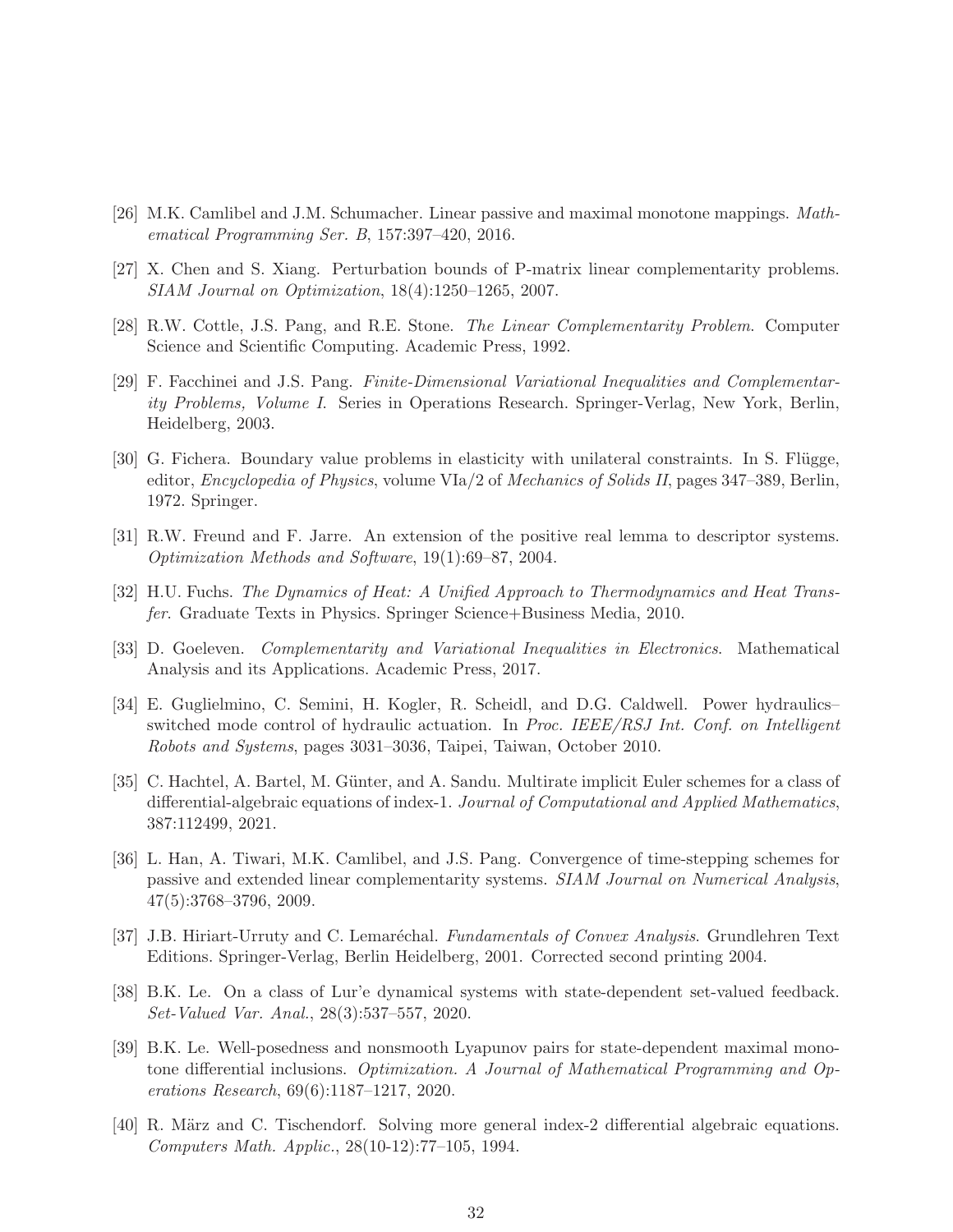[26] M.K. Camlibel and J.M. Schumacher. Linear passive and maximal monotone mappings. *Mathematical Programming Ser. B*, 157:397–420, 2016.

[27] X. Chen and S. Xiang. Perturbation bounds of P-matrix linear complementarity problems. *SIAM Journal on Optimization*, 18(4):1250–1265, 2007.

[28] R.W. Cottle, J.S. Pang, and R.E. Stone. *The Linear Complementarity Problem*. Computer Science and Scientific Computing. Academic Press, 1992.

[29] F. Facchinei and J.S. Pang. *Finite-Dimensional Variational Inequalities and Complementarity Problems, Volume I*. Series in Operations Research. Springer-Verlag, New York, Berlin, Heidelberg, 2003.

[30] G. Fichera. Boundary value problems in elasticity with unilateral constraints. In S. Flügge, editor, *Encyclopedia of Physics*, volume VIa/2 of *Mechanics of Solids II*, pages 347–389, Berlin, 1972. Springer.

[31] R.W. Freund and F. Jarre. An extension of the positive real lemma to descriptor systems. *Optimization Methods and Software*, 19(1):69–87, 2004.

[32] H.U. Fuchs. *The Dynamics of Heat: A Unified Approach to Thermodynamics and Heat Transfer*. Graduate Texts in Physics. Springer Science+Business Media, 2010.

[33] D. Goeleven. *Complementarity and Variational Inequalities in Electronics*. Mathematical Analysis and its Applications. Academic Press, 2017.

[34] E. Guglielmino, C. Semini, H. Kogler, R. Scheidl, and D.G. Caldwell. Power hydraulics–switched mode control of hydraulic actuation. In *Proc. IEEE/RSJ Int. Conf. on Intelligent Robots and Systems*, pages 3031–3036, Taipei, Taiwan, October 2010.

[35] C. Hachtel, A. Bartel, M. Günter, and A. Sandu. Multirate implicit Euler schemes for a class of differential-algebraic equations of index-1. *Journal of Computational and Applied Mathematics*, 387:112499, 2021.

[36] L. Han, A. Tiwari, M.K. Camlibel, and J.S. Pang. Convergence of time-stepping schemes for passive and extended linear complementarity systems. *SIAM Journal on Numerical Analysis*, 47(5):3768–3796, 2009.

[37] J.B. Hiriart-Urruty and C. Lemaréchal. *Fundamentals of Convex Analysis*. Grundlehren Text Editions. Springer-Verlag, Berlin Heidelberg, 2001. Corrected second printing 2004.

[38] B.K. Le. On a class of Lur'e dynamical systems with state-dependent set-valued feedback. *Set-Valued Var. Anal.*, 28(3):537–557, 2020.

[39] B.K. Le. Well-posedness and nonsmooth Lyapunov pairs for state-dependent maximal monotone differential inclusions. *Optimization. A Journal of Mathematical Programming and Operations Research*, 69(6):1187–1217, 2020.

[40] R. März and C. Tischendorf. Solving more general index-2 differential algebraic equations. *Computers Math. Applic.*, 28(10-12):77–105, 1994.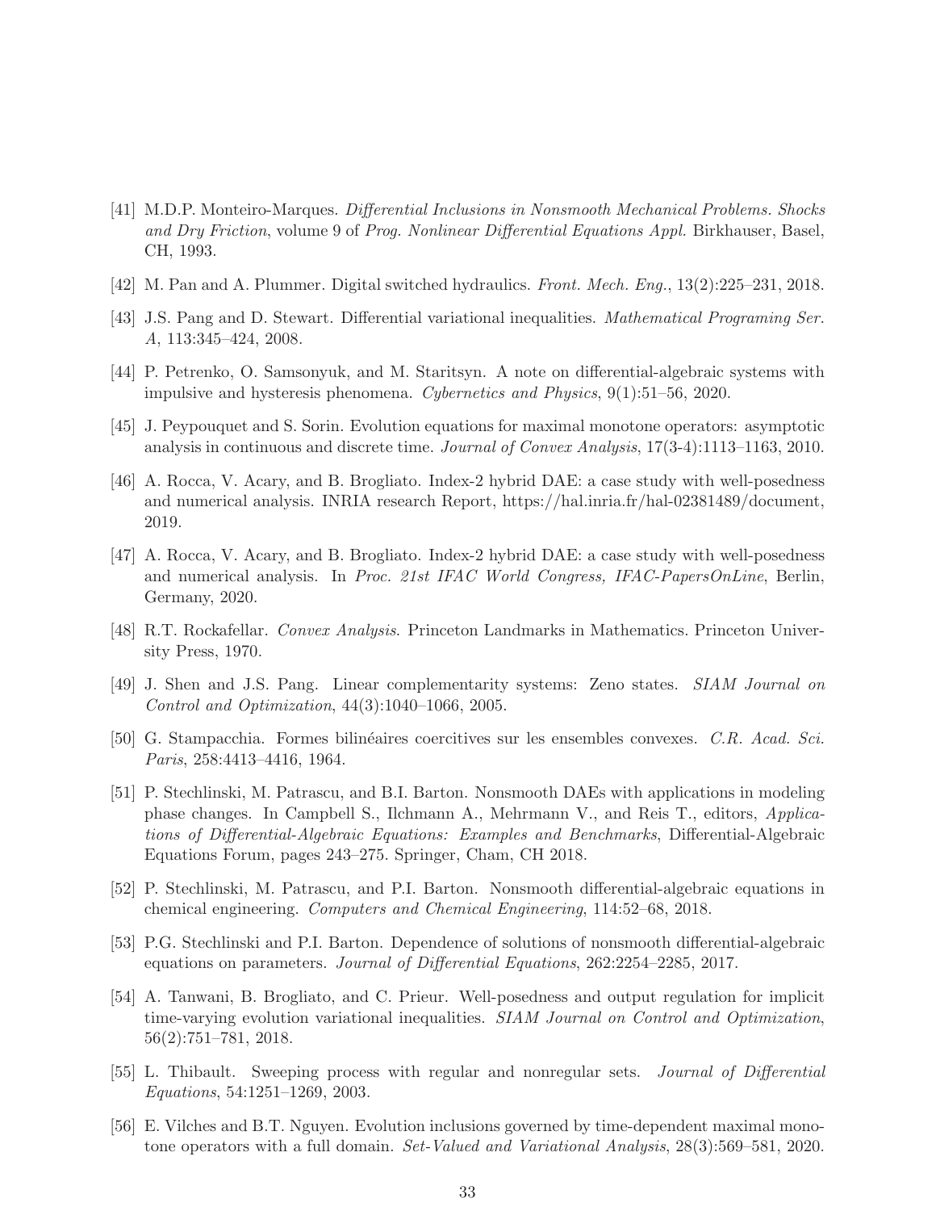[41] M.D.P. Monteiro-Marques. *Differential Inclusions in Nonsmooth Mechanical Problems. Shocks and Dry Friction*, volume 9 of *Prog. Nonlinear Differential Equations Appl.* Birkhauser, Basel, CH, 1993.

[42] M. Pan and A. Plummer. Digital switched hydraulics. *Front. Mech. Eng.*, 13(2):225–231, 2018.

[43] J.S. Pang and D. Stewart. Differential variational inequalities. *Mathematical Programing Ser. A*, 113:345–424, 2008.

[44] P. Petrenko, O. Samsonyuk, and M. Staritsyn. A note on differential-algebraic systems with impulsive and hysteresis phenomena. *Cybernetics and Physics*, 9(1):51–56, 2020.

[45] J. Peypouquet and S. Sorin. Evolution equations for maximal monotone operators: asymptotic analysis in continuous and discrete time. *Journal of Convex Analysis*, 17(3-4):1113–1163, 2010.

[46] A. Rocca, V. Acary, and B. Brogliato. Index-2 hybrid DAE: a case study with well-posedness and numerical analysis. INRIA research Report, https://hal.inria.fr/hal-02381489/document, 2019.

[47] A. Rocca, V. Acary, and B. Brogliato. Index-2 hybrid DAE: a case study with well-posedness and numerical analysis. In *Proc. 21st IFAC World Congress, IFAC-PapersOnLine*, Berlin, Germany, 2020.

[48] R.T. Rockafellar. *Convex Analysis*. Princeton Landmarks in Mathematics. Princeton University Press, 1970.

[49] J. Shen and J.S. Pang. Linear complementarity systems: Zeno states. *SIAM Journal on Control and Optimization*, 44(3):1040–1066, 2005.

[50] G. Stampacchia. Formes bilinéaires coercitives sur les ensembles convexes. *C.R. Acad. Sci. Paris*, 258:4413–4416, 1964.

[51] P. Stechlinski, M. Patrascu, and B.I. Barton. Nonsmooth DAEs with applications in modeling phase changes. In Campbell S., Ilchmann A., Mehrmann V., and Reis T., editors, *Applications of Differential-Algebraic Equations: Examples and Benchmarks*, Differential-Algebraic Equations Forum, pages 243–275. Springer, Cham, CH 2018.

[52] P. Stechlinski, M. Patrascu, and P.I. Barton. Nonsmooth differential-algebraic equations in chemical engineering. *Computers and Chemical Engineering*, 114:52–68, 2018.

[53] P.G. Stechlinski and P.I. Barton. Dependence of solutions of nonsmooth differential-algebraic equations on parameters. *Journal of Differential Equations*, 262:2254–2285, 2017.

[54] A. Tanwani, B. Brogliato, and C. Prieur. Well-posedness and output regulation for implicit time-varying evolution variational inequalities. *SIAM Journal on Control and Optimization*, 56(2):751–781, 2018.

[55] L. Thibault. Sweeping process with regular and nonregular sets. *Journal of Differential Equations*, 54:1251–1269, 2003.

[56] E. Vilches and B.T. Nguyen. Evolution inclusions governed by time-dependent maximal monotone operators with a full domain. *Set-Valued and Variational Analysis*, 28(3):569–581, 2020.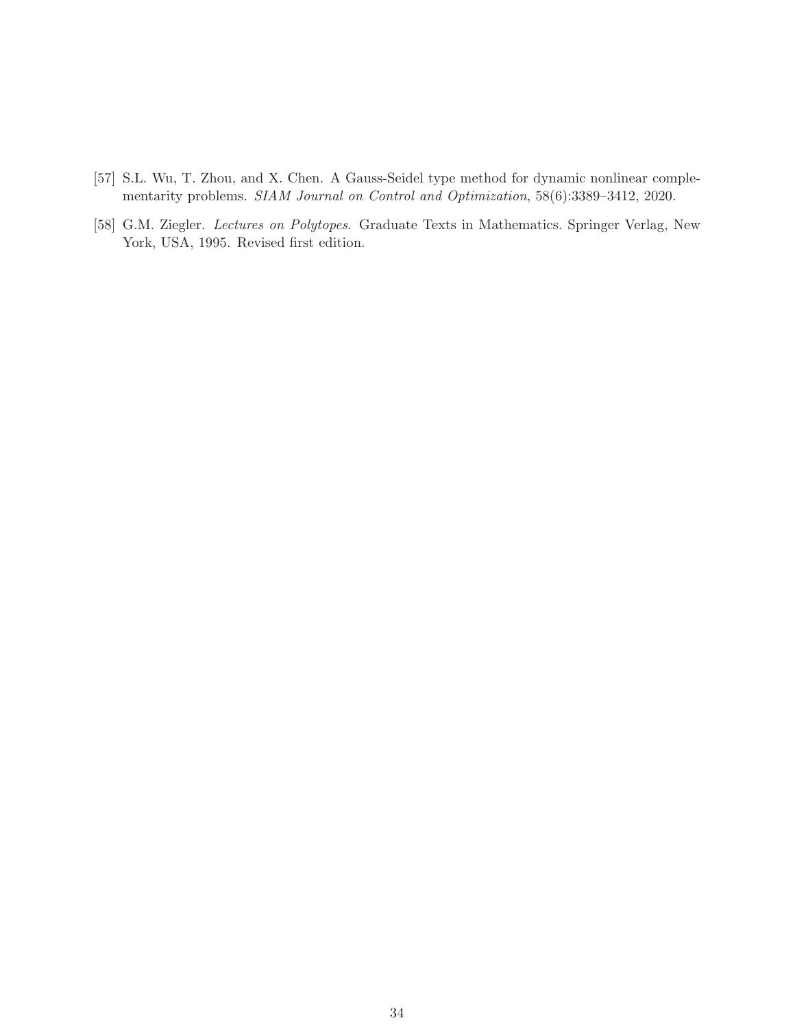[57] S.L. Wu, T. Zhou, and X. Chen. A Gauss-Seidel type method for dynamic nonlinear complementarity problems. *SIAM Journal on Control and Optimization*, 58(6):3389–3412, 2020.

[58] G.M. Ziegler. *Lectures on Polytopes*. Graduate Texts in Mathematics. Springer Verlag, New York, USA, 1995. Revised first edition.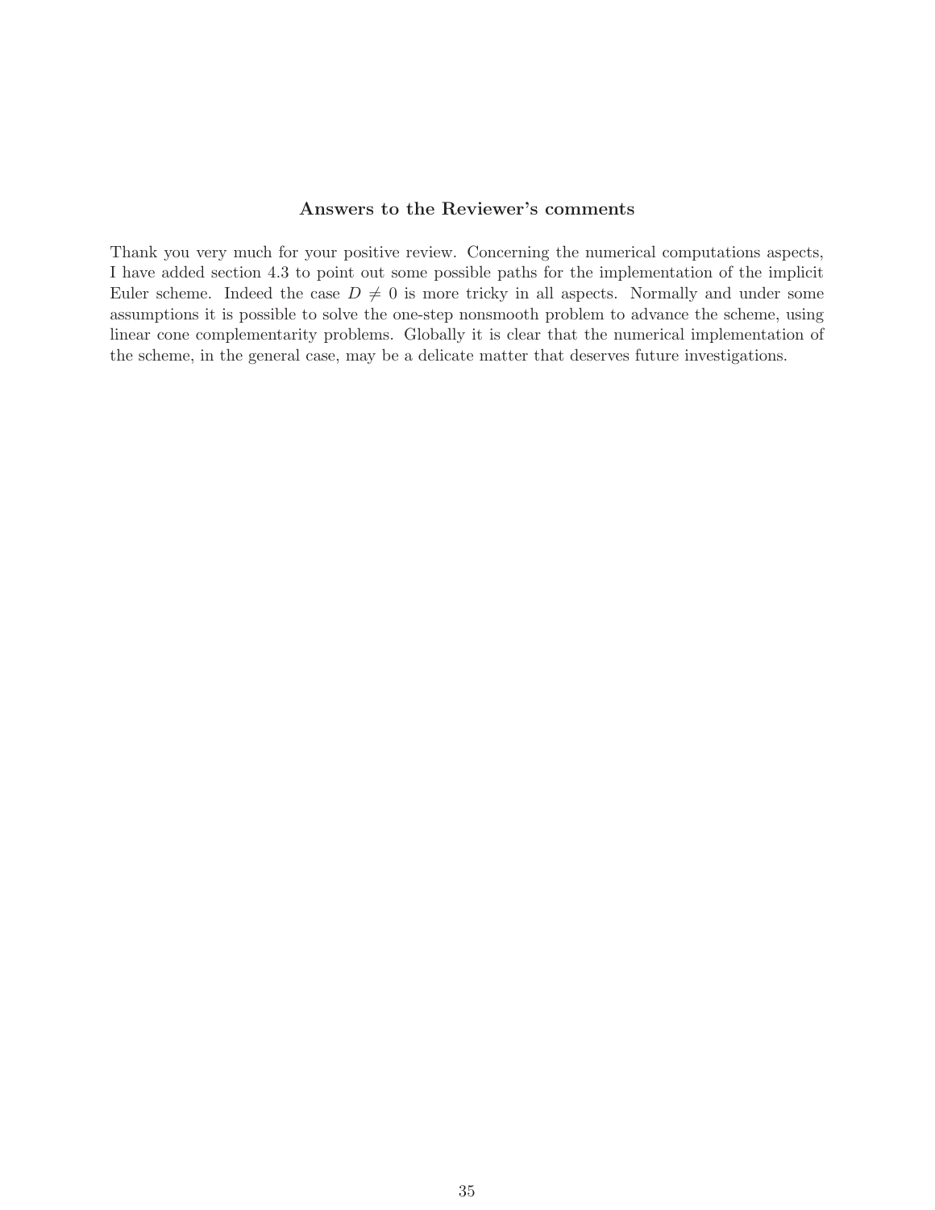## Answers to the Reviewer's comments

Thank you very much for your positive review. Concerning the numerical computations aspects, I have added section 4.3 to point out some possible paths for the implementation of the implicit Euler scheme. Indeed the case $D \neq 0$ is more tricky in all aspects. Normally and under some assumptions it is possible to solve the one-step nonsmooth problem to advance the scheme, using linear cone complementarity problems. Globally it is clear that the numerical implementation of the scheme, in the general case, may be a delicate matter that deserves future investigations.